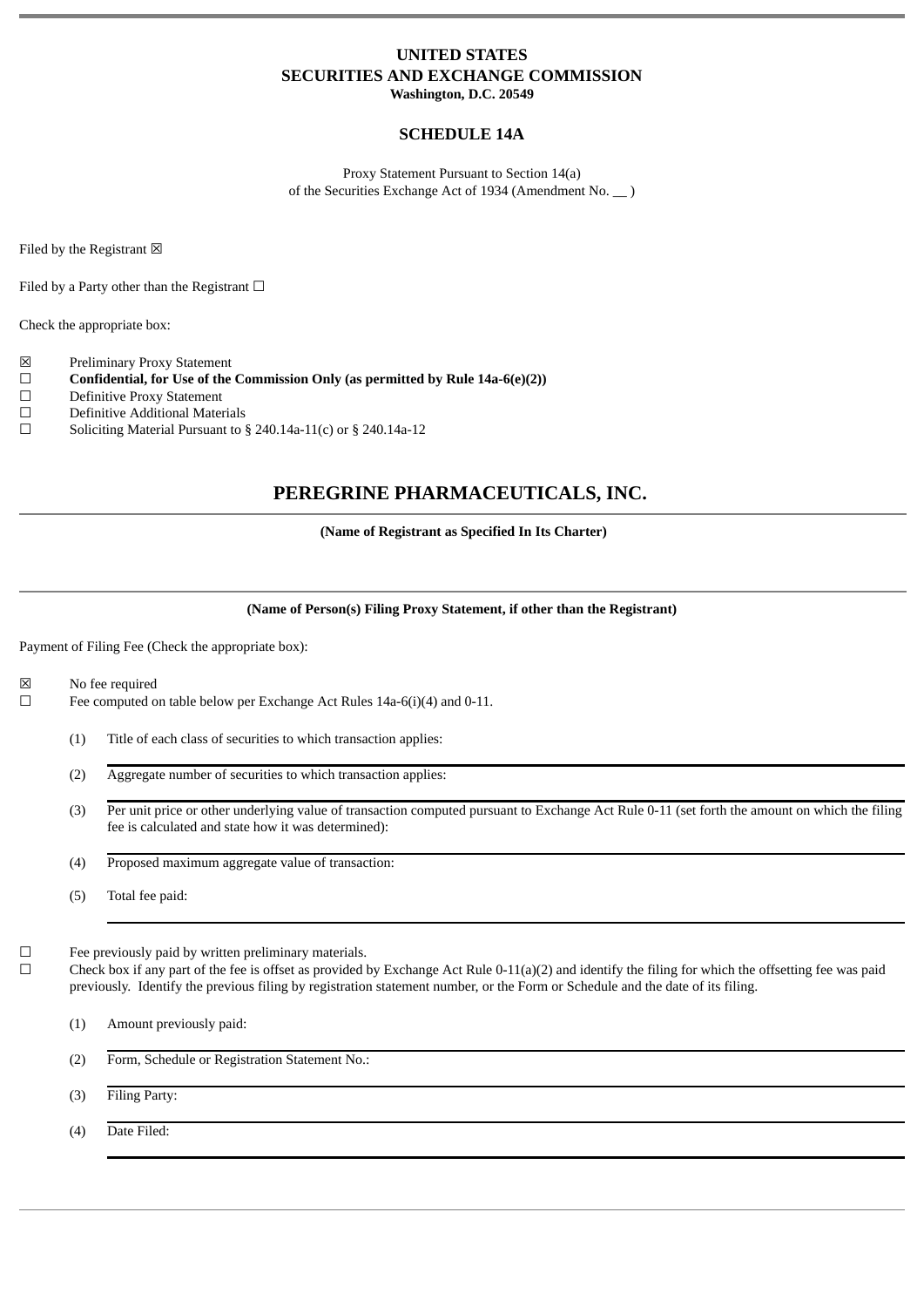**UNITED STATES**
**SECURITIES AND EXCHANGE COMMISSION**
**Washington, D.C. 20549**

**SCHEDULE 14A**

Proxy Statement Pursuant to Section 14(a)
of the Securities Exchange Act of 1934 (Amendment No. __ )

Filed by the Registrant ☒

Filed by a Party other than the Registrant ☐

Check the appropriate box:

☒ Preliminary Proxy Statement
☐ **Confidential, for Use of the Commission Only (as permitted by Rule 14a-6(e)(2))**
☐ Definitive Proxy Statement
☐ Definitive Additional Materials
☐ Soliciting Material Pursuant to § 240.14a-11(c) or § 240.14a-12

# PEREGRINE PHARMACEUTICALS, INC.

**(Name of Registrant as Specified In Its Charter)**

**(Name of Person(s) Filing Proxy Statement, if other than the Registrant)**

Payment of Filing Fee (Check the appropriate box):

☒ No fee required
☐ Fee computed on table below per Exchange Act Rules 14a-6(i)(4) and 0-11.

(1) Title of each class of securities to which transaction applies:

(2) Aggregate number of securities to which transaction applies:

(3) Per unit price or other underlying value of transaction computed pursuant to Exchange Act Rule 0-11 (set forth the amount on which the filing fee is calculated and state how it was determined):

(4) Proposed maximum aggregate value of transaction:

(5) Total fee paid:

☐ Fee previously paid by written preliminary materials.
☐ Check box if any part of the fee is offset as provided by Exchange Act Rule 0-11(a)(2) and identify the filing for which the offsetting fee was paid previously. Identify the previous filing by registration statement number, or the Form or Schedule and the date of its filing.

(1) Amount previously paid:

(2) Form, Schedule or Registration Statement No.:

(3) Filing Party:

(4) Date Filed: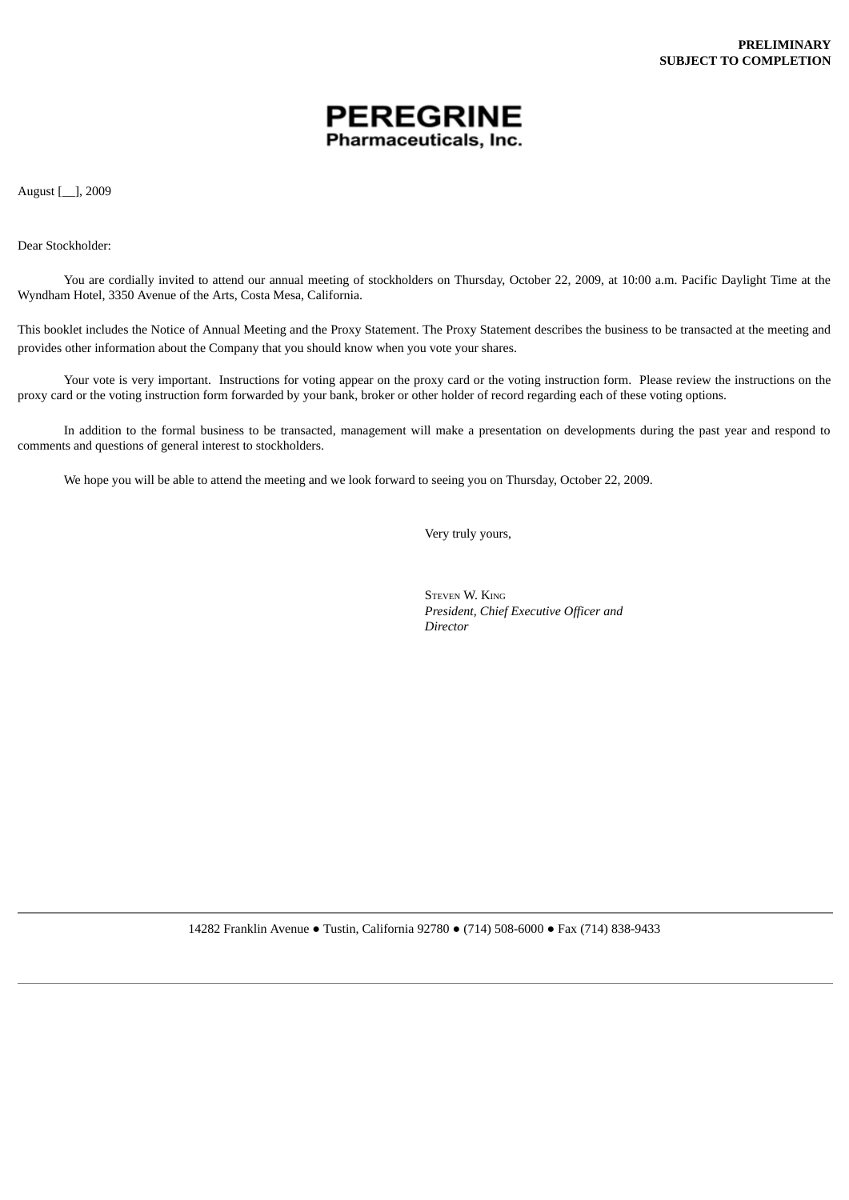**PRELIMINARY**
**SUBJECT TO COMPLETION**

**PEREGRINE**
**Pharmaceuticals, Inc.**

August [__], 2009

Dear Stockholder:

You are cordially invited to attend our annual meeting of stockholders on Thursday, October 22, 2009, at 10:00 a.m. Pacific Daylight Time at the Wyndham Hotel, 3350 Avenue of the Arts, Costa Mesa, California.

This booklet includes the Notice of Annual Meeting and the Proxy Statement. The Proxy Statement describes the business to be transacted at the meeting and provides other information about the Company that you should know when you vote your shares.

Your vote is very important. Instructions for voting appear on the proxy card or the voting instruction form. Please review the instructions on the proxy card or the voting instruction form forwarded by your bank, broker or other holder of record regarding each of these voting options.

In addition to the formal business to be transacted, management will make a presentation on developments during the past year and respond to comments and questions of general interest to stockholders.

We hope you will be able to attend the meeting and we look forward to seeing you on Thursday, October 22, 2009.

Very truly yours,

STEVEN W. KING
*President, Chief Executive Officer and Director*

14282 Franklin Avenue ● Tustin, California 92780 ● (714) 508-6000 ● Fax (714) 838-9433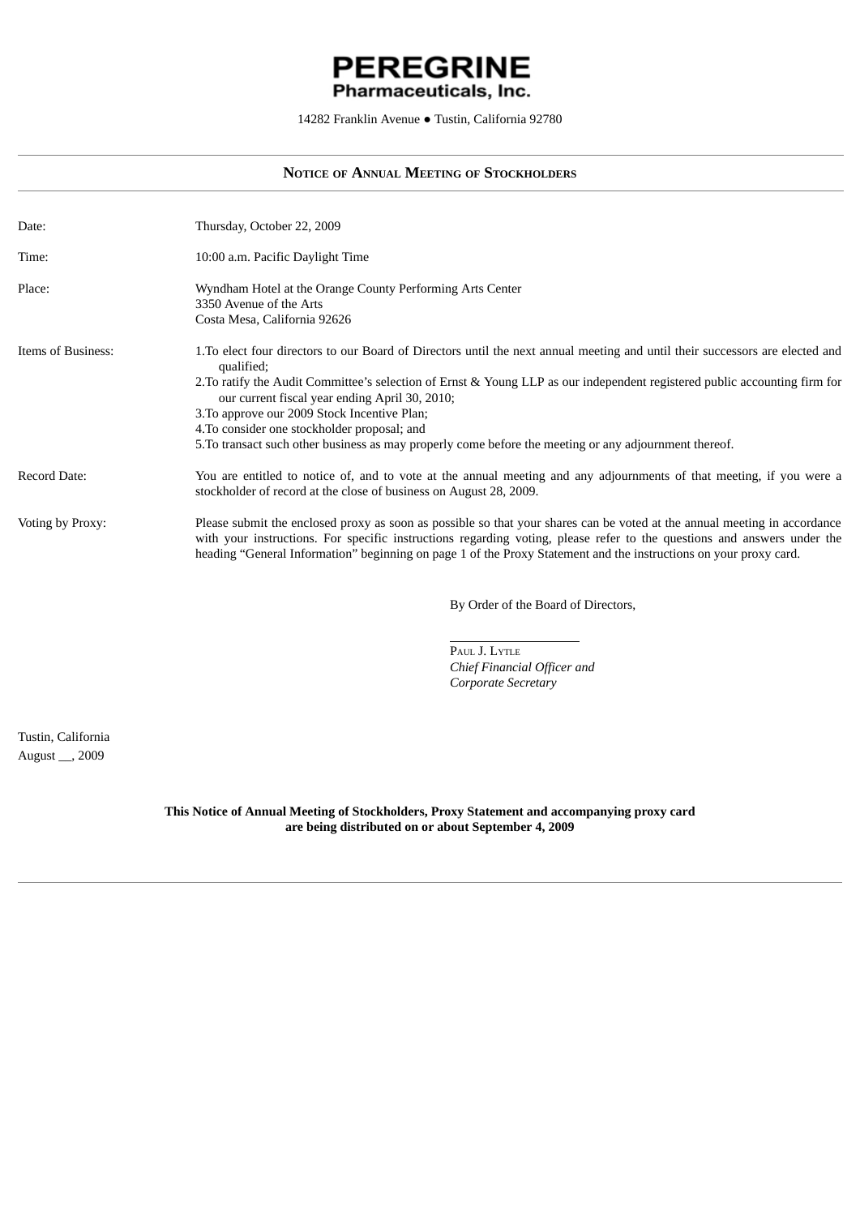# PEREGRINE
## Pharmaceuticals, Inc.

14282 Franklin Avenue ● Tustin, California 92780

---

**NOTICE OF ANNUAL MEETING OF STOCKHOLDERS**

---

| | |
|---|---|
| Date: | Thursday, October 22, 2009 |
| Time: | 10:00 a.m. Pacific Daylight Time |
| Place: | Wyndham Hotel at the Orange County Performing Arts Center<br>3350 Avenue of the Arts<br>Costa Mesa, California 92626 |
| Items of Business: | 1. To elect four directors to our Board of Directors until the next annual meeting and until their successors are elected and qualified;<br>2. To ratify the Audit Committee's selection of Ernst & Young LLP as our independent registered public accounting firm for our current fiscal year ending April 30, 2010;<br>3. To approve our 2009 Stock Incentive Plan;<br>4. To consider one stockholder proposal; and<br>5. To transact such other business as may properly come before the meeting or any adjournment thereof. |
| Record Date: | You are entitled to notice of, and to vote at the annual meeting and any adjournments of that meeting, if you were a stockholder of record at the close of business on August 28, 2009. |
| Voting by Proxy: | Please submit the enclosed proxy as soon as possible so that your shares can be voted at the annual meeting in accordance with your instructions. For specific instructions regarding voting, please refer to the questions and answers under the heading "General Information" beginning on page 1 of the Proxy Statement and the instructions on your proxy card. |

By Order of the Board of Directors,

PAUL J. LYTLE
*Chief Financial Officer and*
*Corporate Secretary*

Tustin, California
August __, 2009

**This Notice of Annual Meeting of Stockholders, Proxy Statement and accompanying proxy card are being distributed on or about September 4, 2009**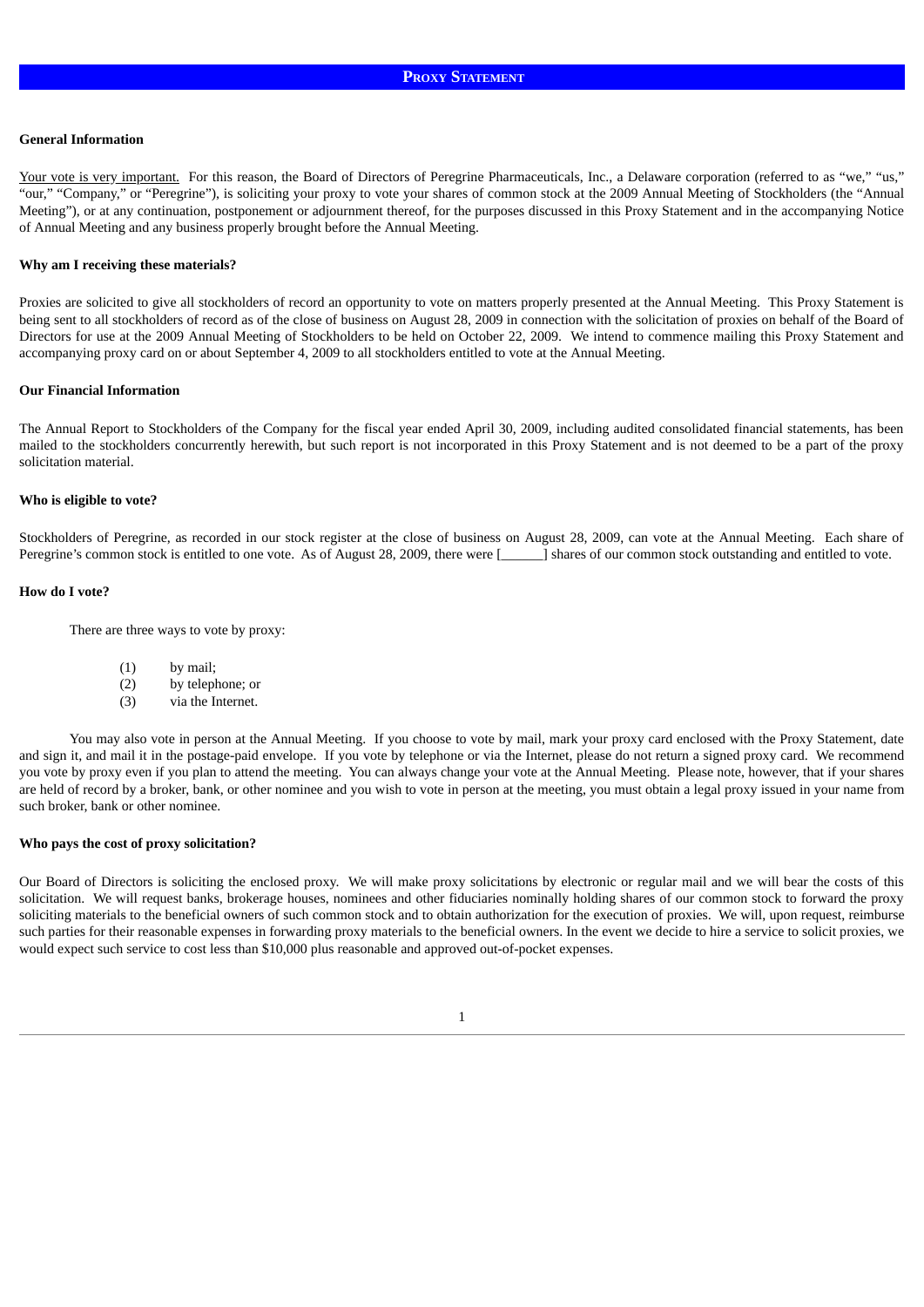# PROXY STATEMENT

### General Information

Your vote is very important. For this reason, the Board of Directors of Peregrine Pharmaceuticals, Inc., a Delaware corporation (referred to as "we," "us," "our," "Company," or "Peregrine"), is soliciting your proxy to vote your shares of common stock at the 2009 Annual Meeting of Stockholders (the "Annual Meeting"), or at any continuation, postponement or adjournment thereof, for the purposes discussed in this Proxy Statement and in the accompanying Notice of Annual Meeting and any business properly brought before the Annual Meeting.

### Why am I receiving these materials?

Proxies are solicited to give all stockholders of record an opportunity to vote on matters properly presented at the Annual Meeting. This Proxy Statement is being sent to all stockholders of record as of the close of business on August 28, 2009 in connection with the solicitation of proxies on behalf of the Board of Directors for use at the 2009 Annual Meeting of Stockholders to be held on October 22, 2009. We intend to commence mailing this Proxy Statement and accompanying proxy card on or about September 4, 2009 to all stockholders entitled to vote at the Annual Meeting.

### Our Financial Information

The Annual Report to Stockholders of the Company for the fiscal year ended April 30, 2009, including audited consolidated financial statements, has been mailed to the stockholders concurrently herewith, but such report is not incorporated in this Proxy Statement and is not deemed to be a part of the proxy solicitation material.

### Who is eligible to vote?

Stockholders of Peregrine, as recorded in our stock register at the close of business on August 28, 2009, can vote at the Annual Meeting. Each share of Peregrine's common stock is entitled to one vote. As of August 28, 2009, there were [______] shares of our common stock outstanding and entitled to vote.

### How do I vote?

There are three ways to vote by proxy:

(1) by mail;
(2) by telephone; or
(3) via the Internet.

You may also vote in person at the Annual Meeting. If you choose to vote by mail, mark your proxy card enclosed with the Proxy Statement, date and sign it, and mail it in the postage-paid envelope. If you vote by telephone or via the Internet, please do not return a signed proxy card. We recommend you vote by proxy even if you plan to attend the meeting. You can always change your vote at the Annual Meeting. Please note, however, that if your shares are held of record by a broker, bank, or other nominee and you wish to vote in person at the meeting, you must obtain a legal proxy issued in your name from such broker, bank or other nominee.

### Who pays the cost of proxy solicitation?

Our Board of Directors is soliciting the enclosed proxy. We will make proxy solicitations by electronic or regular mail and we will bear the costs of this solicitation. We will request banks, brokerage houses, nominees and other fiduciaries nominally holding shares of our common stock to forward the proxy soliciting materials to the beneficial owners of such common stock and to obtain authorization for the execution of proxies. We will, upon request, reimburse such parties for their reasonable expenses in forwarding proxy materials to the beneficial owners. In the event we decide to hire a service to solicit proxies, we would expect such service to cost less than $10,000 plus reasonable and approved out-of-pocket expenses.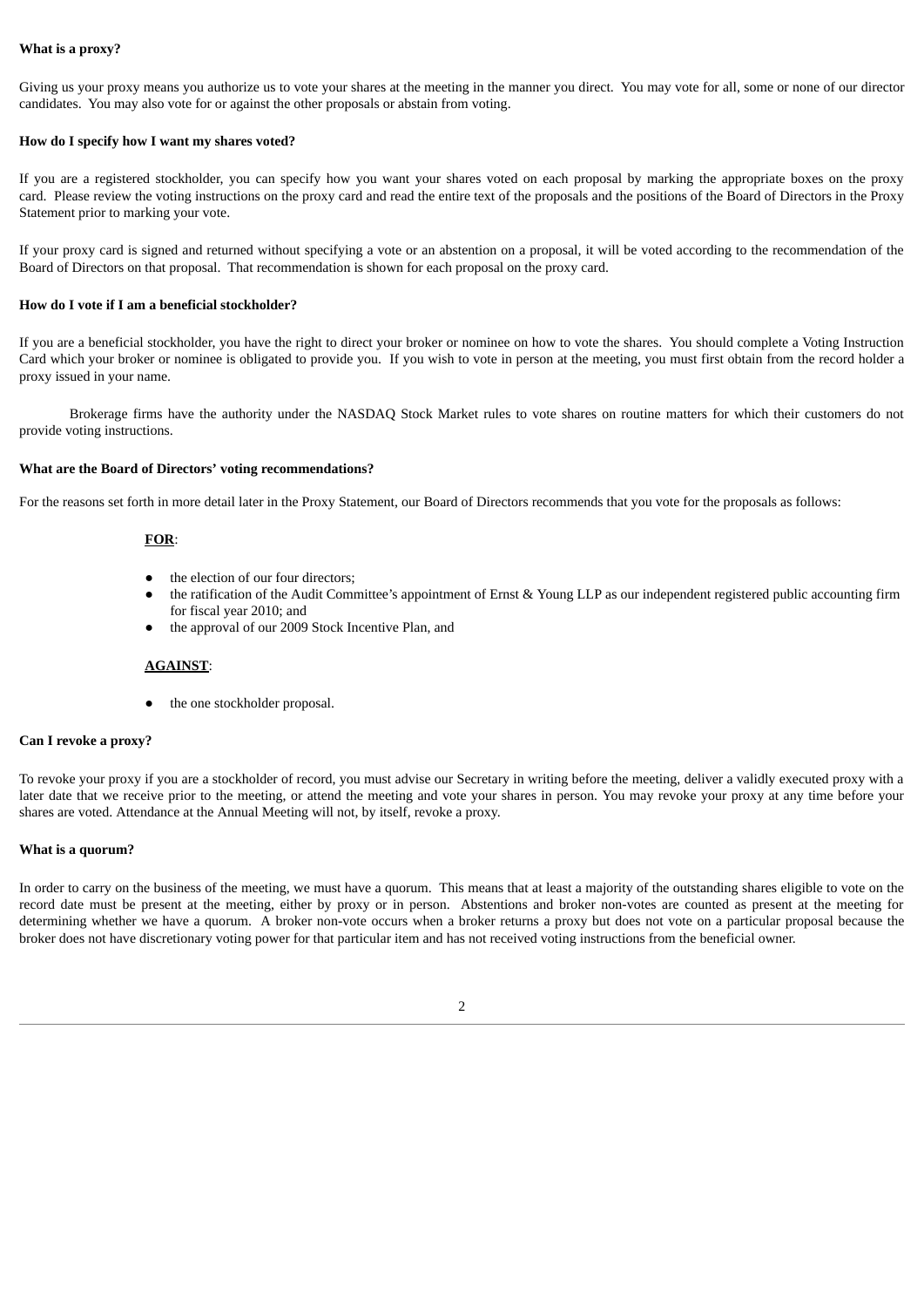**What is a proxy?**

Giving us your proxy means you authorize us to vote your shares at the meeting in the manner you direct. You may vote for all, some or none of our director candidates. You may also vote for or against the other proposals or abstain from voting.

**How do I specify how I want my shares voted?**

If you are a registered stockholder, you can specify how you want your shares voted on each proposal by marking the appropriate boxes on the proxy card. Please review the voting instructions on the proxy card and read the entire text of the proposals and the positions of the Board of Directors in the Proxy Statement prior to marking your vote.

If your proxy card is signed and returned without specifying a vote or an abstention on a proposal, it will be voted according to the recommendation of the Board of Directors on that proposal. That recommendation is shown for each proposal on the proxy card.

**How do I vote if I am a beneficial stockholder?**

If you are a beneficial stockholder, you have the right to direct your broker or nominee on how to vote the shares. You should complete a Voting Instruction Card which your broker or nominee is obligated to provide you. If you wish to vote in person at the meeting, you must first obtain from the record holder a proxy issued in your name.

Brokerage firms have the authority under the NASDAQ Stock Market rules to vote shares on routine matters for which their customers do not provide voting instructions.

**What are the Board of Directors' voting recommendations?**

For the reasons set forth in more detail later in the Proxy Statement, our Board of Directors recommends that you vote for the proposals as follows:

**FOR**:

- the election of our four directors;
- the ratification of the Audit Committee's appointment of Ernst & Young LLP as our independent registered public accounting firm for fiscal year 2010; and
- the approval of our 2009 Stock Incentive Plan, and

**AGAINST**:

- the one stockholder proposal.

**Can I revoke a proxy?**

To revoke your proxy if you are a stockholder of record, you must advise our Secretary in writing before the meeting, deliver a validly executed proxy with a later date that we receive prior to the meeting, or attend the meeting and vote your shares in person. You may revoke your proxy at any time before your shares are voted. Attendance at the Annual Meeting will not, by itself, revoke a proxy.

**What is a quorum?**

In order to carry on the business of the meeting, we must have a quorum. This means that at least a majority of the outstanding shares eligible to vote on the record date must be present at the meeting, either by proxy or in person. Abstentions and broker non-votes are counted as present at the meeting for determining whether we have a quorum. A broker non-vote occurs when a broker returns a proxy but does not vote on a particular proposal because the broker does not have discretionary voting power for that particular item and has not received voting instructions from the beneficial owner.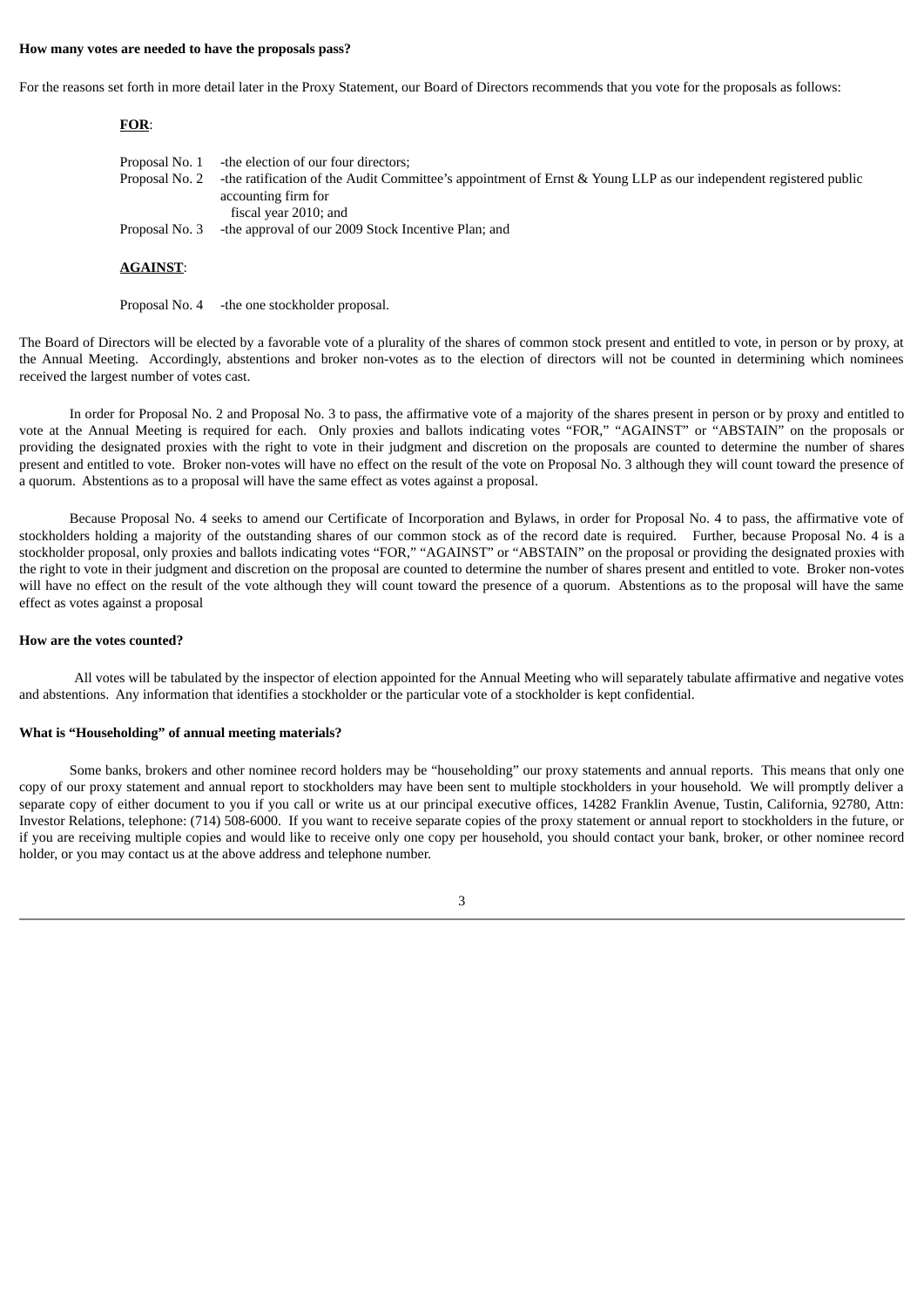**How many votes are needed to have the proposals pass?**

For the reasons set forth in more detail later in the Proxy Statement, our Board of Directors recommends that you vote for the proposals as follows:

**FOR**:

| | |
|---|---|
| Proposal No. 1 | -the election of our four directors; |
| Proposal No. 2 | -the ratification of the Audit Committee's appointment of Ernst & Young LLP as our independent registered public accounting firm for fiscal year 2010; and |
| Proposal No. 3 | -the approval of our 2009 Stock Incentive Plan; and |

**AGAINST**:

| | |
|---|---|
| Proposal No. 4 | -the one stockholder proposal. |

The Board of Directors will be elected by a favorable vote of a plurality of the shares of common stock present and entitled to vote, in person or by proxy, at the Annual Meeting. Accordingly, abstentions and broker non-votes as to the election of directors will not be counted in determining which nominees received the largest number of votes cast.

In order for Proposal No. 2 and Proposal No. 3 to pass, the affirmative vote of a majority of the shares present in person or by proxy and entitled to vote at the Annual Meeting is required for each. Only proxies and ballots indicating votes "FOR," "AGAINST" or "ABSTAIN" on the proposals or providing the designated proxies with the right to vote in their judgment and discretion on the proposals are counted to determine the number of shares present and entitled to vote. Broker non-votes will have no effect on the result of the vote on Proposal No. 3 although they will count toward the presence of a quorum. Abstentions as to a proposal will have the same effect as votes against a proposal.

Because Proposal No. 4 seeks to amend our Certificate of Incorporation and Bylaws, in order for Proposal No. 4 to pass, the affirmative vote of stockholders holding a majority of the outstanding shares of our common stock as of the record date is required. Further, because Proposal No. 4 is a stockholder proposal, only proxies and ballots indicating votes "FOR," "AGAINST" or "ABSTAIN" on the proposal or providing the designated proxies with the right to vote in their judgment and discretion on the proposal are counted to determine the number of shares present and entitled to vote. Broker non-votes will have no effect on the result of the vote although they will count toward the presence of a quorum. Abstentions as to the proposal will have the same effect as votes against a proposal

**How are the votes counted?**

All votes will be tabulated by the inspector of election appointed for the Annual Meeting who will separately tabulate affirmative and negative votes and abstentions. Any information that identifies a stockholder or the particular vote of a stockholder is kept confidential.

**What is "Householding" of annual meeting materials?**

Some banks, brokers and other nominee record holders may be "householding" our proxy statements and annual reports. This means that only one copy of our proxy statement and annual report to stockholders may have been sent to multiple stockholders in your household. We will promptly deliver a separate copy of either document to you if you call or write us at our principal executive offices, 14282 Franklin Avenue, Tustin, California, 92780, Attn: Investor Relations, telephone: (714) 508-6000. If you want to receive separate copies of the proxy statement or annual report to stockholders in the future, or if you are receiving multiple copies and would like to receive only one copy per household, you should contact your bank, broker, or other nominee record holder, or you may contact us at the above address and telephone number.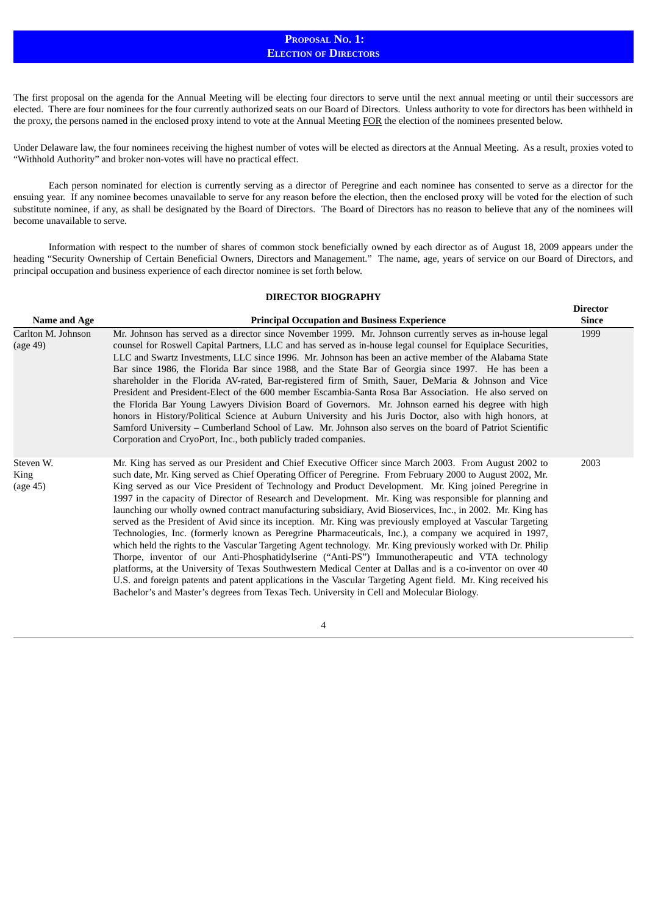# Proposal No. 1: Election of Directors

The first proposal on the agenda for the Annual Meeting will be electing four directors to serve until the next annual meeting or until their successors are elected. There are four nominees for the four currently authorized seats on our Board of Directors. Unless authority to vote for directors has been withheld in the proxy, the persons named in the enclosed proxy intend to vote at the Annual Meeting FOR the election of the nominees presented below.

Under Delaware law, the four nominees receiving the highest number of votes will be elected as directors at the Annual Meeting. As a result, proxies voted to "Withhold Authority" and broker non-votes will have no practical effect.

Each person nominated for election is currently serving as a director of Peregrine and each nominee has consented to serve as a director for the ensuing year. If any nominee becomes unavailable to serve for any reason before the election, then the enclosed proxy will be voted for the election of such substitute nominee, if any, as shall be designated by the Board of Directors. The Board of Directors has no reason to believe that any of the nominees will become unavailable to serve.

Information with respect to the number of shares of common stock beneficially owned by each director as of August 18, 2009 appears under the heading "Security Ownership of Certain Beneficial Owners, Directors and Management." The name, age, years of service on our Board of Directors, and principal occupation and business experience of each director nominee is set forth below.

**DIRECTOR BIOGRAPHY**

| Name and Age | Principal Occupation and Business Experience | Director Since |
|---|---|---|
| Carlton M. Johnson (age 49) | Mr. Johnson has served as a director since November 1999. Mr. Johnson currently serves as in-house legal counsel for Roswell Capital Partners, LLC and has served as in-house legal counsel for Equiplace Securities, LLC and Swartz Investments, LLC since 1996. Mr. Johnson has been an active member of the Alabama State Bar since 1986, the Florida Bar since 1988, and the State Bar of Georgia since 1997. He has been a shareholder in the Florida AV-rated, Bar-registered firm of Smith, Sauer, DeMaria & Johnson and Vice President and President-Elect of the 600 member Escambia-Santa Rosa Bar Association. He also served on the Florida Bar Young Lawyers Division Board of Governors. Mr. Johnson earned his degree with high honors in History/Political Science at Auburn University and his Juris Doctor, also with high honors, at Samford University – Cumberland School of Law. Mr. Johnson also serves on the board of Patriot Scientific Corporation and CryoPort, Inc., both publicly traded companies. | 1999 |
| Steven W. King (age 45) | Mr. King has served as our President and Chief Executive Officer since March 2003. From August 2002 to such date, Mr. King served as Chief Operating Officer of Peregrine. From February 2000 to August 2002, Mr. King served as our Vice President of Technology and Product Development. Mr. King joined Peregrine in 1997 in the capacity of Director of Research and Development. Mr. King was responsible for planning and launching our wholly owned contract manufacturing subsidiary, Avid Bioservices, Inc., in 2002. Mr. King has served as the President of Avid since its inception. Mr. King was previously employed at Vascular Targeting Technologies, Inc. (formerly known as Peregrine Pharmaceuticals, Inc.), a company we acquired in 1997, which held the rights to the Vascular Targeting Agent technology. Mr. King previously worked with Dr. Philip Thorpe, inventor of our Anti-Phosphatidylserine ("Anti-PS") Immunotherapeutic and VTA technology platforms, at the University of Texas Southwestern Medical Center at Dallas and is a co-inventor on over 40 U.S. and foreign patents and patent applications in the Vascular Targeting Agent field. Mr. King received his Bachelor's and Master's degrees from Texas Tech. University in Cell and Molecular Biology. | 2003 |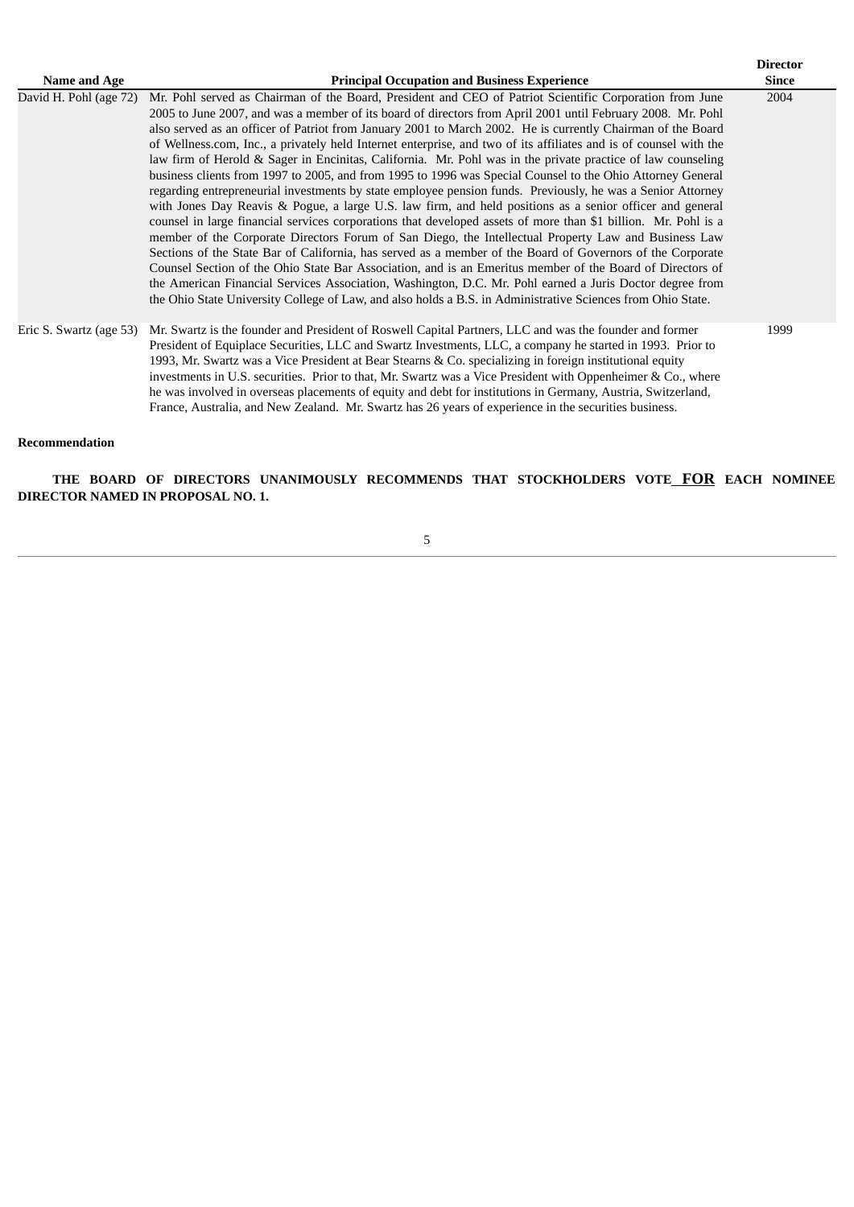| Name and Age | Principal Occupation and Business Experience | Director Since |
|---|---|---|
| David H. Pohl (age 72) | Mr. Pohl served as Chairman of the Board, President and CEO of Patriot Scientific Corporation from June 2005 to June 2007, and was a member of its board of directors from April 2001 until February 2008. Mr. Pohl also served as an officer of Patriot from January 2001 to March 2002. He is currently Chairman of the Board of Wellness.com, Inc., a privately held Internet enterprise, and two of its affiliates and is of counsel with the law firm of Herold & Sager in Encinitas, California. Mr. Pohl was in the private practice of law counseling business clients from 1997 to 2005, and from 1995 to 1996 was Special Counsel to the Ohio Attorney General regarding entrepreneurial investments by state employee pension funds. Previously, he was a Senior Attorney with Jones Day Reavis & Pogue, a large U.S. law firm, and held positions as a senior officer and general counsel in large financial services corporations that developed assets of more than $1 billion. Mr. Pohl is a member of the Corporate Directors Forum of San Diego, the Intellectual Property Law and Business Law Sections of the State Bar of California, has served as a member of the Board of Governors of the Corporate Counsel Section of the Ohio State Bar Association, and is an Emeritus member of the Board of Directors of the American Financial Services Association, Washington, D.C. Mr. Pohl earned a Juris Doctor degree from the Ohio State University College of Law, and also holds a B.S. in Administrative Sciences from Ohio State. | 2004 |
| Eric S. Swartz (age 53) | Mr. Swartz is the founder and President of Roswell Capital Partners, LLC and was the founder and former President of Equiplace Securities, LLC and Swartz Investments, LLC, a company he started in 1993. Prior to 1993, Mr. Swartz was a Vice President at Bear Stearns & Co. specializing in foreign institutional equity investments in U.S. securities. Prior to that, Mr. Swartz was a Vice President with Oppenheimer & Co., where he was involved in overseas placements of equity and debt for institutions in Germany, Austria, Switzerland, France, Australia, and New Zealand. Mr. Swartz has 26 years of experience in the securities business. | 1999 |

**Recommendation**

**THE BOARD OF DIRECTORS UNANIMOUSLY RECOMMENDS THAT STOCKHOLDERS VOTE FOR EACH NOMINEE DIRECTOR NAMED IN PROPOSAL NO. 1.**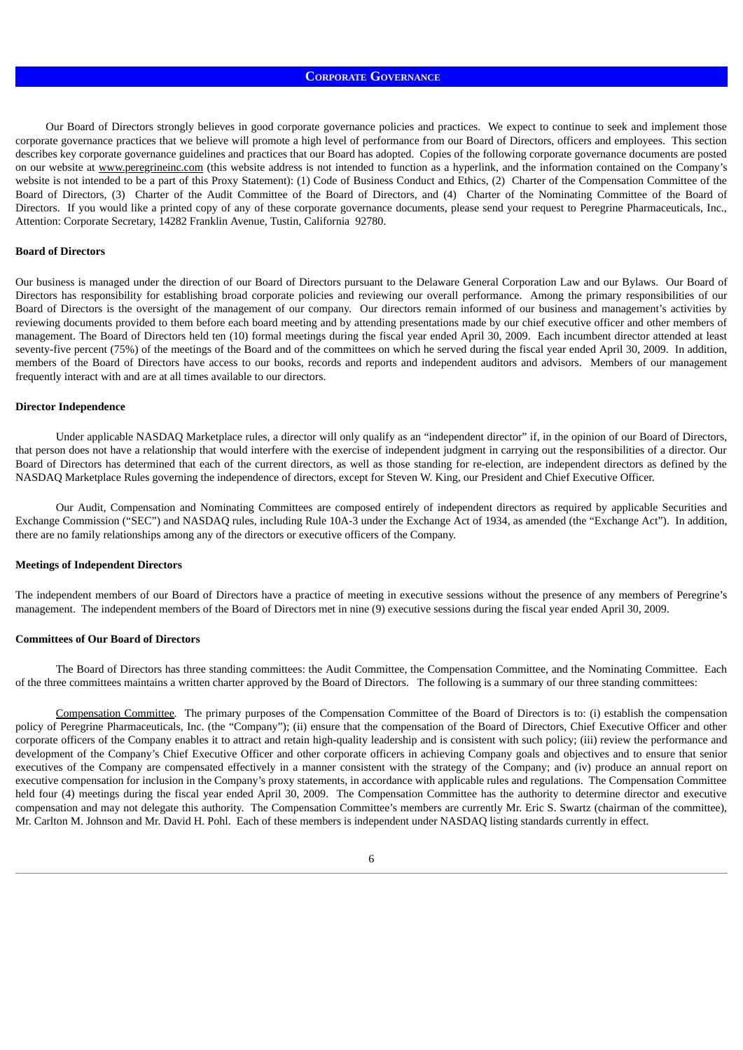## Corporate Governance

Our Board of Directors strongly believes in good corporate governance policies and practices. We expect to continue to seek and implement those corporate governance practices that we believe will promote a high level of performance from our Board of Directors, officers and employees. This section describes key corporate governance guidelines and practices that our Board has adopted. Copies of the following corporate governance documents are posted on our website at www.peregrineinc.com (this website address is not intended to function as a hyperlink, and the information contained on the Company's website is not intended to be a part of this Proxy Statement): (1) Code of Business Conduct and Ethics, (2) Charter of the Compensation Committee of the Board of Directors, (3) Charter of the Audit Committee of the Board of Directors, and (4) Charter of the Nominating Committee of the Board of Directors. If you would like a printed copy of any of these corporate governance documents, please send your request to Peregrine Pharmaceuticals, Inc., Attention: Corporate Secretary, 14282 Franklin Avenue, Tustin, California 92780.

**Board of Directors**

Our business is managed under the direction of our Board of Directors pursuant to the Delaware General Corporation Law and our Bylaws. Our Board of Directors has responsibility for establishing broad corporate policies and reviewing our overall performance. Among the primary responsibilities of our Board of Directors is the oversight of the management of our company. Our directors remain informed of our business and management's activities by reviewing documents provided to them before each board meeting and by attending presentations made by our chief executive officer and other members of management. The Board of Directors held ten (10) formal meetings during the fiscal year ended April 30, 2009. Each incumbent director attended at least seventy-five percent (75%) of the meetings of the Board and of the committees on which he served during the fiscal year ended April 30, 2009. In addition, members of the Board of Directors have access to our books, records and reports and independent auditors and advisors. Members of our management frequently interact with and are at all times available to our directors.

**Director Independence**

Under applicable NASDAQ Marketplace rules, a director will only qualify as an "independent director" if, in the opinion of our Board of Directors, that person does not have a relationship that would interfere with the exercise of independent judgment in carrying out the responsibilities of a director. Our Board of Directors has determined that each of the current directors, as well as those standing for re-election, are independent directors as defined by the NASDAQ Marketplace Rules governing the independence of directors, except for Steven W. King, our President and Chief Executive Officer.

Our Audit, Compensation and Nominating Committees are composed entirely of independent directors as required by applicable Securities and Exchange Commission ("SEC") and NASDAQ rules, including Rule 10A-3 under the Exchange Act of 1934, as amended (the "Exchange Act"). In addition, there are no family relationships among any of the directors or executive officers of the Company.

**Meetings of Independent Directors**

The independent members of our Board of Directors have a practice of meeting in executive sessions without the presence of any members of Peregrine's management. The independent members of the Board of Directors met in nine (9) executive sessions during the fiscal year ended April 30, 2009.

**Committees of Our Board of Directors**

The Board of Directors has three standing committees: the Audit Committee, the Compensation Committee, and the Nominating Committee. Each of the three committees maintains a written charter approved by the Board of Directors. The following is a summary of our three standing committees:

Compensation Committee. The primary purposes of the Compensation Committee of the Board of Directors is to: (i) establish the compensation policy of Peregrine Pharmaceuticals, Inc. (the "Company"); (ii) ensure that the compensation of the Board of Directors, Chief Executive Officer and other corporate officers of the Company enables it to attract and retain high-quality leadership and is consistent with such policy; (iii) review the performance and development of the Company's Chief Executive Officer and other corporate officers in achieving Company goals and objectives and to ensure that senior executives of the Company are compensated effectively in a manner consistent with the strategy of the Company; and (iv) produce an annual report on executive compensation for inclusion in the Company's proxy statements, in accordance with applicable rules and regulations. The Compensation Committee held four (4) meetings during the fiscal year ended April 30, 2009. The Compensation Committee has the authority to determine director and executive compensation and may not delegate this authority. The Compensation Committee's members are currently Mr. Eric S. Swartz (chairman of the committee), Mr. Carlton M. Johnson and Mr. David H. Pohl. Each of these members is independent under NASDAQ listing standards currently in effect.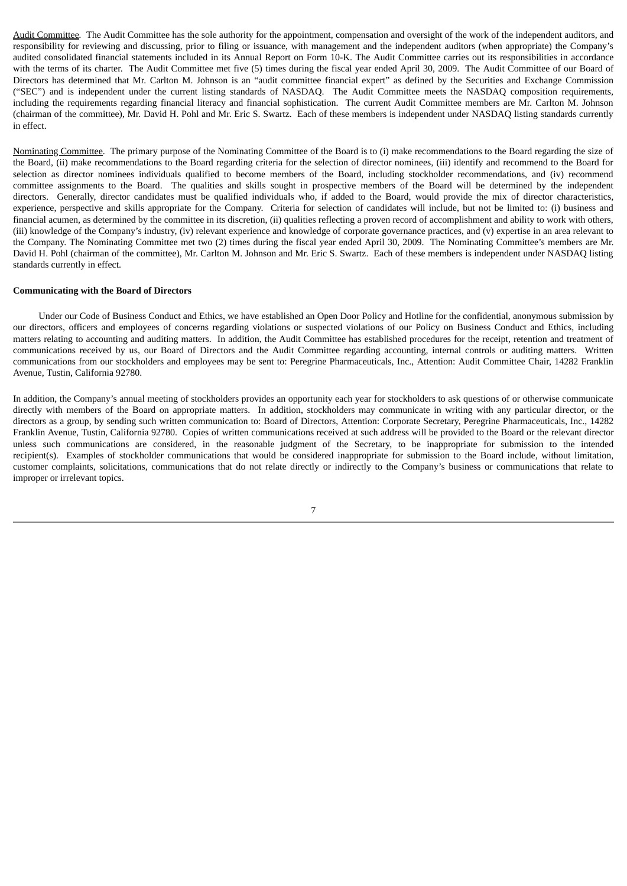Audit Committee. The Audit Committee has the sole authority for the appointment, compensation and oversight of the work of the independent auditors, and responsibility for reviewing and discussing, prior to filing or issuance, with management and the independent auditors (when appropriate) the Company's audited consolidated financial statements included in its Annual Report on Form 10-K. The Audit Committee carries out its responsibilities in accordance with the terms of its charter. The Audit Committee met five (5) times during the fiscal year ended April 30, 2009. The Audit Committee of our Board of Directors has determined that Mr. Carlton M. Johnson is an "audit committee financial expert" as defined by the Securities and Exchange Commission ("SEC") and is independent under the current listing standards of NASDAQ. The Audit Committee meets the NASDAQ composition requirements, including the requirements regarding financial literacy and financial sophistication. The current Audit Committee members are Mr. Carlton M. Johnson (chairman of the committee), Mr. David H. Pohl and Mr. Eric S. Swartz. Each of these members is independent under NASDAQ listing standards currently in effect.

Nominating Committee. The primary purpose of the Nominating Committee of the Board is to (i) make recommendations to the Board regarding the size of the Board, (ii) make recommendations to the Board regarding criteria for the selection of director nominees, (iii) identify and recommend to the Board for selection as director nominees individuals qualified to become members of the Board, including stockholder recommendations, and (iv) recommend committee assignments to the Board. The qualities and skills sought in prospective members of the Board will be determined by the independent directors. Generally, director candidates must be qualified individuals who, if added to the Board, would provide the mix of director characteristics, experience, perspective and skills appropriate for the Company. Criteria for selection of candidates will include, but not be limited to: (i) business and financial acumen, as determined by the committee in its discretion, (ii) qualities reflecting a proven record of accomplishment and ability to work with others, (iii) knowledge of the Company's industry, (iv) relevant experience and knowledge of corporate governance practices, and (v) expertise in an area relevant to the Company. The Nominating Committee met two (2) times during the fiscal year ended April 30, 2009. The Nominating Committee's members are Mr. David H. Pohl (chairman of the committee), Mr. Carlton M. Johnson and Mr. Eric S. Swartz. Each of these members is independent under NASDAQ listing standards currently in effect.

**Communicating with the Board of Directors**

Under our Code of Business Conduct and Ethics, we have established an Open Door Policy and Hotline for the confidential, anonymous submission by our directors, officers and employees of concerns regarding violations or suspected violations of our Policy on Business Conduct and Ethics, including matters relating to accounting and auditing matters. In addition, the Audit Committee has established procedures for the receipt, retention and treatment of communications received by us, our Board of Directors and the Audit Committee regarding accounting, internal controls or auditing matters. Written communications from our stockholders and employees may be sent to: Peregrine Pharmaceuticals, Inc., Attention: Audit Committee Chair, 14282 Franklin Avenue, Tustin, California 92780.

In addition, the Company's annual meeting of stockholders provides an opportunity each year for stockholders to ask questions of or otherwise communicate directly with members of the Board on appropriate matters. In addition, stockholders may communicate in writing with any particular director, or the directors as a group, by sending such written communication to: Board of Directors, Attention: Corporate Secretary, Peregrine Pharmaceuticals, Inc., 14282 Franklin Avenue, Tustin, California 92780. Copies of written communications received at such address will be provided to the Board or the relevant director unless such communications are considered, in the reasonable judgment of the Secretary, to be inappropriate for submission to the intended recipient(s). Examples of stockholder communications that would be considered inappropriate for submission to the Board include, without limitation, customer complaints, solicitations, communications that do not relate directly or indirectly to the Company's business or communications that relate to improper or irrelevant topics.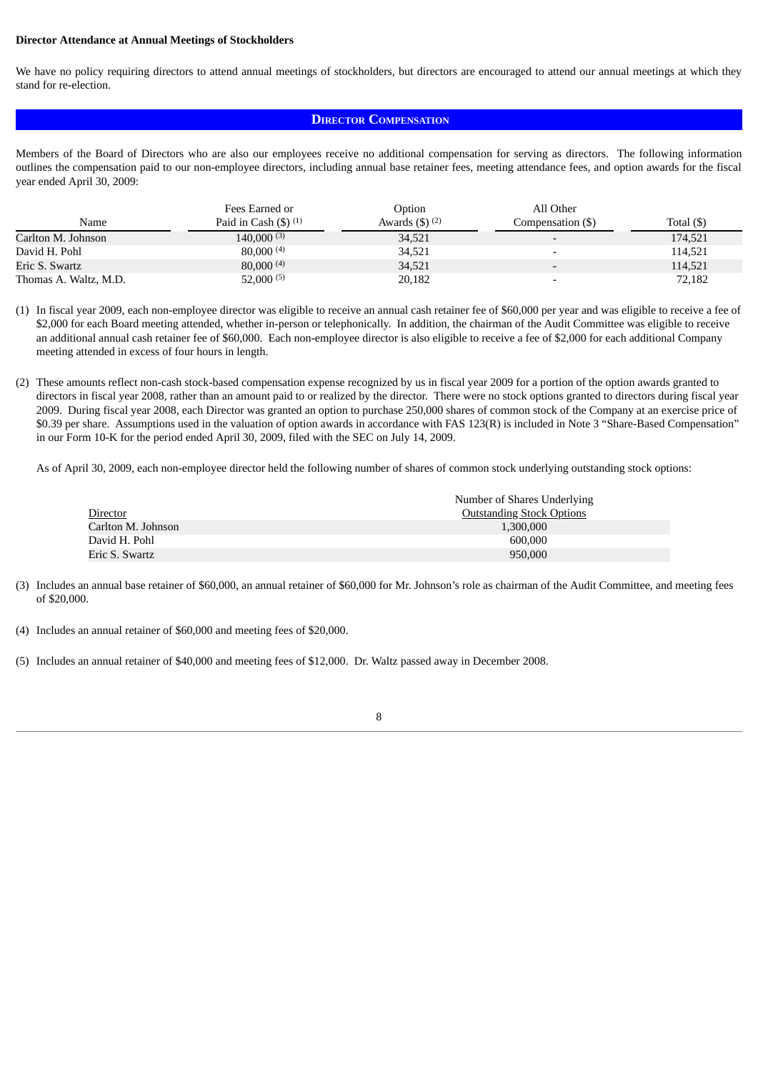**Director Attendance at Annual Meetings of Stockholders**

We have no policy requiring directors to attend annual meetings of stockholders, but directors are encouraged to attend our annual meetings at which they stand for re-election.

## Director Compensation

Members of the Board of Directors who are also our employees receive no additional compensation for serving as directors. The following information outlines the compensation paid to our non-employee directors, including annual base retainer fees, meeting attendance fees, and option awards for the fiscal year ended April 30, 2009:

| Name | Fees Earned or Paid in Cash ($) (1) | Option Awards ($) (2) | All Other Compensation ($) | Total ($) |
|---|---|---|---|---|
| Carlton M. Johnson | 140,000 (3) | 34,521 | - | 174,521 |
| David H. Pohl | 80,000 (4) | 34,521 | - | 114,521 |
| Eric S. Swartz | 80,000 (4) | 34,521 | - | 114,521 |
| Thomas A. Waltz, M.D. | 52,000 (5) | 20,182 | - | 72,182 |

(1) In fiscal year 2009, each non-employee director was eligible to receive an annual cash retainer fee of $60,000 per year and was eligible to receive a fee of $2,000 for each Board meeting attended, whether in-person or telephonically. In addition, the chairman of the Audit Committee was eligible to receive an additional annual cash retainer fee of $60,000. Each non-employee director is also eligible to receive a fee of $2,000 for each additional Company meeting attended in excess of four hours in length.

(2) These amounts reflect non-cash stock-based compensation expense recognized by us in fiscal year 2009 for a portion of the option awards granted to directors in fiscal year 2008, rather than an amount paid to or realized by the director. There were no stock options granted to directors during fiscal year 2009. During fiscal year 2008, each Director was granted an option to purchase 250,000 shares of common stock of the Company at an exercise price of $0.39 per share. Assumptions used in the valuation of option awards in accordance with FAS 123(R) is included in Note 3 "Share-Based Compensation" in our Form 10-K for the period ended April 30, 2009, filed with the SEC on July 14, 2009.

As of April 30, 2009, each non-employee director held the following number of shares of common stock underlying outstanding stock options:

| Director | Number of Shares Underlying Outstanding Stock Options |
|---|---|
| Carlton M. Johnson | 1,300,000 |
| David H. Pohl | 600,000 |
| Eric S. Swartz | 950,000 |

(3) Includes an annual base retainer of $60,000, an annual retainer of $60,000 for Mr. Johnson's role as chairman of the Audit Committee, and meeting fees of $20,000.

(4) Includes an annual retainer of $60,000 and meeting fees of $20,000.

(5) Includes an annual retainer of $40,000 and meeting fees of $12,000. Dr. Waltz passed away in December 2008.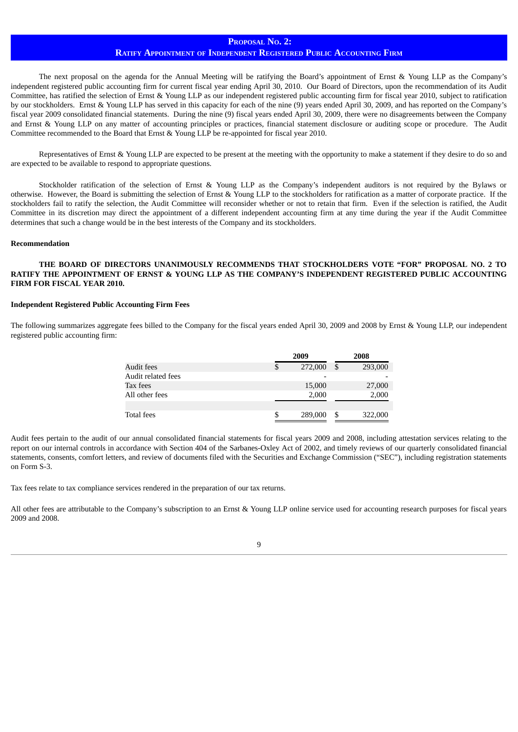# PROPOSAL NO. 2:
## RATIFY APPOINTMENT OF INDEPENDENT REGISTERED PUBLIC ACCOUNTING FIRM

The next proposal on the agenda for the Annual Meeting will be ratifying the Board's appointment of Ernst & Young LLP as the Company's independent registered public accounting firm for current fiscal year ending April 30, 2010. Our Board of Directors, upon the recommendation of its Audit Committee, has ratified the selection of Ernst & Young LLP as our independent registered public accounting firm for fiscal year 2010, subject to ratification by our stockholders. Ernst & Young LLP has served in this capacity for each of the nine (9) years ended April 30, 2009, and has reported on the Company's fiscal year 2009 consolidated financial statements. During the nine (9) fiscal years ended April 30, 2009, there were no disagreements between the Company and Ernst & Young LLP on any matter of accounting principles or practices, financial statement disclosure or auditing scope or procedure. The Audit Committee recommended to the Board that Ernst & Young LLP be re-appointed for fiscal year 2010.

Representatives of Ernst & Young LLP are expected to be present at the meeting with the opportunity to make a statement if they desire to do so and are expected to be available to respond to appropriate questions.

Stockholder ratification of the selection of Ernst & Young LLP as the Company's independent auditors is not required by the Bylaws or otherwise. However, the Board is submitting the selection of Ernst & Young LLP to the stockholders for ratification as a matter of corporate practice. If the stockholders fail to ratify the selection, the Audit Committee will reconsider whether or not to retain that firm. Even if the selection is ratified, the Audit Committee in its discretion may direct the appointment of a different independent accounting firm at any time during the year if the Audit Committee determines that such a change would be in the best interests of the Company and its stockholders.

**Recommendation**

**THE BOARD OF DIRECTORS UNANIMOUSLY RECOMMENDS THAT STOCKHOLDERS VOTE "FOR" PROPOSAL NO. 2 TO RATIFY THE APPOINTMENT OF ERNST & YOUNG LLP AS THE COMPANY'S INDEPENDENT REGISTERED PUBLIC ACCOUNTING FIRM FOR FISCAL YEAR 2010.**

**Independent Registered Public Accounting Firm Fees**

The following summarizes aggregate fees billed to the Company for the fiscal years ended April 30, 2009 and 2008 by Ernst & Young LLP, our independent registered public accounting firm:

| | 2009 | 2008 |
|---|---|---|
| Audit fees | $ 272,000 | $ 293,000 |
| Audit related fees | - | - |
| Tax fees | 15,000 | 27,000 |
| All other fees | 2,000 | 2,000 |
| Total fees | $ 289,000 | $ 322,000 |

Audit fees pertain to the audit of our annual consolidated financial statements for fiscal years 2009 and 2008, including attestation services relating to the report on our internal controls in accordance with Section 404 of the Sarbanes-Oxley Act of 2002, and timely reviews of our quarterly consolidated financial statements, consents, comfort letters, and review of documents filed with the Securities and Exchange Commission ("SEC"), including registration statements on Form S-3.

Tax fees relate to tax compliance services rendered in the preparation of our tax returns.

All other fees are attributable to the Company's subscription to an Ernst & Young LLP online service used for accounting research purposes for fiscal years 2009 and 2008.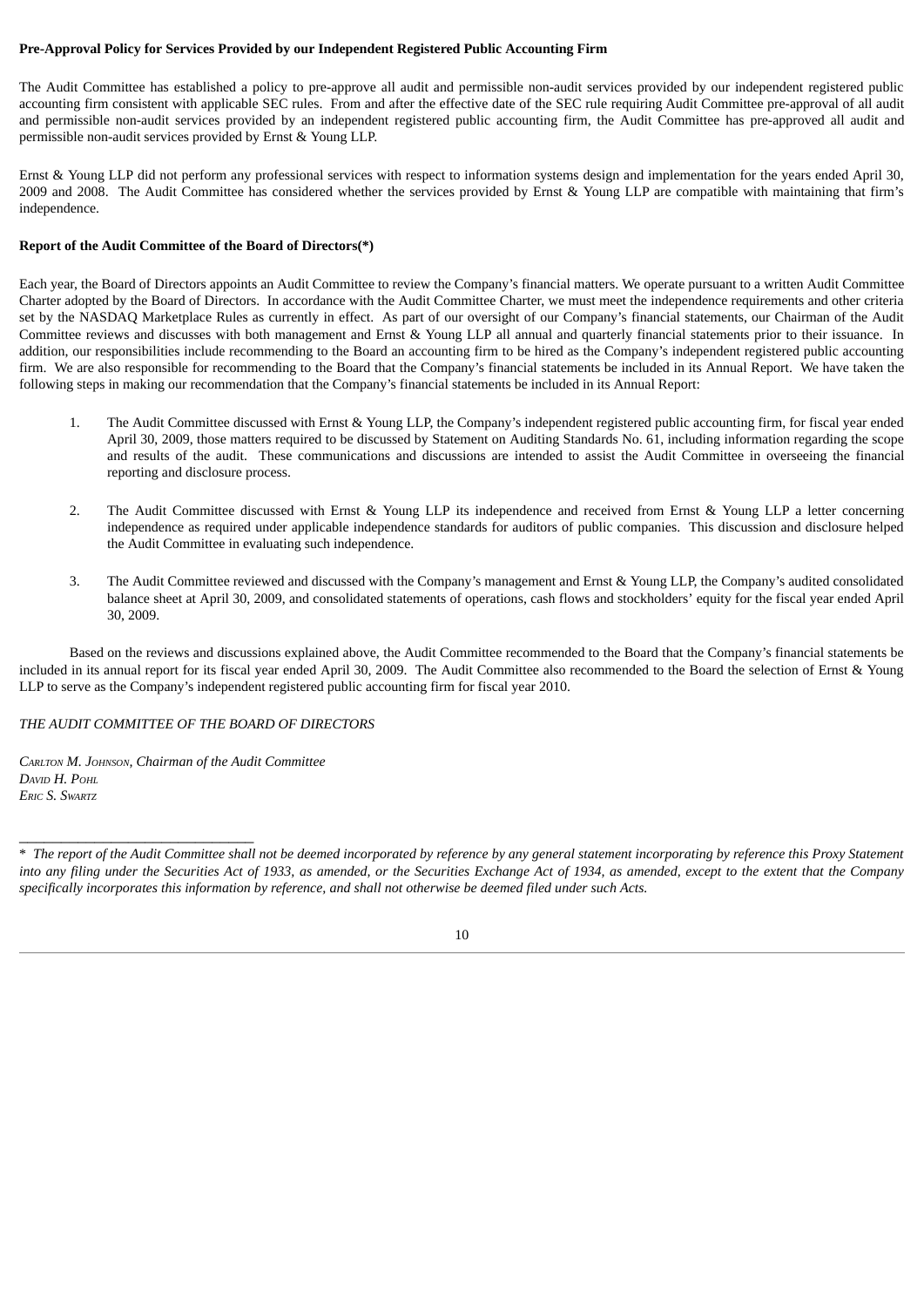**Pre-Approval Policy for Services Provided by our Independent Registered Public Accounting Firm**

The Audit Committee has established a policy to pre-approve all audit and permissible non-audit services provided by our independent registered public accounting firm consistent with applicable SEC rules. From and after the effective date of the SEC rule requiring Audit Committee pre-approval of all audit and permissible non-audit services provided by an independent registered public accounting firm, the Audit Committee has pre-approved all audit and permissible non-audit services provided by Ernst & Young LLP.

Ernst & Young LLP did not perform any professional services with respect to information systems design and implementation for the years ended April 30, 2009 and 2008. The Audit Committee has considered whether the services provided by Ernst & Young LLP are compatible with maintaining that firm's independence.

**Report of the Audit Committee of the Board of Directors(*)**

Each year, the Board of Directors appoints an Audit Committee to review the Company's financial matters. We operate pursuant to a written Audit Committee Charter adopted by the Board of Directors. In accordance with the Audit Committee Charter, we must meet the independence requirements and other criteria set by the NASDAQ Marketplace Rules as currently in effect. As part of our oversight of our Company's financial statements, our Chairman of the Audit Committee reviews and discusses with both management and Ernst & Young LLP all annual and quarterly financial statements prior to their issuance. In addition, our responsibilities include recommending to the Board an accounting firm to be hired as the Company's independent registered public accounting firm. We are also responsible for recommending to the Board that the Company's financial statements be included in its Annual Report. We have taken the following steps in making our recommendation that the Company's financial statements be included in its Annual Report:

1. The Audit Committee discussed with Ernst & Young LLP, the Company's independent registered public accounting firm, for fiscal year ended April 30, 2009, those matters required to be discussed by Statement on Auditing Standards No. 61, including information regarding the scope and results of the audit. These communications and discussions are intended to assist the Audit Committee in overseeing the financial reporting and disclosure process.

2. The Audit Committee discussed with Ernst & Young LLP its independence and received from Ernst & Young LLP a letter concerning independence as required under applicable independence standards for auditors of public companies. This discussion and disclosure helped the Audit Committee in evaluating such independence.

3. The Audit Committee reviewed and discussed with the Company's management and Ernst & Young LLP, the Company's audited consolidated balance sheet at April 30, 2009, and consolidated statements of operations, cash flows and stockholders' equity for the fiscal year ended April 30, 2009.

Based on the reviews and discussions explained above, the Audit Committee recommended to the Board that the Company's financial statements be included in its annual report for its fiscal year ended April 30, 2009. The Audit Committee also recommended to the Board the selection of Ernst & Young LLP to serve as the Company's independent registered public accounting firm for fiscal year 2010.

*THE AUDIT COMMITTEE OF THE BOARD OF DIRECTORS*

*Carlton M. Johnson, Chairman of the Audit Committee*
*David H. Pohl*
*Eric S. Swartz*

---

\* *The report of the Audit Committee shall not be deemed incorporated by reference by any general statement incorporating by reference this Proxy Statement into any filing under the Securities Act of 1933, as amended, or the Securities Exchange Act of 1934, as amended, except to the extent that the Company specifically incorporates this information by reference, and shall not otherwise be deemed filed under such Acts.*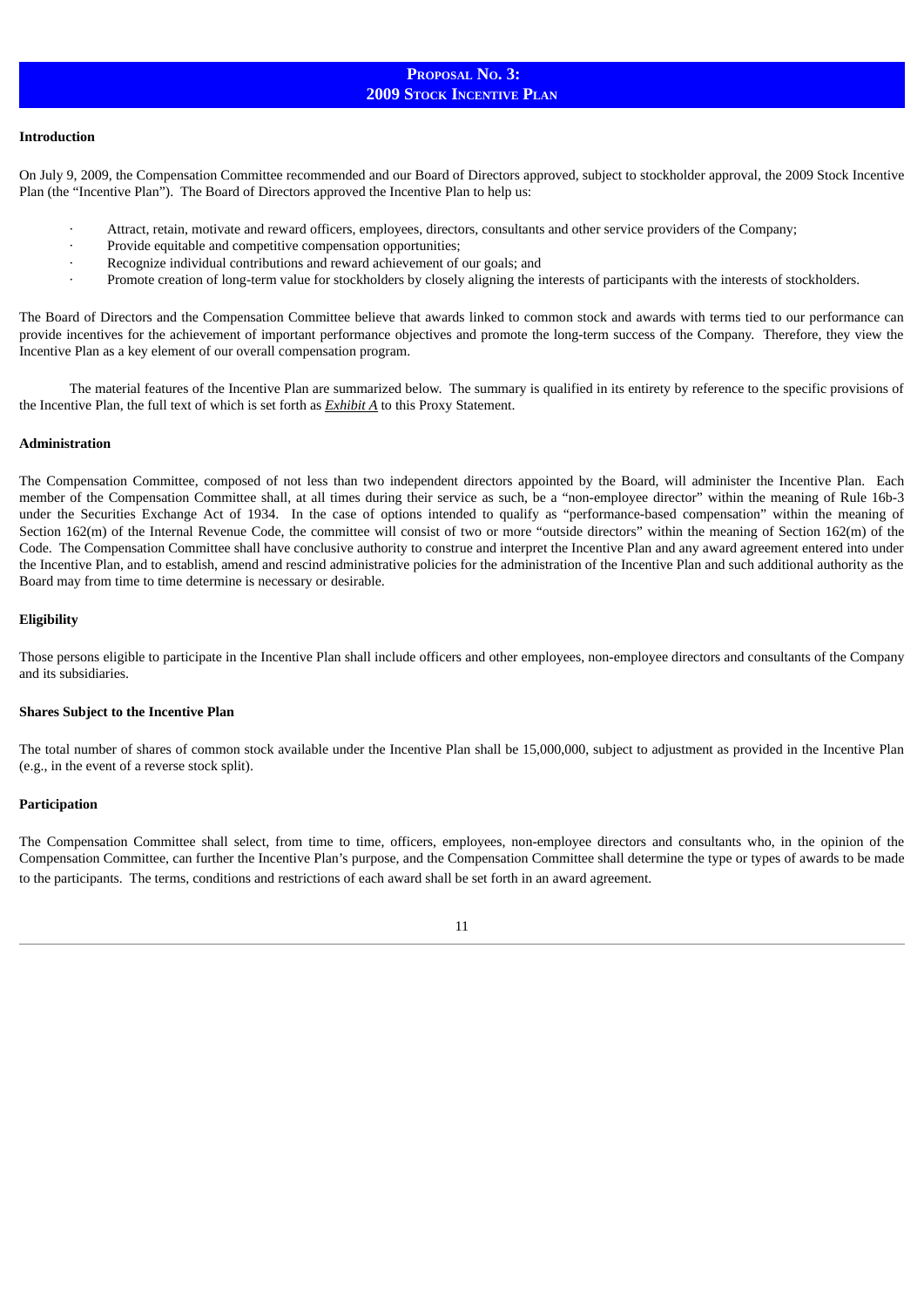## Proposal No. 3: 2009 Stock Incentive Plan

**Introduction**

On July 9, 2009, the Compensation Committee recommended and our Board of Directors approved, subject to stockholder approval, the 2009 Stock Incentive Plan (the "Incentive Plan"). The Board of Directors approved the Incentive Plan to help us:

- Attract, retain, motivate and reward officers, employees, directors, consultants and other service providers of the Company;
- Provide equitable and competitive compensation opportunities;
- Recognize individual contributions and reward achievement of our goals; and
- Promote creation of long-term value for stockholders by closely aligning the interests of participants with the interests of stockholders.

The Board of Directors and the Compensation Committee believe that awards linked to common stock and awards with terms tied to our performance can provide incentives for the achievement of important performance objectives and promote the long-term success of the Company. Therefore, they view the Incentive Plan as a key element of our overall compensation program.

The material features of the Incentive Plan are summarized below. The summary is qualified in its entirety by reference to the specific provisions of the Incentive Plan, the full text of which is set forth as *Exhibit A* to this Proxy Statement.

**Administration**

The Compensation Committee, composed of not less than two independent directors appointed by the Board, will administer the Incentive Plan. Each member of the Compensation Committee shall, at all times during their service as such, be a "non-employee director" within the meaning of Rule 16b-3 under the Securities Exchange Act of 1934. In the case of options intended to qualify as "performance-based compensation" within the meaning of Section 162(m) of the Internal Revenue Code, the committee will consist of two or more "outside directors" within the meaning of Section 162(m) of the Code. The Compensation Committee shall have conclusive authority to construe and interpret the Incentive Plan and any award agreement entered into under the Incentive Plan, and to establish, amend and rescind administrative policies for the administration of the Incentive Plan and such additional authority as the Board may from time to time determine is necessary or desirable.

**Eligibility**

Those persons eligible to participate in the Incentive Plan shall include officers and other employees, non-employee directors and consultants of the Company and its subsidiaries.

**Shares Subject to the Incentive Plan**

The total number of shares of common stock available under the Incentive Plan shall be 15,000,000, subject to adjustment as provided in the Incentive Plan (e.g., in the event of a reverse stock split).

**Participation**

The Compensation Committee shall select, from time to time, officers, employees, non-employee directors and consultants who, in the opinion of the Compensation Committee, can further the Incentive Plan's purpose, and the Compensation Committee shall determine the type or types of awards to be made to the participants. The terms, conditions and restrictions of each award shall be set forth in an award agreement.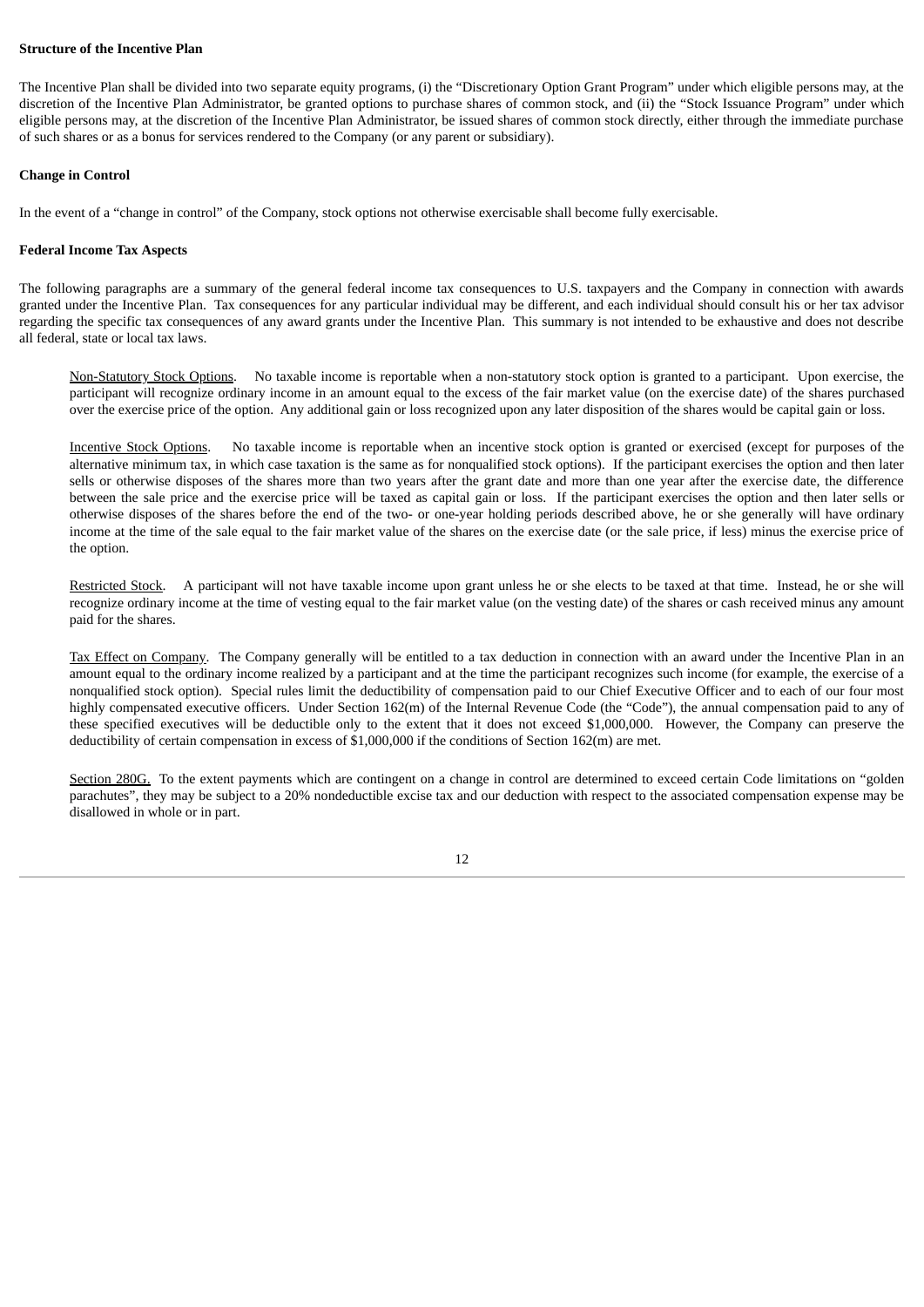**Structure of the Incentive Plan**

The Incentive Plan shall be divided into two separate equity programs, (i) the "Discretionary Option Grant Program" under which eligible persons may, at the discretion of the Incentive Plan Administrator, be granted options to purchase shares of common stock, and (ii) the "Stock Issuance Program" under which eligible persons may, at the discretion of the Incentive Plan Administrator, be issued shares of common stock directly, either through the immediate purchase of such shares or as a bonus for services rendered to the Company (or any parent or subsidiary).

**Change in Control**

In the event of a "change in control" of the Company, stock options not otherwise exercisable shall become fully exercisable.

**Federal Income Tax Aspects**

The following paragraphs are a summary of the general federal income tax consequences to U.S. taxpayers and the Company in connection with awards granted under the Incentive Plan. Tax consequences for any particular individual may be different, and each individual should consult his or her tax advisor regarding the specific tax consequences of any award grants under the Incentive Plan. This summary is not intended to be exhaustive and does not describe all federal, state or local tax laws.

Non-Statutory Stock Options. No taxable income is reportable when a non-statutory stock option is granted to a participant. Upon exercise, the participant will recognize ordinary income in an amount equal to the excess of the fair market value (on the exercise date) of the shares purchased over the exercise price of the option. Any additional gain or loss recognized upon any later disposition of the shares would be capital gain or loss.

Incentive Stock Options. No taxable income is reportable when an incentive stock option is granted or exercised (except for purposes of the alternative minimum tax, in which case taxation is the same as for nonqualified stock options). If the participant exercises the option and then later sells or otherwise disposes of the shares more than two years after the grant date and more than one year after the exercise date, the difference between the sale price and the exercise price will be taxed as capital gain or loss. If the participant exercises the option and then later sells or otherwise disposes of the shares before the end of the two- or one-year holding periods described above, he or she generally will have ordinary income at the time of the sale equal to the fair market value of the shares on the exercise date (or the sale price, if less) minus the exercise price of the option.

Restricted Stock. A participant will not have taxable income upon grant unless he or she elects to be taxed at that time. Instead, he or she will recognize ordinary income at the time of vesting equal to the fair market value (on the vesting date) of the shares or cash received minus any amount paid for the shares.

Tax Effect on Company. The Company generally will be entitled to a tax deduction in connection with an award under the Incentive Plan in an amount equal to the ordinary income realized by a participant and at the time the participant recognizes such income (for example, the exercise of a nonqualified stock option). Special rules limit the deductibility of compensation paid to our Chief Executive Officer and to each of our four most highly compensated executive officers. Under Section 162(m) of the Internal Revenue Code (the "Code"), the annual compensation paid to any of these specified executives will be deductible only to the extent that it does not exceed $1,000,000. However, the Company can preserve the deductibility of certain compensation in excess of $1,000,000 if the conditions of Section 162(m) are met.

Section 280G. To the extent payments which are contingent on a change in control are determined to exceed certain Code limitations on "golden parachutes", they may be subject to a 20% nondeductible excise tax and our deduction with respect to the associated compensation expense may be disallowed in whole or in part.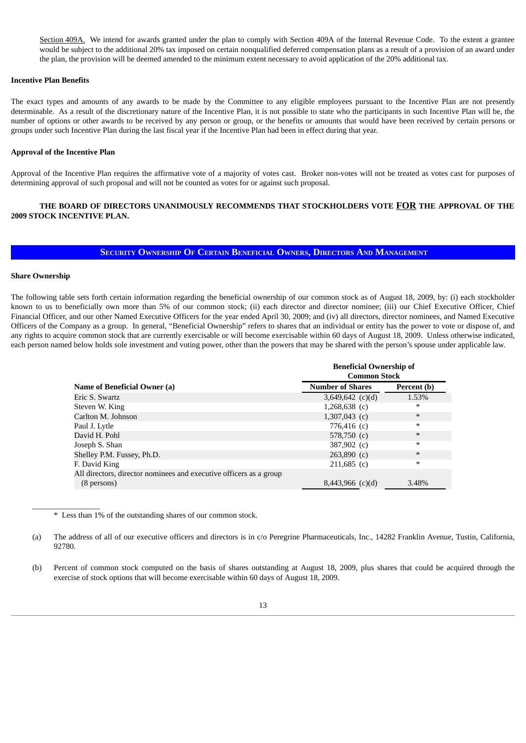Section 409A. We intend for awards granted under the plan to comply with Section 409A of the Internal Revenue Code. To the extent a grantee would be subject to the additional 20% tax imposed on certain nonqualified deferred compensation plans as a result of a provision of an award under the plan, the provision will be deemed amended to the minimum extent necessary to avoid application of the 20% additional tax.

**Incentive Plan Benefits**

The exact types and amounts of any awards to be made by the Committee to any eligible employees pursuant to the Incentive Plan are not presently determinable. As a result of the discretionary nature of the Incentive Plan, it is not possible to state who the participants in such Incentive Plan will be, the number of options or other awards to be received by any person or group, or the benefits or amounts that would have been received by certain persons or groups under such Incentive Plan during the last fiscal year if the Incentive Plan had been in effect during that year.

**Approval of the Incentive Plan**

Approval of the Incentive Plan requires the affirmative vote of a majority of votes cast. Broker non-votes will not be treated as votes cast for purposes of determining approval of such proposal and will not be counted as votes for or against such proposal.

**THE BOARD OF DIRECTORS UNANIMOUSLY RECOMMENDS THAT STOCKHOLDERS VOTE FOR THE APPROVAL OF THE 2009 STOCK INCENTIVE PLAN.**

## SECURITY OWNERSHIP OF CERTAIN BENEFICIAL OWNERS, DIRECTORS AND MANAGEMENT

**Share Ownership**

The following table sets forth certain information regarding the beneficial ownership of our common stock as of August 18, 2009, by: (i) each stockholder known to us to beneficially own more than 5% of our common stock; (ii) each director and director nominee; (iii) our Chief Executive Officer, Chief Financial Officer, and our other Named Executive Officers for the year ended April 30, 2009; and (iv) all directors, director nominees, and Named Executive Officers of the Company as a group. In general, "Beneficial Ownership" refers to shares that an individual or entity has the power to vote or dispose of, and any rights to acquire common stock that are currently exercisable or will become exercisable within 60 days of August 18, 2009. Unless otherwise indicated, each person named below holds sole investment and voting power, other than the powers that may be shared with the person's spouse under applicable law.

| | Beneficial Ownership of Common Stock | |
|---|---|---|
| **Name of Beneficial Owner (a)** | **Number of Shares** | **Percent (b)** |
| Eric S. Swartz | 3,649,642 (c)(d) | 1.53% |
| Steven W. King | 1,268,638 (c) | * |
| Carlton M. Johnson | 1,307,043 (c) | * |
| Paul J. Lytle | 776,416 (c) | * |
| David H. Pohl | 578,750 (c) | * |
| Joseph S. Shan | 387,902 (c) | * |
| Shelley P.M. Fussey, Ph.D. | 263,890 (c) | * |
| F. David King | 211,685 (c) | * |
| All directors, director nominees and executive officers as a group (8 persons) | 8,443,966 (c)(d) | 3.48% |

\* Less than 1% of the outstanding shares of our common stock.

(a) The address of all of our executive officers and directors is in c/o Peregrine Pharmaceuticals, Inc., 14282 Franklin Avenue, Tustin, California, 92780.

(b) Percent of common stock computed on the basis of shares outstanding at August 18, 2009, plus shares that could be acquired through the exercise of stock options that will become exercisable within 60 days of August 18, 2009.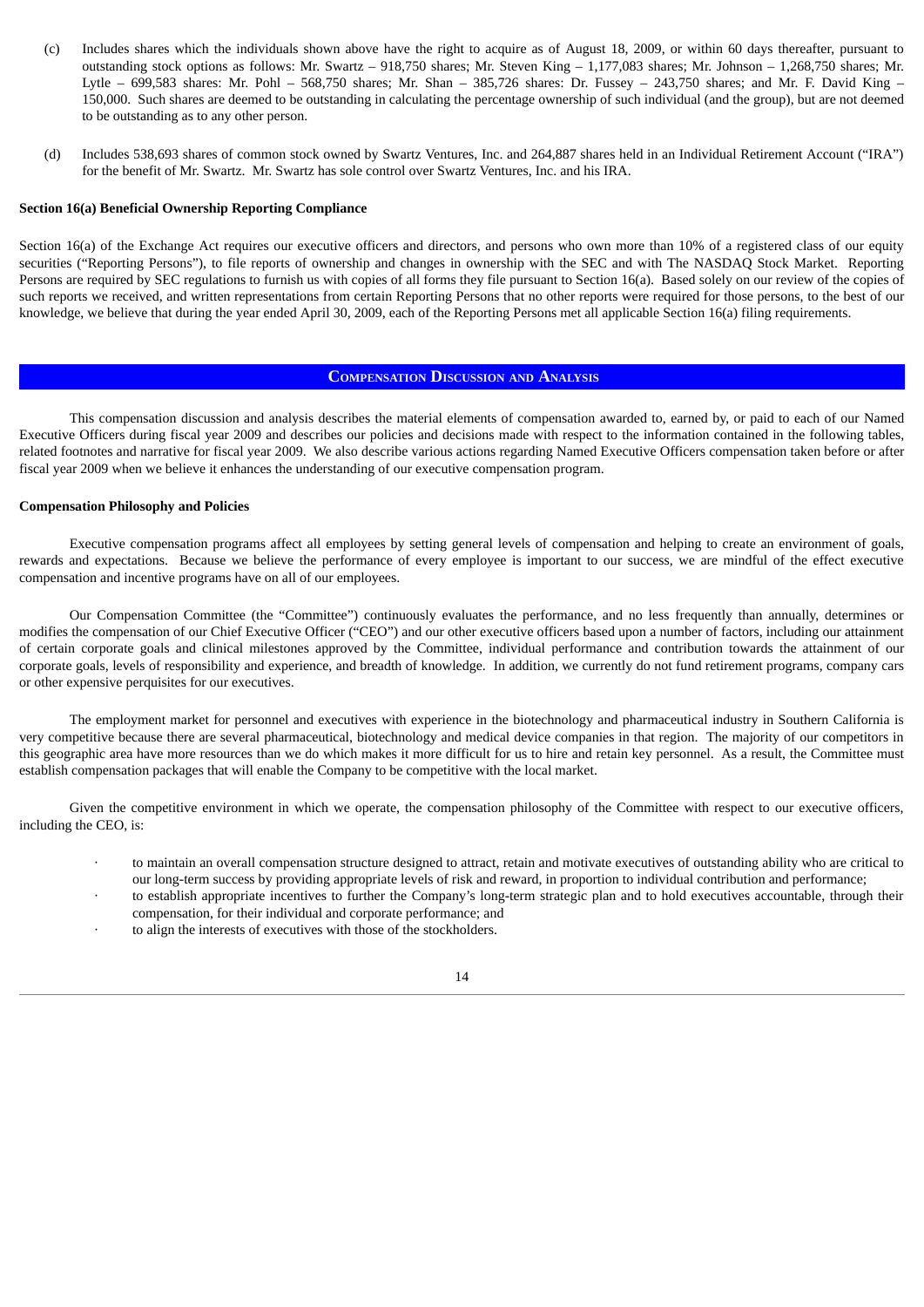(c) Includes shares which the individuals shown above have the right to acquire as of August 18, 2009, or within 60 days thereafter, pursuant to outstanding stock options as follows: Mr. Swartz – 918,750 shares; Mr. Steven King – 1,177,083 shares; Mr. Johnson – 1,268,750 shares; Mr. Lytle – 699,583 shares: Mr. Pohl – 568,750 shares; Mr. Shan – 385,726 shares: Dr. Fussey – 243,750 shares; and Mr. F. David King – 150,000. Such shares are deemed to be outstanding in calculating the percentage ownership of such individual (and the group), but are not deemed to be outstanding as to any other person.

(d) Includes 538,693 shares of common stock owned by Swartz Ventures, Inc. and 264,887 shares held in an Individual Retirement Account ("IRA") for the benefit of Mr. Swartz. Mr. Swartz has sole control over Swartz Ventures, Inc. and his IRA.

**Section 16(a) Beneficial Ownership Reporting Compliance**

Section 16(a) of the Exchange Act requires our executive officers and directors, and persons who own more than 10% of a registered class of our equity securities ("Reporting Persons"), to file reports of ownership and changes in ownership with the SEC and with The NASDAQ Stock Market. Reporting Persons are required by SEC regulations to furnish us with copies of all forms they file pursuant to Section 16(a). Based solely on our review of the copies of such reports we received, and written representations from certain Reporting Persons that no other reports were required for those persons, to the best of our knowledge, we believe that during the year ended April 30, 2009, each of the Reporting Persons met all applicable Section 16(a) filing requirements.

## COMPENSATION DISCUSSION AND ANALYSIS

This compensation discussion and analysis describes the material elements of compensation awarded to, earned by, or paid to each of our Named Executive Officers during fiscal year 2009 and describes our policies and decisions made with respect to the information contained in the following tables, related footnotes and narrative for fiscal year 2009. We also describe various actions regarding Named Executive Officers compensation taken before or after fiscal year 2009 when we believe it enhances the understanding of our executive compensation program.

**Compensation Philosophy and Policies**

Executive compensation programs affect all employees by setting general levels of compensation and helping to create an environment of goals, rewards and expectations. Because we believe the performance of every employee is important to our success, we are mindful of the effect executive compensation and incentive programs have on all of our employees.

Our Compensation Committee (the "Committee") continuously evaluates the performance, and no less frequently than annually, determines or modifies the compensation of our Chief Executive Officer ("CEO") and our other executive officers based upon a number of factors, including our attainment of certain corporate goals and clinical milestones approved by the Committee, individual performance and contribution towards the attainment of our corporate goals, levels of responsibility and experience, and breadth of knowledge. In addition, we currently do not fund retirement programs, company cars or other expensive perquisites for our executives.

The employment market for personnel and executives with experience in the biotechnology and pharmaceutical industry in Southern California is very competitive because there are several pharmaceutical, biotechnology and medical device companies in that region. The majority of our competitors in this geographic area have more resources than we do which makes it more difficult for us to hire and retain key personnel. As a result, the Committee must establish compensation packages that will enable the Company to be competitive with the local market.

Given the competitive environment in which we operate, the compensation philosophy of the Committee with respect to our executive officers, including the CEO, is:

- to maintain an overall compensation structure designed to attract, retain and motivate executives of outstanding ability who are critical to our long-term success by providing appropriate levels of risk and reward, in proportion to individual contribution and performance;
- to establish appropriate incentives to further the Company's long-term strategic plan and to hold executives accountable, through their compensation, for their individual and corporate performance; and
- to align the interests of executives with those of the stockholders.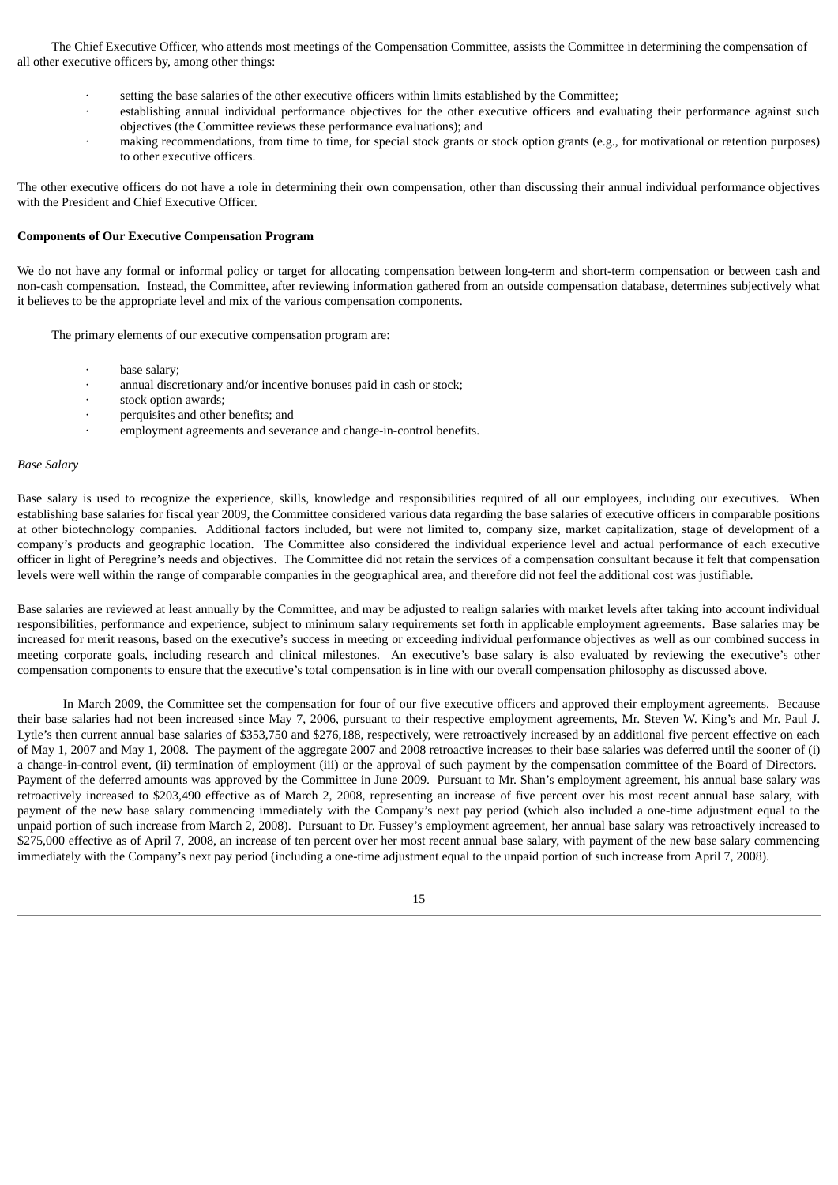The Chief Executive Officer, who attends most meetings of the Compensation Committee, assists the Committee in determining the compensation of all other executive officers by, among other things:

- setting the base salaries of the other executive officers within limits established by the Committee;
- establishing annual individual performance objectives for the other executive officers and evaluating their performance against such objectives (the Committee reviews these performance evaluations); and
- making recommendations, from time to time, for special stock grants or stock option grants (e.g., for motivational or retention purposes) to other executive officers.

The other executive officers do not have a role in determining their own compensation, other than discussing their annual individual performance objectives with the President and Chief Executive Officer.

**Components of Our Executive Compensation Program**

We do not have any formal or informal policy or target for allocating compensation between long-term and short-term compensation or between cash and non-cash compensation. Instead, the Committee, after reviewing information gathered from an outside compensation database, determines subjectively what it believes to be the appropriate level and mix of the various compensation components.

The primary elements of our executive compensation program are:

- base salary;
- annual discretionary and/or incentive bonuses paid in cash or stock;
- stock option awards;
- perquisites and other benefits; and
- employment agreements and severance and change-in-control benefits.

*Base Salary*

Base salary is used to recognize the experience, skills, knowledge and responsibilities required of all our employees, including our executives. When establishing base salaries for fiscal year 2009, the Committee considered various data regarding the base salaries of executive officers in comparable positions at other biotechnology companies. Additional factors included, but were not limited to, company size, market capitalization, stage of development of a company's products and geographic location. The Committee also considered the individual experience level and actual performance of each executive officer in light of Peregrine's needs and objectives. The Committee did not retain the services of a compensation consultant because it felt that compensation levels were well within the range of comparable companies in the geographical area, and therefore did not feel the additional cost was justifiable.

Base salaries are reviewed at least annually by the Committee, and may be adjusted to realign salaries with market levels after taking into account individual responsibilities, performance and experience, subject to minimum salary requirements set forth in applicable employment agreements. Base salaries may be increased for merit reasons, based on the executive's success in meeting or exceeding individual performance objectives as well as our combined success in meeting corporate goals, including research and clinical milestones. An executive's base salary is also evaluated by reviewing the executive's other compensation components to ensure that the executive's total compensation is in line with our overall compensation philosophy as discussed above.

In March 2009, the Committee set the compensation for four of our five executive officers and approved their employment agreements. Because their base salaries had not been increased since May 7, 2006, pursuant to their respective employment agreements, Mr. Steven W. King's and Mr. Paul J. Lytle's then current annual base salaries of $353,750 and $276,188, respectively, were retroactively increased by an additional five percent effective on each of May 1, 2007 and May 1, 2008. The payment of the aggregate 2007 and 2008 retroactive increases to their base salaries was deferred until the sooner of (i) a change-in-control event, (ii) termination of employment (iii) or the approval of such payment by the compensation committee of the Board of Directors. Payment of the deferred amounts was approved by the Committee in June 2009. Pursuant to Mr. Shan's employment agreement, his annual base salary was retroactively increased to $203,490 effective as of March 2, 2008, representing an increase of five percent over his most recent annual base salary, with payment of the new base salary commencing immediately with the Company's next pay period (which also included a one-time adjustment equal to the unpaid portion of such increase from March 2, 2008). Pursuant to Dr. Fussey's employment agreement, her annual base salary was retroactively increased to $275,000 effective as of April 7, 2008, an increase of ten percent over her most recent annual base salary, with payment of the new base salary commencing immediately with the Company's next pay period (including a one-time adjustment equal to the unpaid portion of such increase from April 7, 2008).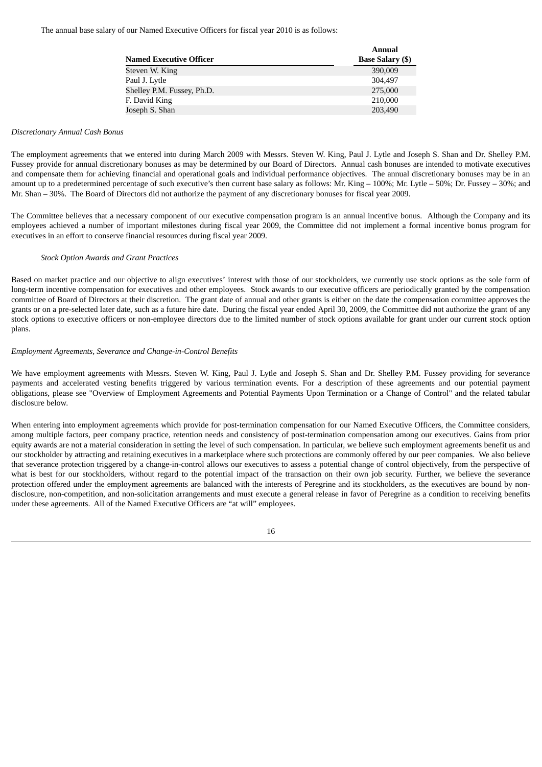The annual base salary of our Named Executive Officers for fiscal year 2010 is as follows:

| Named Executive Officer | Annual Base Salary ($) |
|---|---|
| Steven W. King | 390,009 |
| Paul J. Lytle | 304,497 |
| Shelley P.M. Fussey, Ph.D. | 275,000 |
| F. David King | 210,000 |
| Joseph S. Shan | 203,490 |

*Discretionary Annual Cash Bonus*

The employment agreements that we entered into during March 2009 with Messrs. Steven W. King, Paul J. Lytle and Joseph S. Shan and Dr. Shelley P.M. Fussey provide for annual discretionary bonuses as may be determined by our Board of Directors. Annual cash bonuses are intended to motivate executives and compensate them for achieving financial and operational goals and individual performance objectives. The annual discretionary bonuses may be in an amount up to a predetermined percentage of such executive's then current base salary as follows: Mr. King – 100%; Mr. Lytle – 50%; Dr. Fussey – 30%; and Mr. Shan – 30%. The Board of Directors did not authorize the payment of any discretionary bonuses for fiscal year 2009.

The Committee believes that a necessary component of our executive compensation program is an annual incentive bonus. Although the Company and its employees achieved a number of important milestones during fiscal year 2009, the Committee did not implement a formal incentive bonus program for executives in an effort to conserve financial resources during fiscal year 2009.

*Stock Option Awards and Grant Practices*

Based on market practice and our objective to align executives' interest with those of our stockholders, we currently use stock options as the sole form of long-term incentive compensation for executives and other employees. Stock awards to our executive officers are periodically granted by the compensation committee of Board of Directors at their discretion. The grant date of annual and other grants is either on the date the compensation committee approves the grants or on a pre-selected later date, such as a future hire date. During the fiscal year ended April 30, 2009, the Committee did not authorize the grant of any stock options to executive officers or non-employee directors due to the limited number of stock options available for grant under our current stock option plans.

*Employment Agreements, Severance and Change-in-Control Benefits*

We have employment agreements with Messrs. Steven W. King, Paul J. Lytle and Joseph S. Shan and Dr. Shelley P.M. Fussey providing for severance payments and accelerated vesting benefits triggered by various termination events. For a description of these agreements and our potential payment obligations, please see "Overview of Employment Agreements and Potential Payments Upon Termination or a Change of Control" and the related tabular disclosure below.

When entering into employment agreements which provide for post-termination compensation for our Named Executive Officers, the Committee considers, among multiple factors, peer company practice, retention needs and consistency of post-termination compensation among our executives. Gains from prior equity awards are not a material consideration in setting the level of such compensation. In particular, we believe such employment agreements benefit us and our stockholder by attracting and retaining executives in a marketplace where such protections are commonly offered by our peer companies. We also believe that severance protection triggered by a change-in-control allows our executives to assess a potential change of control objectively, from the perspective of what is best for our stockholders, without regard to the potential impact of the transaction on their own job security. Further, we believe the severance protection offered under the employment agreements are balanced with the interests of Peregrine and its stockholders, as the executives are bound by non-disclosure, non-competition, and non-solicitation arrangements and must execute a general release in favor of Peregrine as a condition to receiving benefits under these agreements. All of the Named Executive Officers are "at will" employees.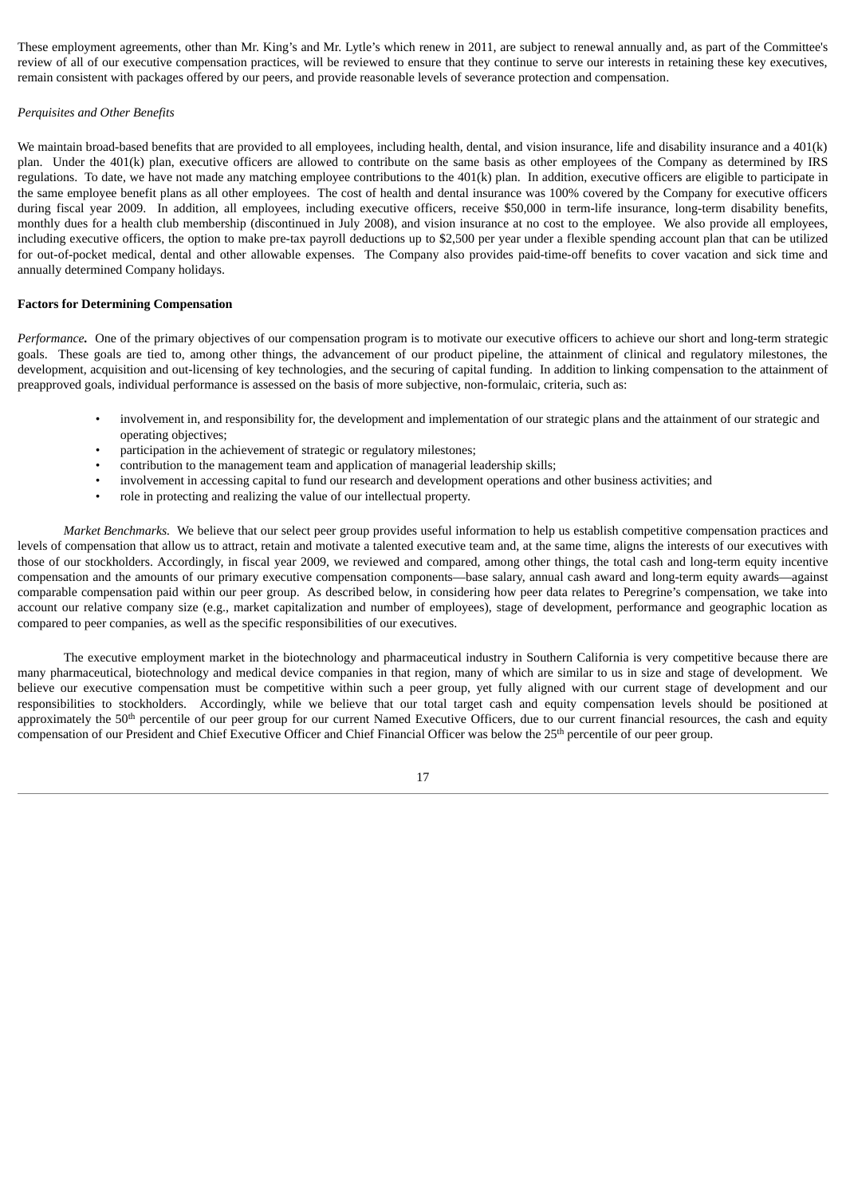These employment agreements, other than Mr. King's and Mr. Lytle's which renew in 2011, are subject to renewal annually and, as part of the Committee's review of all of our executive compensation practices, will be reviewed to ensure that they continue to serve our interests in retaining these key executives, remain consistent with packages offered by our peers, and provide reasonable levels of severance protection and compensation.

*Perquisites and Other Benefits*

We maintain broad-based benefits that are provided to all employees, including health, dental, and vision insurance, life and disability insurance and a 401(k) plan. Under the 401(k) plan, executive officers are allowed to contribute on the same basis as other employees of the Company as determined by IRS regulations. To date, we have not made any matching employee contributions to the 401(k) plan. In addition, executive officers are eligible to participate in the same employee benefit plans as all other employees. The cost of health and dental insurance was 100% covered by the Company for executive officers during fiscal year 2009. In addition, all employees, including executive officers, receive $50,000 in term-life insurance, long-term disability benefits, monthly dues for a health club membership (discontinued in July 2008), and vision insurance at no cost to the employee. We also provide all employees, including executive officers, the option to make pre-tax payroll deductions up to $2,500 per year under a flexible spending account plan that can be utilized for out-of-pocket medical, dental and other allowable expenses. The Company also provides paid-time-off benefits to cover vacation and sick time and annually determined Company holidays.

**Factors for Determining Compensation**

***Performance.*** One of the primary objectives of our compensation program is to motivate our executive officers to achieve our short and long-term strategic goals. These goals are tied to, among other things, the advancement of our product pipeline, the attainment of clinical and regulatory milestones, the development, acquisition and out-licensing of key technologies, and the securing of capital funding. In addition to linking compensation to the attainment of preapproved goals, individual performance is assessed on the basis of more subjective, non-formulaic, criteria, such as:

- involvement in, and responsibility for, the development and implementation of our strategic plans and the attainment of our strategic and operating objectives;
- participation in the achievement of strategic or regulatory milestones;
- contribution to the management team and application of managerial leadership skills;
- involvement in accessing capital to fund our research and development operations and other business activities; and
- role in protecting and realizing the value of our intellectual property.

*Market Benchmarks.* We believe that our select peer group provides useful information to help us establish competitive compensation practices and levels of compensation that allow us to attract, retain and motivate a talented executive team and, at the same time, aligns the interests of our executives with those of our stockholders. Accordingly, in fiscal year 2009, we reviewed and compared, among other things, the total cash and long-term equity incentive compensation and the amounts of our primary executive compensation components—base salary, annual cash award and long-term equity awards—against comparable compensation paid within our peer group. As described below, in considering how peer data relates to Peregrine's compensation, we take into account our relative company size (e.g., market capitalization and number of employees), stage of development, performance and geographic location as compared to peer companies, as well as the specific responsibilities of our executives.

The executive employment market in the biotechnology and pharmaceutical industry in Southern California is very competitive because there are many pharmaceutical, biotechnology and medical device companies in that region, many of which are similar to us in size and stage of development. We believe our executive compensation must be competitive within such a peer group, yet fully aligned with our current stage of development and our responsibilities to stockholders. Accordingly, while we believe that our total target cash and equity compensation levels should be positioned at approximately the 50th percentile of our peer group for our current Named Executive Officers, due to our current financial resources, the cash and equity compensation of our President and Chief Executive Officer and Chief Financial Officer was below the 25th percentile of our peer group.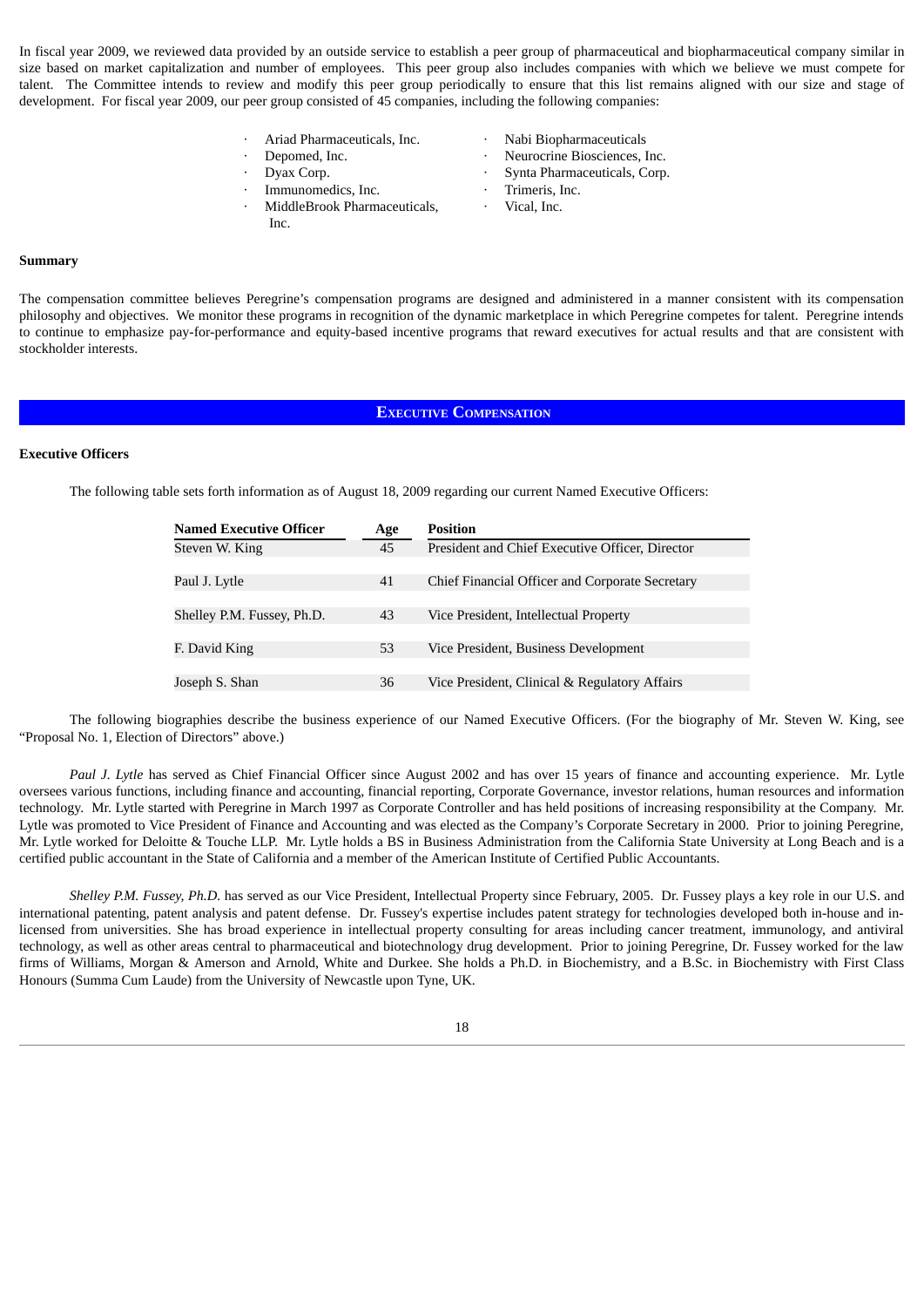In fiscal year 2009, we reviewed data provided by an outside service to establish a peer group of pharmaceutical and biopharmaceutical company similar in size based on market capitalization and number of employees. This peer group also includes companies with which we believe we must compete for talent. The Committee intends to review and modify this peer group periodically to ensure that this list remains aligned with our size and stage of development. For fiscal year 2009, our peer group consisted of 45 companies, including the following companies:

- Ariad Pharmaceuticals, Inc.
- Depomed, Inc.
- Dyax Corp.
- Immunomedics, Inc.
- MiddleBrook Pharmaceuticals, Inc.
- Nabi Biopharmaceuticals
- Neurocrine Biosciences, Inc.
- Synta Pharmaceuticals, Corp.
- Trimeris, Inc.
- Vical, Inc.

**Summary**

The compensation committee believes Peregrine's compensation programs are designed and administered in a manner consistent with its compensation philosophy and objectives. We monitor these programs in recognition of the dynamic marketplace in which Peregrine competes for talent. Peregrine intends to continue to emphasize pay-for-performance and equity-based incentive programs that reward executives for actual results and that are consistent with stockholder interests.

## EXECUTIVE COMPENSATION

**Executive Officers**

The following table sets forth information as of August 18, 2009 regarding our current Named Executive Officers:

| Named Executive Officer | Age | Position |
|---|---|---|
| Steven W. King | 45 | President and Chief Executive Officer, Director |
| Paul J. Lytle | 41 | Chief Financial Officer and Corporate Secretary |
| Shelley P.M. Fussey, Ph.D. | 43 | Vice President, Intellectual Property |
| F. David King | 53 | Vice President, Business Development |
| Joseph S. Shan | 36 | Vice President, Clinical & Regulatory Affairs |

The following biographies describe the business experience of our Named Executive Officers. (For the biography of Mr. Steven W. King, see "Proposal No. 1, Election of Directors" above.)

*Paul J. Lytle* has served as Chief Financial Officer since August 2002 and has over 15 years of finance and accounting experience. Mr. Lytle oversees various functions, including finance and accounting, financial reporting, Corporate Governance, investor relations, human resources and information technology. Mr. Lytle started with Peregrine in March 1997 as Corporate Controller and has held positions of increasing responsibility at the Company. Mr. Lytle was promoted to Vice President of Finance and Accounting and was elected as the Company's Corporate Secretary in 2000. Prior to joining Peregrine, Mr. Lytle worked for Deloitte & Touche LLP. Mr. Lytle holds a BS in Business Administration from the California State University at Long Beach and is a certified public accountant in the State of California and a member of the American Institute of Certified Public Accountants.

*Shelley P.M. Fussey, Ph.D.* has served as our Vice President, Intellectual Property since February, 2005. Dr. Fussey plays a key role in our U.S. and international patenting, patent analysis and patent defense. Dr. Fussey's expertise includes patent strategy for technologies developed both in-house and in-licensed from universities. She has broad experience in intellectual property consulting for areas including cancer treatment, immunology, and antiviral technology, as well as other areas central to pharmaceutical and biotechnology drug development. Prior to joining Peregrine, Dr. Fussey worked for the law firms of Williams, Morgan & Amerson and Arnold, White and Durkee. She holds a Ph.D. in Biochemistry, and a B.Sc. in Biochemistry with First Class Honours (Summa Cum Laude) from the University of Newcastle upon Tyne, UK.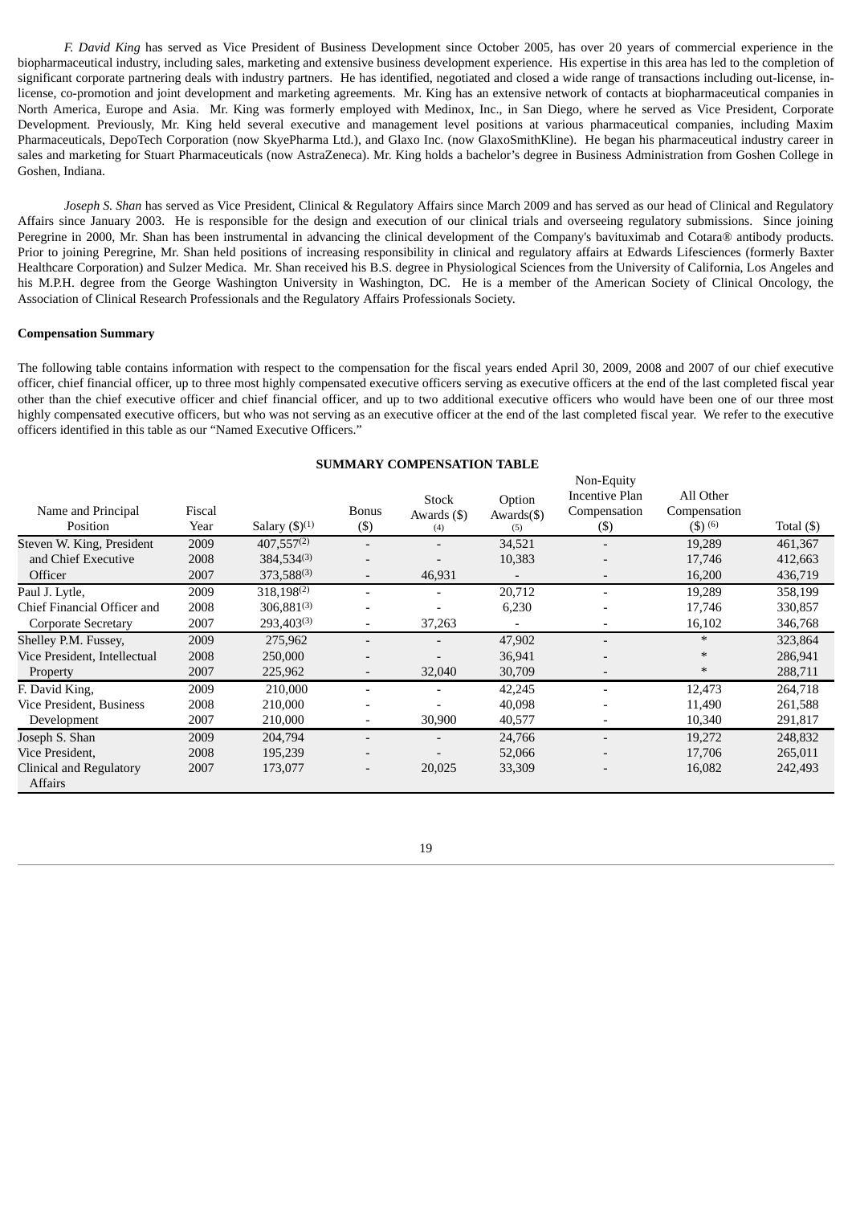*F. David King* has served as Vice President of Business Development since October 2005, has over 20 years of commercial experience in the biopharmaceutical industry, including sales, marketing and extensive business development experience. His expertise in this area has led to the completion of significant corporate partnering deals with industry partners. He has identified, negotiated and closed a wide range of transactions including out-license, in-license, co-promotion and joint development and marketing agreements. Mr. King has an extensive network of contacts at biopharmaceutical companies in North America, Europe and Asia. Mr. King was formerly employed with Medinox, Inc., in San Diego, where he served as Vice President, Corporate Development. Previously, Mr. King held several executive and management level positions at various pharmaceutical companies, including Maxim Pharmaceuticals, DepoTech Corporation (now SkyePharma Ltd.), and Glaxo Inc. (now GlaxoSmithKline). He began his pharmaceutical industry career in sales and marketing for Stuart Pharmaceuticals (now AstraZeneca). Mr. King holds a bachelor's degree in Business Administration from Goshen College in Goshen, Indiana.

*Joseph S. Shan* has served as Vice President, Clinical & Regulatory Affairs since March 2009 and has served as our head of Clinical and Regulatory Affairs since January 2003. He is responsible for the design and execution of our clinical trials and overseeing regulatory submissions. Since joining Peregrine in 2000, Mr. Shan has been instrumental in advancing the clinical development of the Company's bavituximab and Cotara® antibody products. Prior to joining Peregrine, Mr. Shan held positions of increasing responsibility in clinical and regulatory affairs at Edwards Lifesciences (formerly Baxter Healthcare Corporation) and Sulzer Medica. Mr. Shan received his B.S. degree in Physiological Sciences from the University of California, Los Angeles and his M.P.H. degree from the George Washington University in Washington, DC. He is a member of the American Society of Clinical Oncology, the Association of Clinical Research Professionals and the Regulatory Affairs Professionals Society.

**Compensation Summary**

The following table contains information with respect to the compensation for the fiscal years ended April 30, 2009, 2008 and 2007 of our chief executive officer, chief financial officer, up to three most highly compensated executive officers serving as executive officers at the end of the last completed fiscal year other than the chief executive officer and chief financial officer, and up to two additional executive officers who would have been one of our three most highly compensated executive officers, but who was not serving as an executive officer at the end of the last completed fiscal year. We refer to the executive officers identified in this table as our "Named Executive Officers."

**SUMMARY COMPENSATION TABLE**

| Name and Principal Position | Fiscal Year | Salary ($)(1) | Bonus ($) | Stock Awards ($) (4) | Option Awards($) (5) | Non-Equity Incentive Plan Compensation ($) | All Other Compensation ($) (6) | Total ($) |
|---|---|---|---|---|---|---|---|---|
| Steven W. King, President | 2009 | 407,557(2) | - | - | 34,521 | - | 19,289 | 461,367 |
| and Chief Executive | 2008 | 384,534(3) | - | - | 10,383 | - | 17,746 | 412,663 |
| Officer | 2007 | 373,588(3) | - | 46,931 | - | - | 16,200 | 436,719 |
| Paul J. Lytle, | 2009 | 318,198(2) | - | - | 20,712 | - | 19,289 | 358,199 |
| Chief Financial Officer and | 2008 | 306,881(3) | - | - | 6,230 | - | 17,746 | 330,857 |
| Corporate Secretary | 2007 | 293,403(3) | - | 37,263 | - | - | 16,102 | 346,768 |
| Shelley P.M. Fussey, | 2009 | 275,962 | - | - | 47,902 | - | * | 323,864 |
| Vice President, Intellectual | 2008 | 250,000 | - | - | 36,941 | - | * | 286,941 |
| Property | 2007 | 225,962 | - | 32,040 | 30,709 | - | * | 288,711 |
| F. David King, | 2009 | 210,000 | - | - | 42,245 | - | 12,473 | 264,718 |
| Vice President, Business | 2008 | 210,000 | - | - | 40,098 | - | 11,490 | 261,588 |
| Development | 2007 | 210,000 | - | 30,900 | 40,577 | - | 10,340 | 291,817 |
| Joseph S. Shan | 2009 | 204,794 | - | - | 24,766 | - | 19,272 | 248,832 |
| Vice President, | 2008 | 195,239 | - | - | 52,066 | - | 17,706 | 265,011 |
| Clinical and Regulatory Affairs | 2007 | 173,077 | - | 20,025 | 33,309 | - | 16,082 | 242,493 |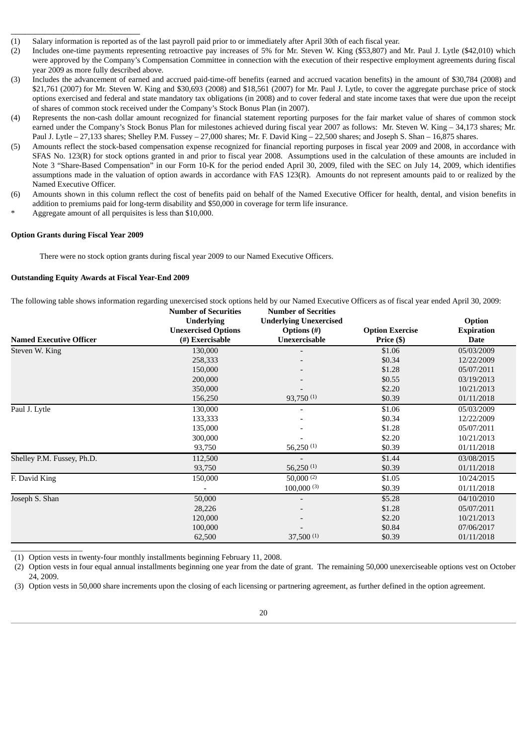(1) Salary information is reported as of the last payroll paid prior to or immediately after April 30th of each fiscal year.

(2) Includes one-time payments representing retroactive pay increases of 5% for Mr. Steven W. King ($53,807) and Mr. Paul J. Lytle ($42,010) which were approved by the Company's Compensation Committee in connection with the execution of their respective employment agreements during fiscal year 2009 as more fully described above.

(3) Includes the advancement of earned and accrued paid-time-off benefits (earned and accrued vacation benefits) in the amount of $30,784 (2008) and $21,761 (2007) for Mr. Steven W. King and $30,693 (2008) and $18,561 (2007) for Mr. Paul J. Lytle, to cover the aggregate purchase price of stock options exercised and federal and state mandatory tax obligations (in 2008) and to cover federal and state income taxes that were due upon the receipt of shares of common stock received under the Company's Stock Bonus Plan (in 2007).

(4) Represents the non-cash dollar amount recognized for financial statement reporting purposes for the fair market value of shares of common stock earned under the Company's Stock Bonus Plan for milestones achieved during fiscal year 2007 as follows: Mr. Steven W. King – 34,173 shares; Mr. Paul J. Lytle – 27,133 shares; Shelley P.M. Fussey – 27,000 shares; Mr. F. David King – 22,500 shares; and Joseph S. Shan – 16,875 shares.

(5) Amounts reflect the stock-based compensation expense recognized for financial reporting purposes in fiscal year 2009 and 2008, in accordance with SFAS No. 123(R) for stock options granted in and prior to fiscal year 2008. Assumptions used in the calculation of these amounts are included in Note 3 "Share-Based Compensation" in our Form 10-K for the period ended April 30, 2009, filed with the SEC on July 14, 2009, which identifies assumptions made in the valuation of option awards in accordance with FAS 123(R). Amounts do not represent amounts paid to or realized by the Named Executive Officer.

(6) Amounts shown in this column reflect the cost of benefits paid on behalf of the Named Executive Officer for health, dental, and vision benefits in addition to premiums paid for long-term disability and $50,000 in coverage for term life insurance.

\* Aggregate amount of all perquisites is less than $10,000.

**Option Grants during Fiscal Year 2009**

There were no stock option grants during fiscal year 2009 to our Named Executive Officers.

**Outstanding Equity Awards at Fiscal Year-End 2009**

The following table shows information regarding unexercised stock options held by our Named Executive Officers as of fiscal year ended April 30, 2009:

| Named Executive Officer | Number of Securities Underlying Unexercised Options (#) Exercisable | Number of Secrities Underlying Unexercised Options (#) Unexercisable | Option Exercise Price ($) | Option Expiration Date |
|---|---|---|---|---|
| Steven W. King | 130,000 | - | $1.06 | 05/03/2009 |
| | 258,333 | - | $0.34 | 12/22/2009 |
| | 150,000 | - | $1.28 | 05/07/2011 |
| | 200,000 | - | $0.55 | 03/19/2013 |
| | 350,000 | - | $2.20 | 10/21/2013 |
| | 156,250 | 93,750 (1) | $0.39 | 01/11/2018 |
| Paul J. Lytle | 130,000 | - | $1.06 | 05/03/2009 |
| | 133,333 | - | $0.34 | 12/22/2009 |
| | 135,000 | - | $1.28 | 05/07/2011 |
| | 300,000 | - | $2.20 | 10/21/2013 |
| | 93,750 | 56,250 (1) | $0.39 | 01/11/2018 |
| Shelley P.M. Fussey, Ph.D. | 112,500 | - | $1.44 | 03/08/2015 |
| | 93,750 | 56,250 (1) | $0.39 | 01/11/2018 |
| F. David King | 150,000 | 50,000 (2) | $1.05 | 10/24/2015 |
| | - | 100,000 (3) | $0.39 | 01/11/2018 |
| Joseph S. Shan | 50,000 | - | $5.28 | 04/10/2010 |
| | 28,226 | - | $1.28 | 05/07/2011 |
| | 120,000 | - | $2.20 | 10/21/2013 |
| | 100,000 | - | $0.84 | 07/06/2017 |
| | 62,500 | 37,500 (1) | $0.39 | 01/11/2018 |

(1) Option vests in twenty-four monthly installments beginning February 11, 2008.

(2) Option vests in four equal annual installments beginning one year from the date of grant. The remaining 50,000 unexerciseable options vest on October 24, 2009.

(3) Option vests in 50,000 share increments upon the closing of each licensing or partnering agreement, as further defined in the option agreement.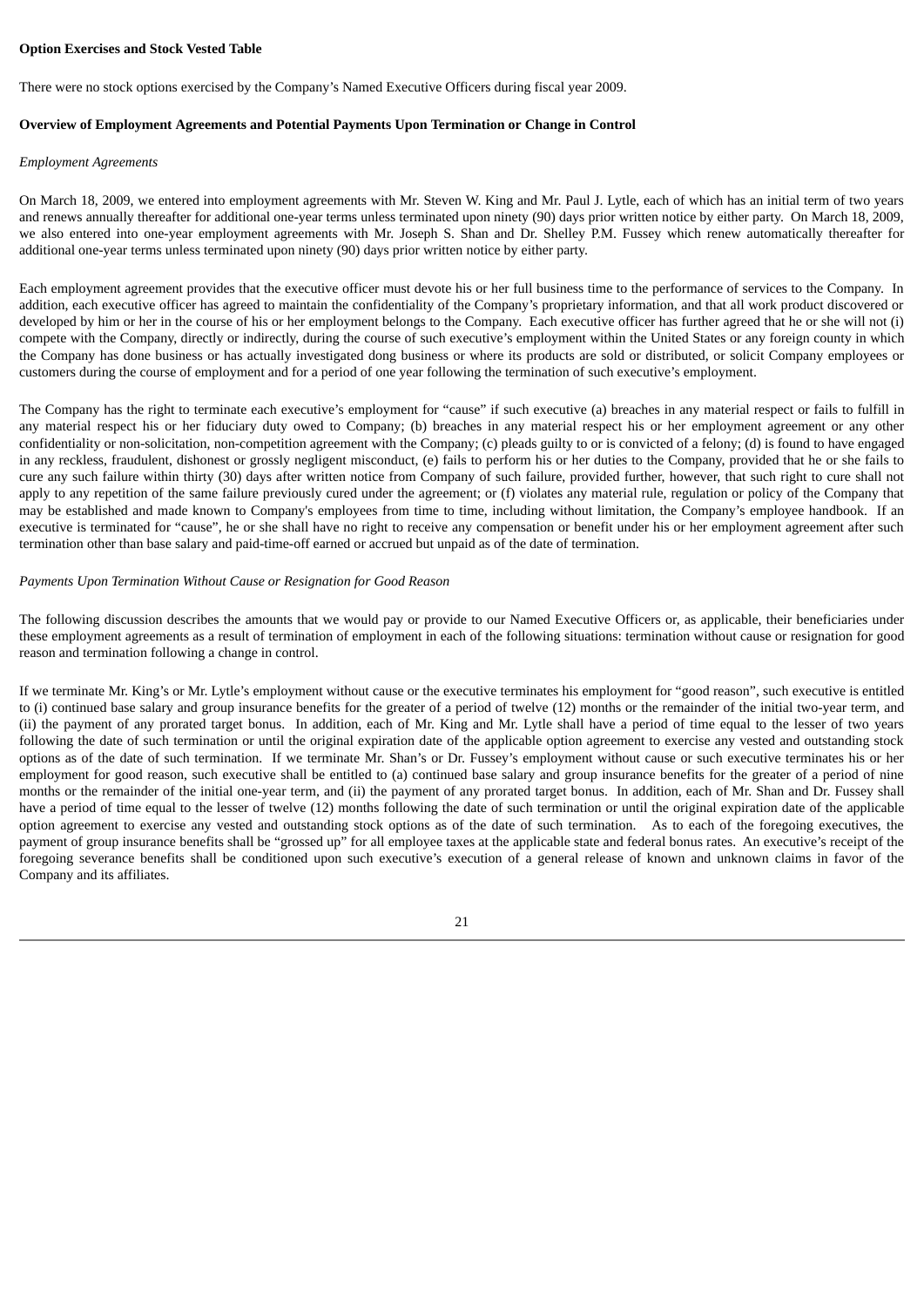**Option Exercises and Stock Vested Table**

There were no stock options exercised by the Company's Named Executive Officers during fiscal year 2009.

**Overview of Employment Agreements and Potential Payments Upon Termination or Change in Control**

*Employment Agreements*

On March 18, 2009, we entered into employment agreements with Mr. Steven W. King and Mr. Paul J. Lytle, each of which has an initial term of two years and renews annually thereafter for additional one-year terms unless terminated upon ninety (90) days prior written notice by either party. On March 18, 2009, we also entered into one-year employment agreements with Mr. Joseph S. Shan and Dr. Shelley P.M. Fussey which renew automatically thereafter for additional one-year terms unless terminated upon ninety (90) days prior written notice by either party.

Each employment agreement provides that the executive officer must devote his or her full business time to the performance of services to the Company. In addition, each executive officer has agreed to maintain the confidentiality of the Company's proprietary information, and that all work product discovered or developed by him or her in the course of his or her employment belongs to the Company. Each executive officer has further agreed that he or she will not (i) compete with the Company, directly or indirectly, during the course of such executive's employment within the United States or any foreign county in which the Company has done business or has actually investigated dong business or where its products are sold or distributed, or solicit Company employees or customers during the course of employment and for a period of one year following the termination of such executive's employment.

The Company has the right to terminate each executive's employment for "cause" if such executive (a) breaches in any material respect or fails to fulfill in any material respect his or her fiduciary duty owed to Company; (b) breaches in any material respect his or her employment agreement or any other confidentiality or non-solicitation, non-competition agreement with the Company; (c) pleads guilty to or is convicted of a felony; (d) is found to have engaged in any reckless, fraudulent, dishonest or grossly negligent misconduct, (e) fails to perform his or her duties to the Company, provided that he or she fails to cure any such failure within thirty (30) days after written notice from Company of such failure, provided further, however, that such right to cure shall not apply to any repetition of the same failure previously cured under the agreement; or (f) violates any material rule, regulation or policy of the Company that may be established and made known to Company's employees from time to time, including without limitation, the Company's employee handbook. If an executive is terminated for "cause", he or she shall have no right to receive any compensation or benefit under his or her employment agreement after such termination other than base salary and paid-time-off earned or accrued but unpaid as of the date of termination.

*Payments Upon Termination Without Cause or Resignation for Good Reason*

The following discussion describes the amounts that we would pay or provide to our Named Executive Officers or, as applicable, their beneficiaries under these employment agreements as a result of termination of employment in each of the following situations: termination without cause or resignation for good reason and termination following a change in control.

If we terminate Mr. King's or Mr. Lytle's employment without cause or the executive terminates his employment for "good reason", such executive is entitled to (i) continued base salary and group insurance benefits for the greater of a period of twelve (12) months or the remainder of the initial two-year term, and (ii) the payment of any prorated target bonus. In addition, each of Mr. King and Mr. Lytle shall have a period of time equal to the lesser of two years following the date of such termination or until the original expiration date of the applicable option agreement to exercise any vested and outstanding stock options as of the date of such termination. If we terminate Mr. Shan's or Dr. Fussey's employment without cause or such executive terminates his or her employment for good reason, such executive shall be entitled to (a) continued base salary and group insurance benefits for the greater of a period of nine months or the remainder of the initial one-year term, and (ii) the payment of any prorated target bonus. In addition, each of Mr. Shan and Dr. Fussey shall have a period of time equal to the lesser of twelve (12) months following the date of such termination or until the original expiration date of the applicable option agreement to exercise any vested and outstanding stock options as of the date of such termination. As to each of the foregoing executives, the payment of group insurance benefits shall be "grossed up" for all employee taxes at the applicable state and federal bonus rates. An executive's receipt of the foregoing severance benefits shall be conditioned upon such executive's execution of a general release of known and unknown claims in favor of the Company and its affiliates.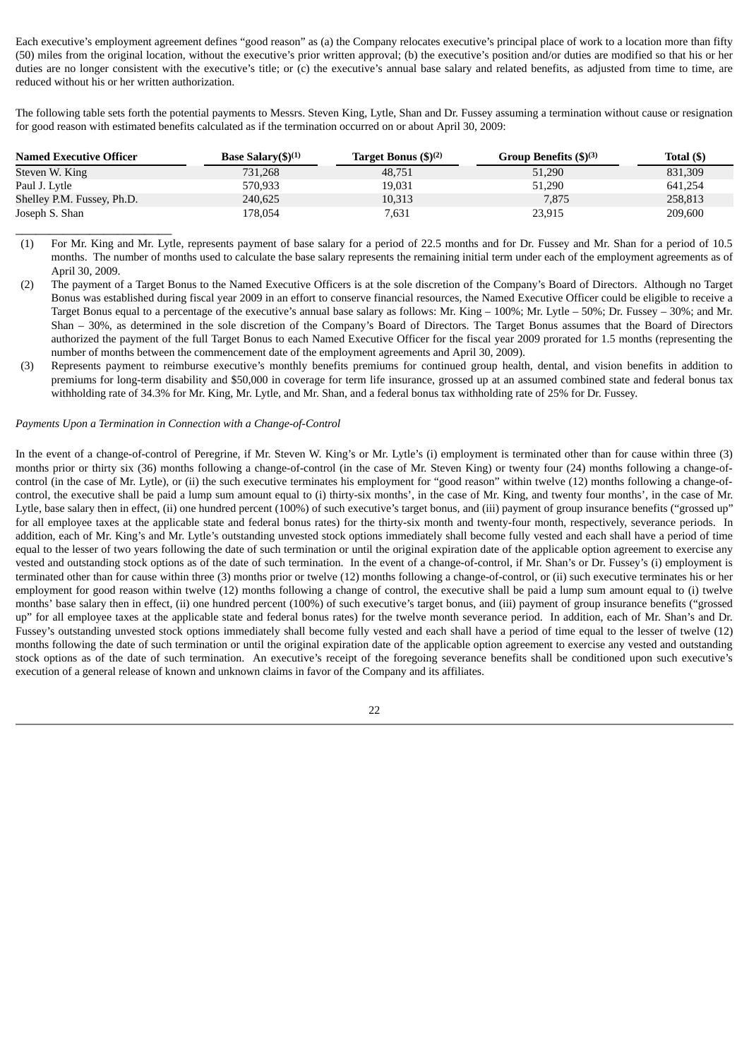Each executive's employment agreement defines "good reason" as (a) the Company relocates executive's principal place of work to a location more than fifty (50) miles from the original location, without the executive's prior written approval; (b) the executive's position and/or duties are modified so that his or her duties are no longer consistent with the executive's title; or (c) the executive's annual base salary and related benefits, as adjusted from time to time, are reduced without his or her written authorization.

The following table sets forth the potential payments to Messrs. Steven King, Lytle, Shan and Dr. Fussey assuming a termination without cause or resignation for good reason with estimated benefits calculated as if the termination occurred on or about April 30, 2009:

| Named Executive Officer | Base Salary($)(1) | Target Bonus ($)(2) | Group Benefits ($)(3) | Total ($) |
|---|---|---|---|---|
| Steven W. King | 731,268 | 48,751 | 51,290 | 831,309 |
| Paul J. Lytle | 570,933 | 19,031 | 51,290 | 641,254 |
| Shelley P.M. Fussey, Ph.D. | 240,625 | 10,313 | 7,875 | 258,813 |
| Joseph S. Shan | 178,054 | 7,631 | 23,915 | 209,600 |

(1) For Mr. King and Mr. Lytle, represents payment of base salary for a period of 22.5 months and for Dr. Fussey and Mr. Shan for a period of 10.5 months. The number of months used to calculate the base salary represents the remaining initial term under each of the employment agreements as of April 30, 2009.

(2) The payment of a Target Bonus to the Named Executive Officers is at the sole discretion of the Company's Board of Directors. Although no Target Bonus was established during fiscal year 2009 in an effort to conserve financial resources, the Named Executive Officer could be eligible to receive a Target Bonus equal to a percentage of the executive's annual base salary as follows: Mr. King – 100%; Mr. Lytle – 50%; Dr. Fussey – 30%; and Mr. Shan – 30%, as determined in the sole discretion of the Company's Board of Directors. The Target Bonus assumes that the Board of Directors authorized the payment of the full Target Bonus to each Named Executive Officer for the fiscal year 2009 prorated for 1.5 months (representing the number of months between the commencement date of the employment agreements and April 30, 2009).

(3) Represents payment to reimburse executive's monthly benefits premiums for continued group health, dental, and vision benefits in addition to premiums for long-term disability and $50,000 in coverage for term life insurance, grossed up at an assumed combined state and federal bonus tax withholding rate of 34.3% for Mr. King, Mr. Lytle, and Mr. Shan, and a federal bonus tax withholding rate of 25% for Dr. Fussey.

*Payments Upon a Termination in Connection with a Change-of-Control*

In the event of a change-of-control of Peregrine, if Mr. Steven W. King's or Mr. Lytle's (i) employment is terminated other than for cause within three (3) months prior or thirty six (36) months following a change-of-control (in the case of Mr. Steven King) or twenty four (24) months following a change-of-control (in the case of Mr. Lytle), or (ii) the such executive terminates his employment for "good reason" within twelve (12) months following a change-of-control, the executive shall be paid a lump sum amount equal to (i) thirty-six months', in the case of Mr. King, and twenty four months', in the case of Mr. Lytle, base salary then in effect, (ii) one hundred percent (100%) of such executive's target bonus, and (iii) payment of group insurance benefits ("grossed up" for all employee taxes at the applicable state and federal bonus rates) for the thirty-six month and twenty-four month, respectively, severance periods. In addition, each of Mr. King's and Mr. Lytle's outstanding unvested stock options immediately shall become fully vested and each shall have a period of time equal to the lesser of two years following the date of such termination or until the original expiration date of the applicable option agreement to exercise any vested and outstanding stock options as of the date of such termination. In the event of a change-of-control, if Mr. Shan's or Dr. Fussey's (i) employment is terminated other than for cause within three (3) months prior or twelve (12) months following a change-of-control, or (ii) such executive terminates his or her employment for good reason within twelve (12) months following a change of control, the executive shall be paid a lump sum amount equal to (i) twelve months' base salary then in effect, (ii) one hundred percent (100%) of such executive's target bonus, and (iii) payment of group insurance benefits ("grossed up" for all employee taxes at the applicable state and federal bonus rates) for the twelve month severance period. In addition, each of Mr. Shan's and Dr. Fussey's outstanding unvested stock options immediately shall become fully vested and each shall have a period of time equal to the lesser of twelve (12) months following the date of such termination or until the original expiration date of the applicable option agreement to exercise any vested and outstanding stock options as of the date of such termination. An executive's receipt of the foregoing severance benefits shall be conditioned upon such executive's execution of a general release of known and unknown claims in favor of the Company and its affiliates.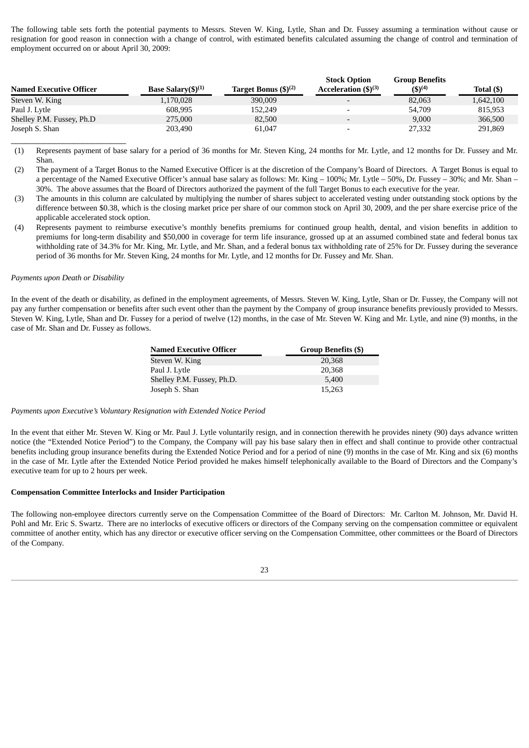The following table sets forth the potential payments to Messrs. Steven W. King, Lytle, Shan and Dr. Fussey assuming a termination without cause or resignation for good reason in connection with a change of control, with estimated benefits calculated assuming the change of control and termination of employment occurred on or about April 30, 2009:

| Named Executive Officer | Base Salary($)[(1)] | Target Bonus ($)[(2)] | Stock Option Acceleration ($)[(3)] | Group Benefits ($)[(4)] | Total ($) |
|---|---|---|---|---|---|
| Steven W. King | 1,170,028 | 390,009 | - | 82,063 | 1,642,100 |
| Paul J. Lytle | 608,995 | 152,249 | - | 54,709 | 815,953 |
| Shelley P.M. Fussey, Ph.D | 275,000 | 82,500 | - | 9,000 | 366,500 |
| Joseph S. Shan | 203,490 | 61,047 | - | 27,332 | 291,869 |

(1) Represents payment of base salary for a period of 36 months for Mr. Steven King, 24 months for Mr. Lytle, and 12 months for Dr. Fussey and Mr. Shan.

(2) The payment of a Target Bonus to the Named Executive Officer is at the discretion of the Company's Board of Directors. A Target Bonus is equal to a percentage of the Named Executive Officer's annual base salary as follows: Mr. King – 100%; Mr. Lytle – 50%, Dr. Fussey – 30%; and Mr. Shan – 30%. The above assumes that the Board of Directors authorized the payment of the full Target Bonus to each executive for the year.

(3) The amounts in this column are calculated by multiplying the number of shares subject to accelerated vesting under outstanding stock options by the difference between $0.38, which is the closing market price per share of our common stock on April 30, 2009, and the per share exercise price of the applicable accelerated stock option.

(4) Represents payment to reimburse executive's monthly benefits premiums for continued group health, dental, and vision benefits in addition to premiums for long-term disability and $50,000 in coverage for term life insurance, grossed up at an assumed combined state and federal bonus tax withholding rate of 34.3% for Mr. King, Mr. Lytle, and Mr. Shan, and a federal bonus tax withholding rate of 25% for Dr. Fussey during the severance period of 36 months for Mr. Steven King, 24 months for Mr. Lytle, and 12 months for Dr. Fussey and Mr. Shan.

*Payments upon Death or Disability*

In the event of the death or disability, as defined in the employment agreements, of Messrs. Steven W. King, Lytle, Shan or Dr. Fussey, the Company will not pay any further compensation or benefits after such event other than the payment by the Company of group insurance benefits previously provided to Messrs. Steven W. King, Lytle, Shan and Dr. Fussey for a period of twelve (12) months, in the case of Mr. Steven W. King and Mr. Lytle, and nine (9) months, in the case of Mr. Shan and Dr. Fussey as follows.

| Named Executive Officer | Group Benefits ($) |
|---|---|
| Steven W. King | 20,368 |
| Paul J. Lytle | 20,368 |
| Shelley P.M. Fussey, Ph.D. | 5,400 |
| Joseph S. Shan | 15,263 |

*Payments upon Executive's Voluntary Resignation with Extended Notice Period*

In the event that either Mr. Steven W. King or Mr. Paul J. Lytle voluntarily resign, and in connection therewith he provides ninety (90) days advance written notice (the "Extended Notice Period") to the Company, the Company will pay his base salary then in effect and shall continue to provide other contractual benefits including group insurance benefits during the Extended Notice Period and for a period of nine (9) months in the case of Mr. King and six (6) months in the case of Mr. Lytle after the Extended Notice Period provided he makes himself telephonically available to the Board of Directors and the Company's executive team for up to 2 hours per week.

**Compensation Committee Interlocks and Insider Participation**

The following non-employee directors currently serve on the Compensation Committee of the Board of Directors: Mr. Carlton M. Johnson, Mr. David H. Pohl and Mr. Eric S. Swartz. There are no interlocks of executive officers or directors of the Company serving on the compensation committee or equivalent committee of another entity, which has any director or executive officer serving on the Compensation Committee, other committees or the Board of Directors of the Company.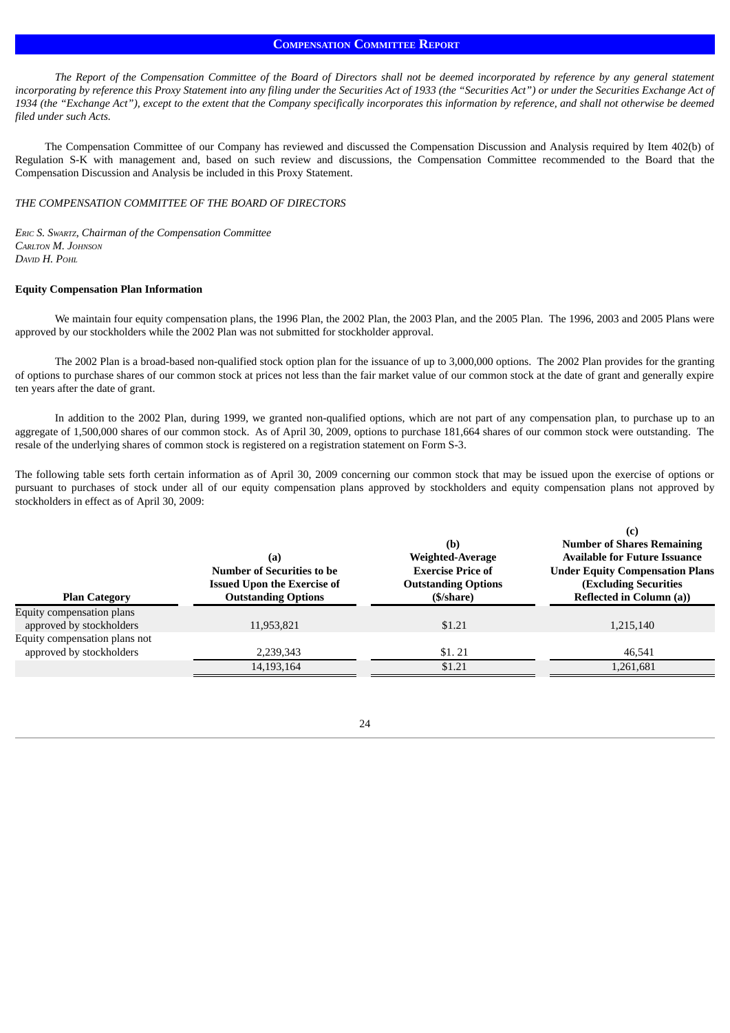## Compensation Committee Report

*The Report of the Compensation Committee of the Board of Directors shall not be deemed incorporated by reference by any general statement incorporating by reference this Proxy Statement into any filing under the Securities Act of 1933 (the "Securities Act") or under the Securities Exchange Act of 1934 (the "Exchange Act"), except to the extent that the Company specifically incorporates this information by reference, and shall not otherwise be deemed filed under such Acts.*

The Compensation Committee of our Company has reviewed and discussed the Compensation Discussion and Analysis required by Item 402(b) of Regulation S-K with management and, based on such review and discussions, the Compensation Committee recommended to the Board that the Compensation Discussion and Analysis be included in this Proxy Statement.

*THE COMPENSATION COMMITTEE OF THE BOARD OF DIRECTORS*

*Eric S. Swartz, Chairman of the Compensation Committee*
*Carlton M. Johnson*
*David H. Pohl*

**Equity Compensation Plan Information**

We maintain four equity compensation plans, the 1996 Plan, the 2002 Plan, the 2003 Plan, and the 2005 Plan. The 1996, 2003 and 2005 Plans were approved by our stockholders while the 2002 Plan was not submitted for stockholder approval.

The 2002 Plan is a broad-based non-qualified stock option plan for the issuance of up to 3,000,000 options. The 2002 Plan provides for the granting of options to purchase shares of our common stock at prices not less than the fair market value of our common stock at the date of grant and generally expire ten years after the date of grant.

In addition to the 2002 Plan, during 1999, we granted non-qualified options, which are not part of any compensation plan, to purchase up to an aggregate of 1,500,000 shares of our common stock. As of April 30, 2009, options to purchase 181,664 shares of our common stock were outstanding. The resale of the underlying shares of common stock is registered on a registration statement on Form S-3.

The following table sets forth certain information as of April 30, 2009 concerning our common stock that may be issued upon the exercise of options or pursuant to purchases of stock under all of our equity compensation plans approved by stockholders and equity compensation plans not approved by stockholders in effect as of April 30, 2009:

| Plan Category | (a) Number of Securities to be Issued Upon the Exercise of Outstanding Options | (b) Weighted-Average Exercise Price of Outstanding Options ($/share) | (c) Number of Shares Remaining Available for Future Issuance Under Equity Compensation Plans (Excluding Securities Reflected in Column (a)) |
|---|---|---|---|
| Equity compensation plans approved by stockholders | 11,953,821 | $1.21 | 1,215,140 |
| Equity compensation plans not approved by stockholders | 2,239,343 | $1. 21 | 46,541 |
| | 14,193,164 | $1.21 | 1,261,681 |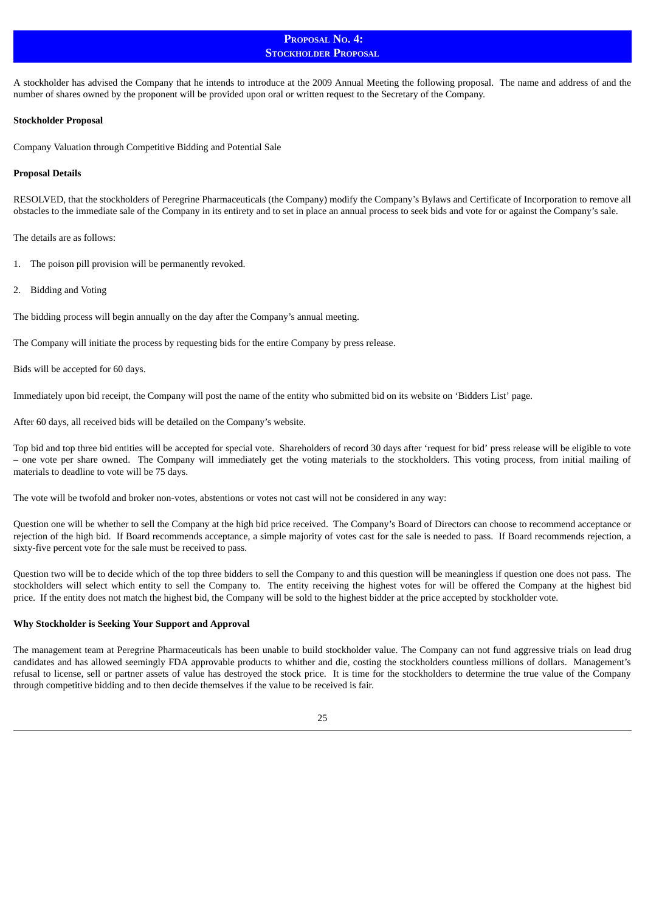## Proposal No. 4:
## Stockholder Proposal

A stockholder has advised the Company that he intends to introduce at the 2009 Annual Meeting the following proposal. The name and address of and the number of shares owned by the proponent will be provided upon oral or written request to the Secretary of the Company.

**Stockholder Proposal**

Company Valuation through Competitive Bidding and Potential Sale

**Proposal Details**

RESOLVED, that the stockholders of Peregrine Pharmaceuticals (the Company) modify the Company's Bylaws and Certificate of Incorporation to remove all obstacles to the immediate sale of the Company in its entirety and to set in place an annual process to seek bids and vote for or against the Company's sale.

The details are as follows:

1. The poison pill provision will be permanently revoked.

2. Bidding and Voting

The bidding process will begin annually on the day after the Company's annual meeting.

The Company will initiate the process by requesting bids for the entire Company by press release.

Bids will be accepted for 60 days.

Immediately upon bid receipt, the Company will post the name of the entity who submitted bid on its website on 'Bidders List' page.

After 60 days, all received bids will be detailed on the Company's website.

Top bid and top three bid entities will be accepted for special vote. Shareholders of record 30 days after 'request for bid' press release will be eligible to vote – one vote per share owned. The Company will immediately get the voting materials to the stockholders. This voting process, from initial mailing of materials to deadline to vote will be 75 days.

The vote will be twofold and broker non-votes, abstentions or votes not cast will not be considered in any way:

Question one will be whether to sell the Company at the high bid price received. The Company's Board of Directors can choose to recommend acceptance or rejection of the high bid. If Board recommends acceptance, a simple majority of votes cast for the sale is needed to pass. If Board recommends rejection, a sixty-five percent vote for the sale must be received to pass.

Question two will be to decide which of the top three bidders to sell the Company to and this question will be meaningless if question one does not pass. The stockholders will select which entity to sell the Company to. The entity receiving the highest votes for will be offered the Company at the highest bid price. If the entity does not match the highest bid, the Company will be sold to the highest bidder at the price accepted by stockholder vote.

**Why Stockholder is Seeking Your Support and Approval**

The management team at Peregrine Pharmaceuticals has been unable to build stockholder value. The Company can not fund aggressive trials on lead drug candidates and has allowed seemingly FDA approvable products to whither and die, costing the stockholders countless millions of dollars. Management's refusal to license, sell or partner assets of value has destroyed the stock price. It is time for the stockholders to determine the true value of the Company through competitive bidding and to then decide themselves if the value to be received is fair.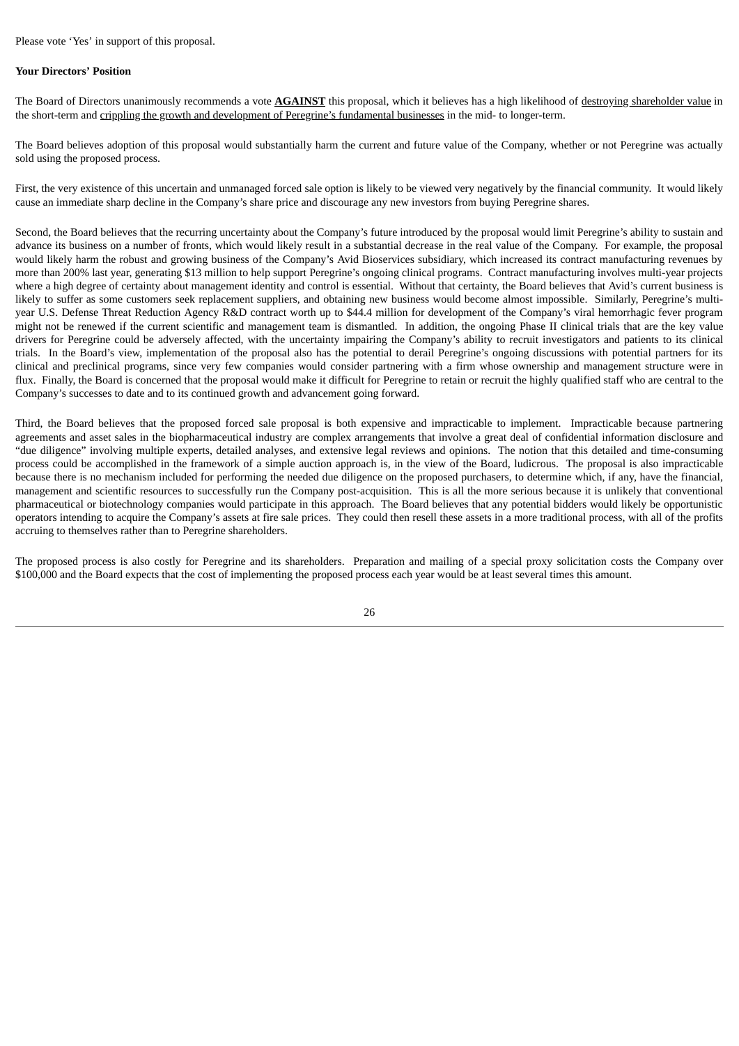Please vote 'Yes' in support of this proposal.

**Your Directors' Position**

The Board of Directors unanimously recommends a vote **AGAINST** this proposal, which it believes has a high likelihood of destroying shareholder value in the short-term and crippling the growth and development of Peregrine's fundamental businesses in the mid- to longer-term.

The Board believes adoption of this proposal would substantially harm the current and future value of the Company, whether or not Peregrine was actually sold using the proposed process.

First, the very existence of this uncertain and unmanaged forced sale option is likely to be viewed very negatively by the financial community. It would likely cause an immediate sharp decline in the Company's share price and discourage any new investors from buying Peregrine shares.

Second, the Board believes that the recurring uncertainty about the Company's future introduced by the proposal would limit Peregrine's ability to sustain and advance its business on a number of fronts, which would likely result in a substantial decrease in the real value of the Company. For example, the proposal would likely harm the robust and growing business of the Company's Avid Bioservices subsidiary, which increased its contract manufacturing revenues by more than 200% last year, generating $13 million to help support Peregrine's ongoing clinical programs. Contract manufacturing involves multi-year projects where a high degree of certainty about management identity and control is essential. Without that certainty, the Board believes that Avid's current business is likely to suffer as some customers seek replacement suppliers, and obtaining new business would become almost impossible. Similarly, Peregrine's multi-year U.S. Defense Threat Reduction Agency R&D contract worth up to $44.4 million for development of the Company's viral hemorrhagic fever program might not be renewed if the current scientific and management team is dismantled. In addition, the ongoing Phase II clinical trials that are the key value drivers for Peregrine could be adversely affected, with the uncertainty impairing the Company's ability to recruit investigators and patients to its clinical trials. In the Board's view, implementation of the proposal also has the potential to derail Peregrine's ongoing discussions with potential partners for its clinical and preclinical programs, since very few companies would consider partnering with a firm whose ownership and management structure were in flux. Finally, the Board is concerned that the proposal would make it difficult for Peregrine to retain or recruit the highly qualified staff who are central to the Company's successes to date and to its continued growth and advancement going forward.

Third, the Board believes that the proposed forced sale proposal is both expensive and impracticable to implement. Impracticable because partnering agreements and asset sales in the biopharmaceutical industry are complex arrangements that involve a great deal of confidential information disclosure and "due diligence" involving multiple experts, detailed analyses, and extensive legal reviews and opinions. The notion that this detailed and time-consuming process could be accomplished in the framework of a simple auction approach is, in the view of the Board, ludicrous. The proposal is also impracticable because there is no mechanism included for performing the needed due diligence on the proposed purchasers, to determine which, if any, have the financial, management and scientific resources to successfully run the Company post-acquisition. This is all the more serious because it is unlikely that conventional pharmaceutical or biotechnology companies would participate in this approach. The Board believes that any potential bidders would likely be opportunistic operators intending to acquire the Company's assets at fire sale prices. They could then resell these assets in a more traditional process, with all of the profits accruing to themselves rather than to Peregrine shareholders.

The proposed process is also costly for Peregrine and its shareholders. Preparation and mailing of a special proxy solicitation costs the Company over $100,000 and the Board expects that the cost of implementing the proposed process each year would be at least several times this amount.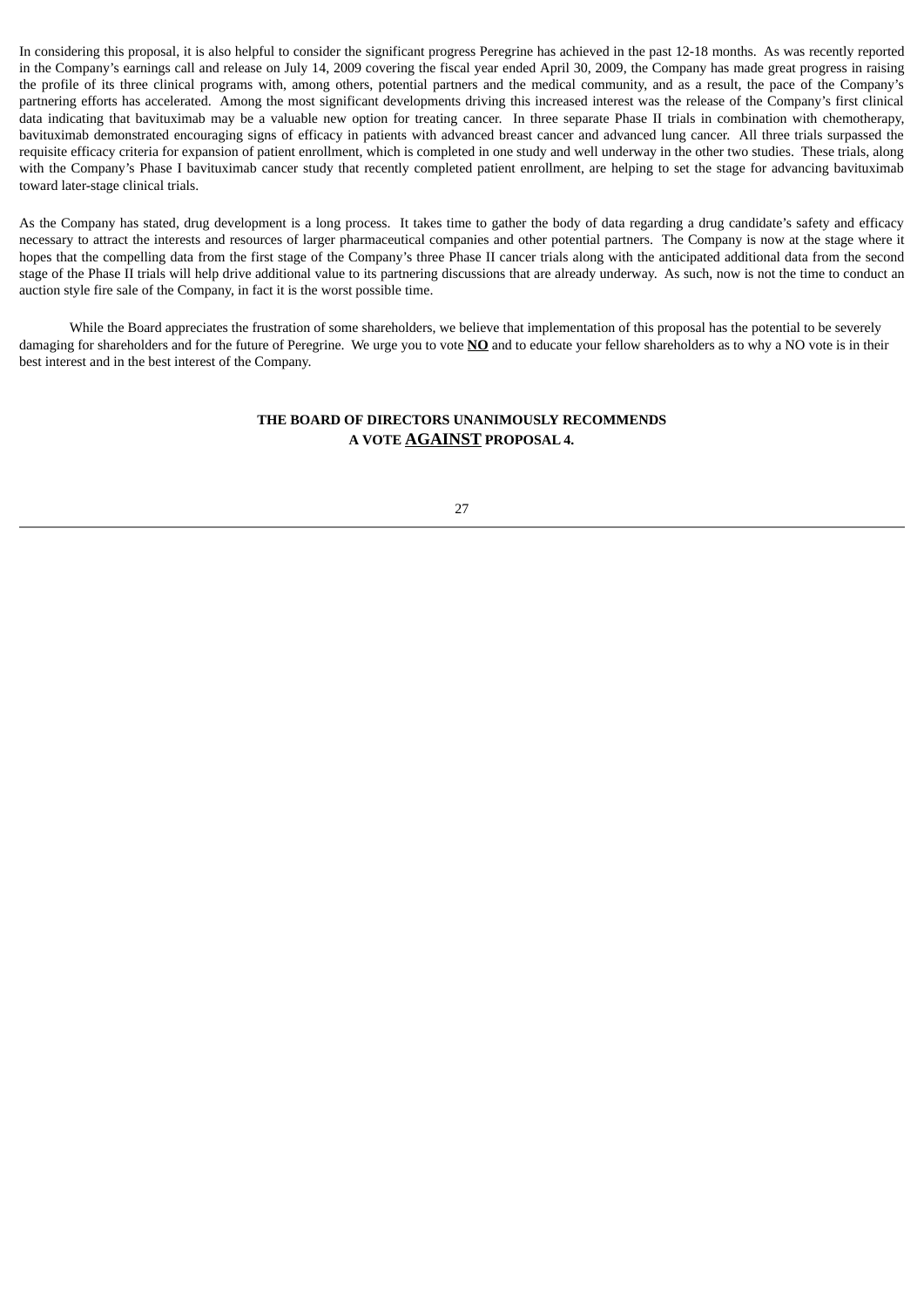In considering this proposal, it is also helpful to consider the significant progress Peregrine has achieved in the past 12-18 months. As was recently reported in the Company's earnings call and release on July 14, 2009 covering the fiscal year ended April 30, 2009, the Company has made great progress in raising the profile of its three clinical programs with, among others, potential partners and the medical community, and as a result, the pace of the Company's partnering efforts has accelerated. Among the most significant developments driving this increased interest was the release of the Company's first clinical data indicating that bavituximab may be a valuable new option for treating cancer. In three separate Phase II trials in combination with chemotherapy, bavituximab demonstrated encouraging signs of efficacy in patients with advanced breast cancer and advanced lung cancer. All three trials surpassed the requisite efficacy criteria for expansion of patient enrollment, which is completed in one study and well underway in the other two studies. These trials, along with the Company's Phase I bavituximab cancer study that recently completed patient enrollment, are helping to set the stage for advancing bavituximab toward later-stage clinical trials.

As the Company has stated, drug development is a long process. It takes time to gather the body of data regarding a drug candidate's safety and efficacy necessary to attract the interests and resources of larger pharmaceutical companies and other potential partners. The Company is now at the stage where it hopes that the compelling data from the first stage of the Company's three Phase II cancer trials along with the anticipated additional data from the second stage of the Phase II trials will help drive additional value to its partnering discussions that are already underway. As such, now is not the time to conduct an auction style fire sale of the Company, in fact it is the worst possible time.

While the Board appreciates the frustration of some shareholders, we believe that implementation of this proposal has the potential to be severely damaging for shareholders and for the future of Peregrine. We urge you to vote **NO** and to educate your fellow shareholders as to why a NO vote is in their best interest and in the best interest of the Company.

**THE BOARD OF DIRECTORS UNANIMOUSLY RECOMMENDS A VOTE AGAINST PROPOSAL 4.**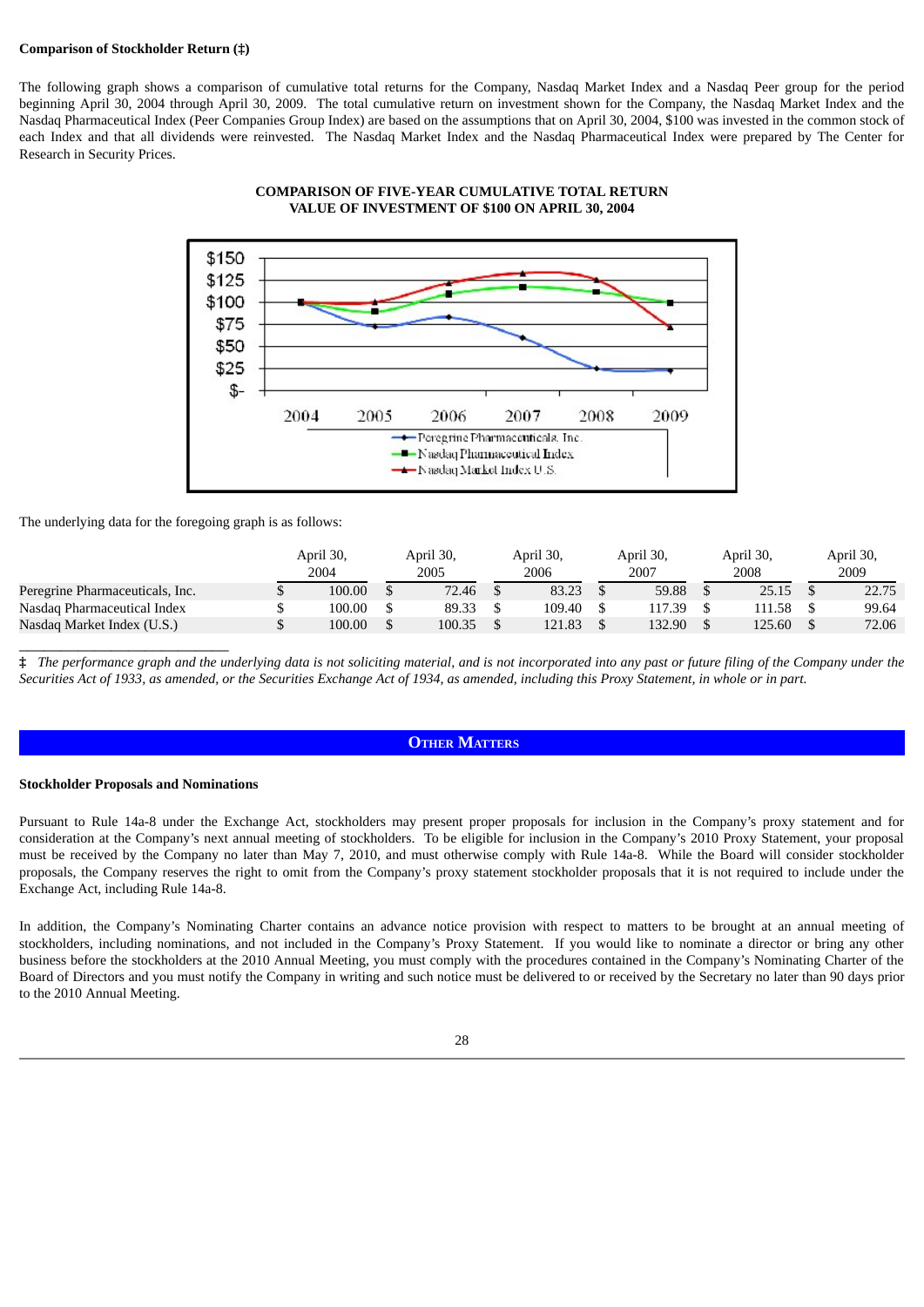**Comparison of Stockholder Return (‡)**

The following graph shows a comparison of cumulative total returns for the Company, Nasdaq Market Index and a Nasdaq Peer group for the period beginning April 30, 2004 through April 30, 2009. The total cumulative return on investment shown for the Company, the Nasdaq Market Index and the Nasdaq Pharmaceutical Index (Peer Companies Group Index) are based on the assumptions that on April 30, 2004, $100 was invested in the common stock of each Index and that all dividends were reinvested. The Nasdaq Market Index and the Nasdaq Pharmaceutical Index were prepared by The Center for Research in Security Prices.

**COMPARISON OF FIVE-YEAR CUMULATIVE TOTAL RETURN**
**VALUE OF INVESTMENT OF $100 ON APRIL 30, 2004**

The underlying data for the foregoing graph is as follows:

| | April 30, 2004 | April 30, 2005 | April 30, 2006 | April 30, 2007 | April 30, 2008 | April 30, 2009 |
|---|---|---|---|---|---|---|
| Peregrine Pharmaceuticals, Inc. | $ 100.00 | $ 72.46 | $ 83.23 | $ 59.88 | $ 25.15 | $ 22.75 |
| Nasdaq Pharmaceutical Index | $ 100.00 | $ 89.33 | $ 109.40 | $ 117.39 | $ 111.58 | $ 99.64 |
| Nasdaq Market Index (U.S.) | $ 100.00 | $ 100.35 | $ 121.83 | $ 132.90 | $ 125.60 | $ 72.06 |

‡ *The performance graph and the underlying data is not soliciting material, and is not incorporated into any past or future filing of the Company under the Securities Act of 1933, as amended, or the Securities Exchange Act of 1934, as amended, including this Proxy Statement, in whole or in part.*

## OTHER MATTERS

**Stockholder Proposals and Nominations**

Pursuant to Rule 14a-8 under the Exchange Act, stockholders may present proper proposals for inclusion in the Company's proxy statement and for consideration at the Company's next annual meeting of stockholders. To be eligible for inclusion in the Company's 2010 Proxy Statement, your proposal must be received by the Company no later than May 7, 2010, and must otherwise comply with Rule 14a-8. While the Board will consider stockholder proposals, the Company reserves the right to omit from the Company's proxy statement stockholder proposals that it is not required to include under the Exchange Act, including Rule 14a-8.

In addition, the Company's Nominating Charter contains an advance notice provision with respect to matters to be brought at an annual meeting of stockholders, including nominations, and not included in the Company's Proxy Statement. If you would like to nominate a director or bring any other business before the stockholders at the 2010 Annual Meeting, you must comply with the procedures contained in the Company's Nominating Charter of the Board of Directors and you must notify the Company in writing and such notice must be delivered to or received by the Secretary no later than 90 days prior to the 2010 Annual Meeting.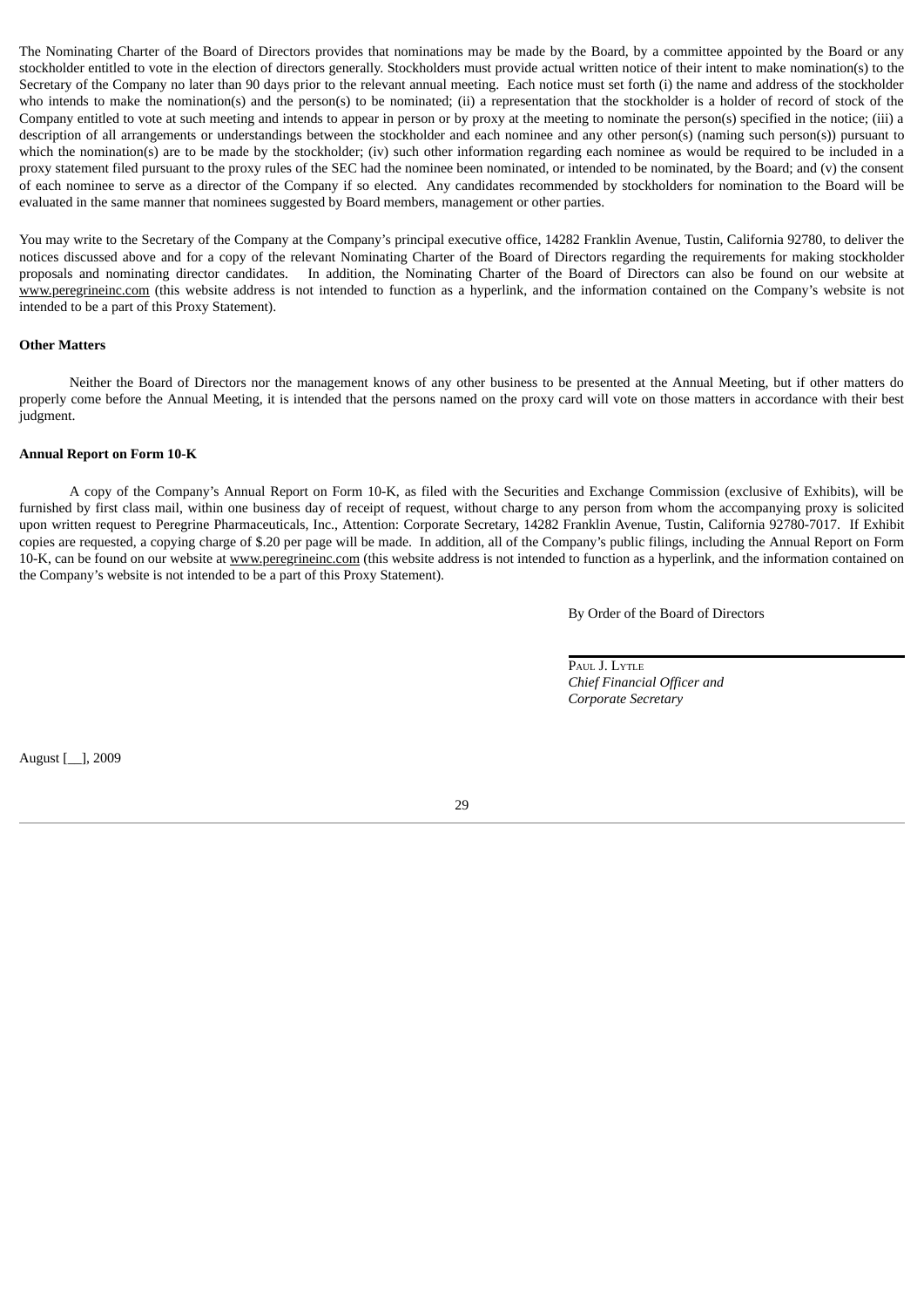The Nominating Charter of the Board of Directors provides that nominations may be made by the Board, by a committee appointed by the Board or any stockholder entitled to vote in the election of directors generally. Stockholders must provide actual written notice of their intent to make nomination(s) to the Secretary of the Company no later than 90 days prior to the relevant annual meeting. Each notice must set forth (i) the name and address of the stockholder who intends to make the nomination(s) and the person(s) to be nominated; (ii) a representation that the stockholder is a holder of record of stock of the Company entitled to vote at such meeting and intends to appear in person or by proxy at the meeting to nominate the person(s) specified in the notice; (iii) a description of all arrangements or understandings between the stockholder and each nominee and any other person(s) (naming such person(s)) pursuant to which the nomination(s) are to be made by the stockholder; (iv) such other information regarding each nominee as would be required to be included in a proxy statement filed pursuant to the proxy rules of the SEC had the nominee been nominated, or intended to be nominated, by the Board; and (v) the consent of each nominee to serve as a director of the Company if so elected. Any candidates recommended by stockholders for nomination to the Board will be evaluated in the same manner that nominees suggested by Board members, management or other parties.

You may write to the Secretary of the Company at the Company's principal executive office, 14282 Franklin Avenue, Tustin, California 92780, to deliver the notices discussed above and for a copy of the relevant Nominating Charter of the Board of Directors regarding the requirements for making stockholder proposals and nominating director candidates. In addition, the Nominating Charter of the Board of Directors can also be found on our website at www.peregrineinc.com (this website address is not intended to function as a hyperlink, and the information contained on the Company's website is not intended to be a part of this Proxy Statement).

**Other Matters**

Neither the Board of Directors nor the management knows of any other business to be presented at the Annual Meeting, but if other matters do properly come before the Annual Meeting, it is intended that the persons named on the proxy card will vote on those matters in accordance with their best judgment.

**Annual Report on Form 10-K**

A copy of the Company's Annual Report on Form 10-K, as filed with the Securities and Exchange Commission (exclusive of Exhibits), will be furnished by first class mail, within one business day of receipt of request, without charge to any person from whom the accompanying proxy is solicited upon written request to Peregrine Pharmaceuticals, Inc., Attention: Corporate Secretary, 14282 Franklin Avenue, Tustin, California 92780-7017. If Exhibit copies are requested, a copying charge of $.20 per page will be made. In addition, all of the Company's public filings, including the Annual Report on Form 10-K, can be found on our website at www.peregrineinc.com (this website address is not intended to function as a hyperlink, and the information contained on the Company's website is not intended to be a part of this Proxy Statement).

By Order of the Board of Directors

Paul J. Lytle
*Chief Financial Officer and*
*Corporate Secretary*

August [__], 2009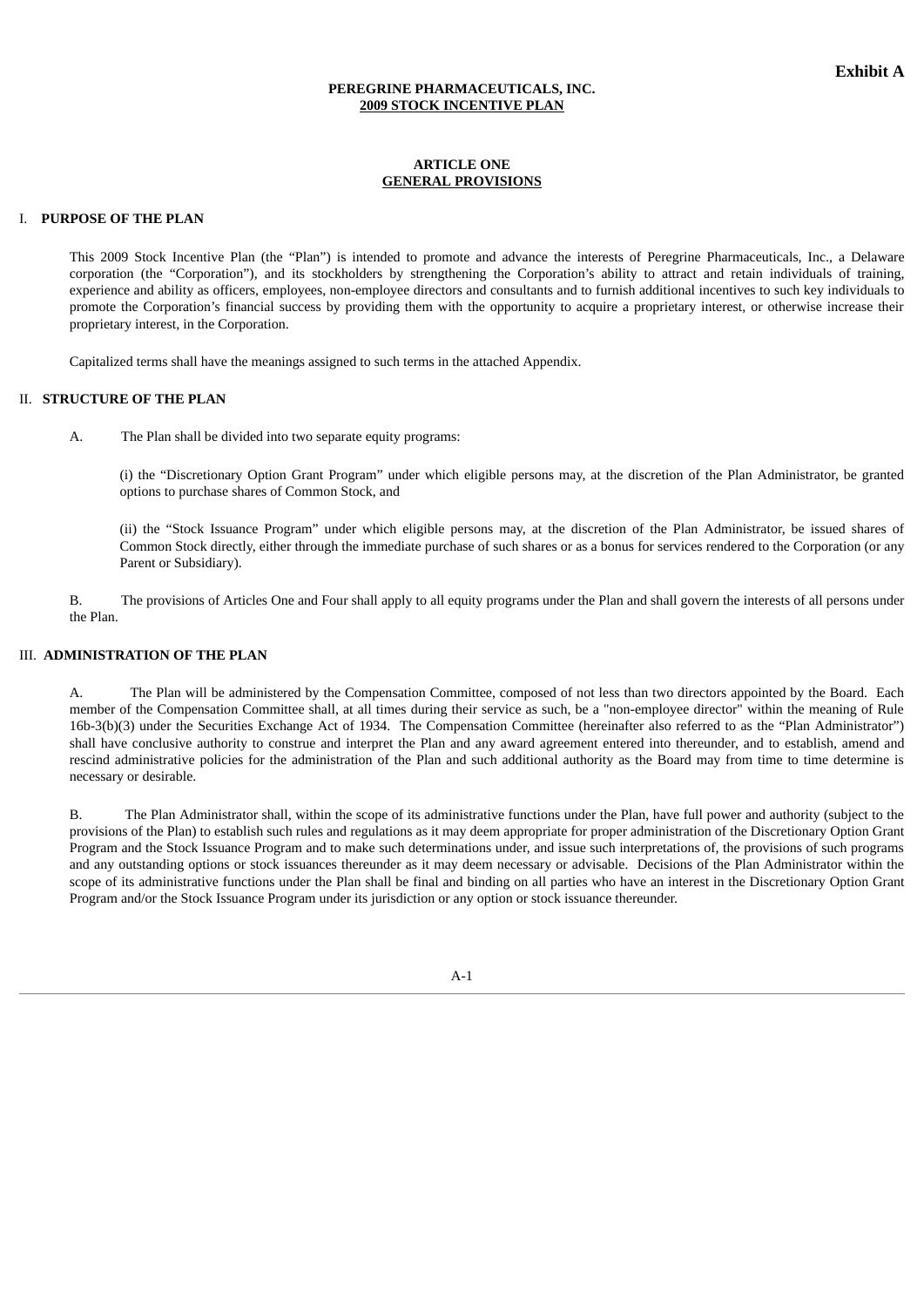**Exhibit A**

# PEREGRINE PHARMACEUTICALS, INC.
## 2009 STOCK INCENTIVE PLAN

## ARTICLE ONE
## GENERAL PROVISIONS

### I. PURPOSE OF THE PLAN

This 2009 Stock Incentive Plan (the "Plan") is intended to promote and advance the interests of Peregrine Pharmaceuticals, Inc., a Delaware corporation (the "Corporation"), and its stockholders by strengthening the Corporation's ability to attract and retain individuals of training, experience and ability as officers, employees, non-employee directors and consultants and to furnish additional incentives to such key individuals to promote the Corporation's financial success by providing them with the opportunity to acquire a proprietary interest, or otherwise increase their proprietary interest, in the Corporation.

Capitalized terms shall have the meanings assigned to such terms in the attached Appendix.

### II. STRUCTURE OF THE PLAN

A. The Plan shall be divided into two separate equity programs:

(i) the "Discretionary Option Grant Program" under which eligible persons may, at the discretion of the Plan Administrator, be granted options to purchase shares of Common Stock, and

(ii) the "Stock Issuance Program" under which eligible persons may, at the discretion of the Plan Administrator, be issued shares of Common Stock directly, either through the immediate purchase of such shares or as a bonus for services rendered to the Corporation (or any Parent or Subsidiary).

B. The provisions of Articles One and Four shall apply to all equity programs under the Plan and shall govern the interests of all persons under the Plan.

### III. ADMINISTRATION OF THE PLAN

A. The Plan will be administered by the Compensation Committee, composed of not less than two directors appointed by the Board. Each member of the Compensation Committee shall, at all times during their service as such, be a "non-employee director" within the meaning of Rule 16b-3(b)(3) under the Securities Exchange Act of 1934. The Compensation Committee (hereinafter also referred to as the "Plan Administrator") shall have conclusive authority to construe and interpret the Plan and any award agreement entered into thereunder, and to establish, amend and rescind administrative policies for the administration of the Plan and such additional authority as the Board may from time to time determine is necessary or desirable.

B. The Plan Administrator shall, within the scope of its administrative functions under the Plan, have full power and authority (subject to the provisions of the Plan) to establish such rules and regulations as it may deem appropriate for proper administration of the Discretionary Option Grant Program and the Stock Issuance Program and to make such determinations under, and issue such interpretations of, the provisions of such programs and any outstanding options or stock issuances thereunder as it may deem necessary or advisable. Decisions of the Plan Administrator within the scope of its administrative functions under the Plan shall be final and binding on all parties who have an interest in the Discretionary Option Grant Program and/or the Stock Issuance Program under its jurisdiction or any option or stock issuance thereunder.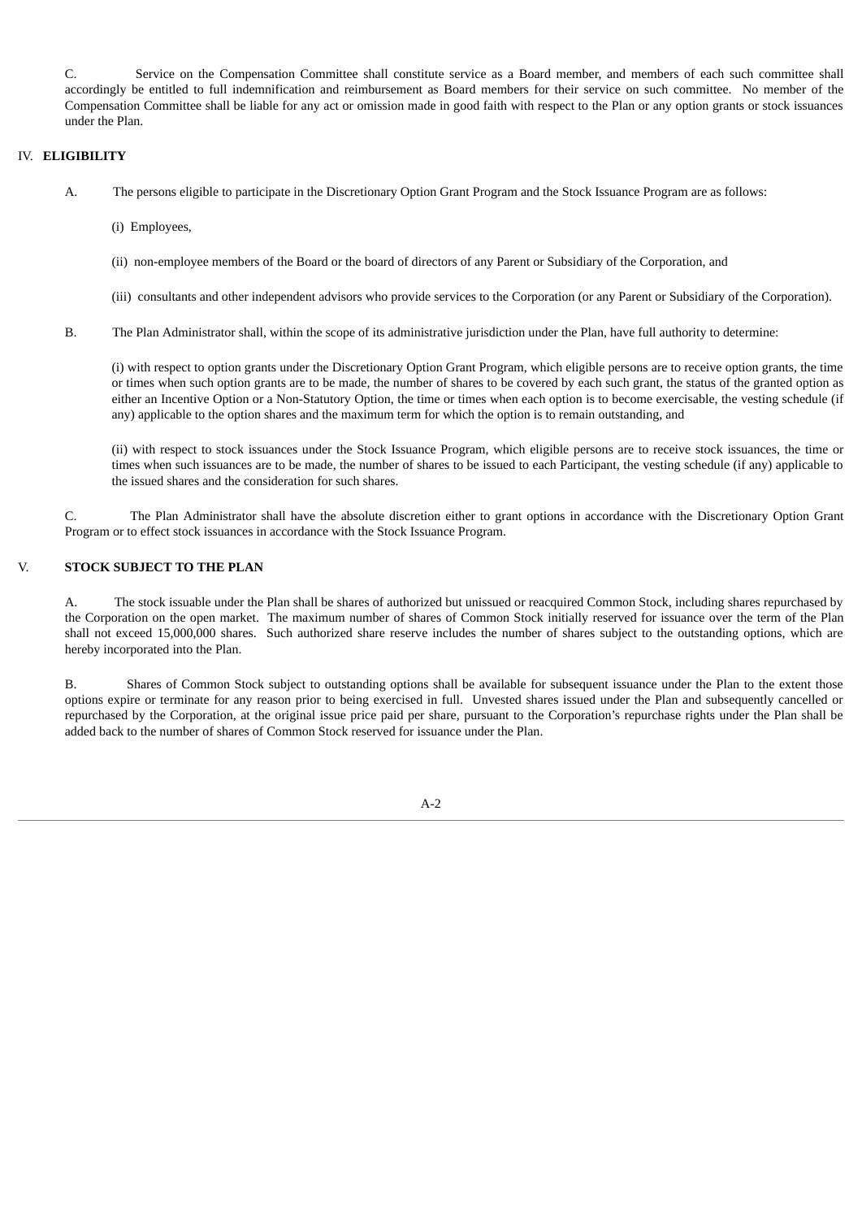C. Service on the Compensation Committee shall constitute service as a Board member, and members of each such committee shall accordingly be entitled to full indemnification and reimbursement as Board members for their service on such committee. No member of the Compensation Committee shall be liable for any act or omission made in good faith with respect to the Plan or any option grants or stock issuances under the Plan.

## IV. ELIGIBILITY

A. The persons eligible to participate in the Discretionary Option Grant Program and the Stock Issuance Program are as follows:

(i) Employees,

(ii) non-employee members of the Board or the board of directors of any Parent or Subsidiary of the Corporation, and

(iii) consultants and other independent advisors who provide services to the Corporation (or any Parent or Subsidiary of the Corporation).

B. The Plan Administrator shall, within the scope of its administrative jurisdiction under the Plan, have full authority to determine:

(i) with respect to option grants under the Discretionary Option Grant Program, which eligible persons are to receive option grants, the time or times when such option grants are to be made, the number of shares to be covered by each such grant, the status of the granted option as either an Incentive Option or a Non-Statutory Option, the time or times when each option is to become exercisable, the vesting schedule (if any) applicable to the option shares and the maximum term for which the option is to remain outstanding, and

(ii) with respect to stock issuances under the Stock Issuance Program, which eligible persons are to receive stock issuances, the time or times when such issuances are to be made, the number of shares to be issued to each Participant, the vesting schedule (if any) applicable to the issued shares and the consideration for such shares.

C. The Plan Administrator shall have the absolute discretion either to grant options in accordance with the Discretionary Option Grant Program or to effect stock issuances in accordance with the Stock Issuance Program.

## V. STOCK SUBJECT TO THE PLAN

A. The stock issuable under the Plan shall be shares of authorized but unissued or reacquired Common Stock, including shares repurchased by the Corporation on the open market. The maximum number of shares of Common Stock initially reserved for issuance over the term of the Plan shall not exceed 15,000,000 shares. Such authorized share reserve includes the number of shares subject to the outstanding options, which are hereby incorporated into the Plan.

B. Shares of Common Stock subject to outstanding options shall be available for subsequent issuance under the Plan to the extent those options expire or terminate for any reason prior to being exercised in full. Unvested shares issued under the Plan and subsequently cancelled or repurchased by the Corporation, at the original issue price paid per share, pursuant to the Corporation's repurchase rights under the Plan shall be added back to the number of shares of Common Stock reserved for issuance under the Plan.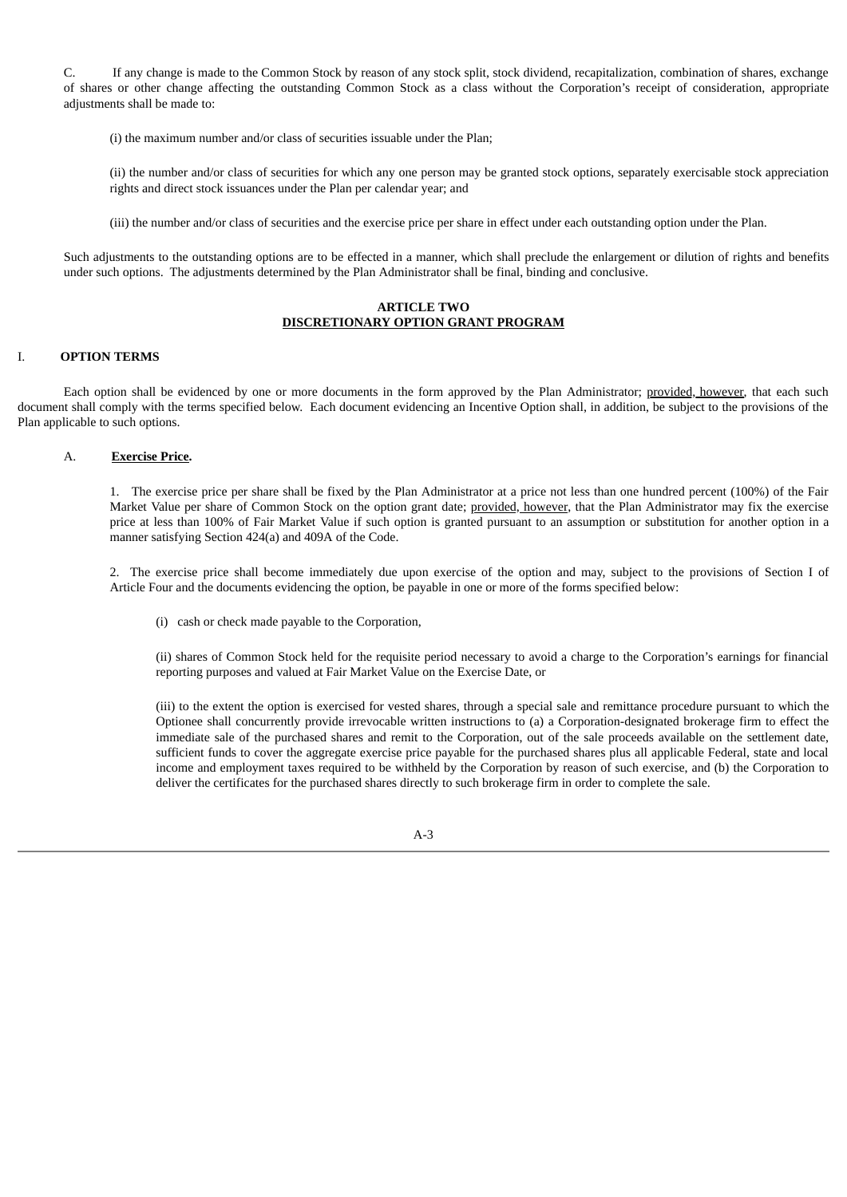C. If any change is made to the Common Stock by reason of any stock split, stock dividend, recapitalization, combination of shares, exchange of shares or other change affecting the outstanding Common Stock as a class without the Corporation's receipt of consideration, appropriate adjustments shall be made to:

(i) the maximum number and/or class of securities issuable under the Plan;

(ii) the number and/or class of securities for which any one person may be granted stock options, separately exercisable stock appreciation rights and direct stock issuances under the Plan per calendar year; and

(iii) the number and/or class of securities and the exercise price per share in effect under each outstanding option under the Plan.

Such adjustments to the outstanding options are to be effected in a manner, which shall preclude the enlargement or dilution of rights and benefits under such options. The adjustments determined by the Plan Administrator shall be final, binding and conclusive.

**ARTICLE TWO**
**DISCRETIONARY OPTION GRANT PROGRAM**

I. **OPTION TERMS**

Each option shall be evidenced by one or more documents in the form approved by the Plan Administrator; provided, however, that each such document shall comply with the terms specified below. Each document evidencing an Incentive Option shall, in addition, be subject to the provisions of the Plan applicable to such options.

A. **Exercise Price.**

1. The exercise price per share shall be fixed by the Plan Administrator at a price not less than one hundred percent (100%) of the Fair Market Value per share of Common Stock on the option grant date; provided, however, that the Plan Administrator may fix the exercise price at less than 100% of Fair Market Value if such option is granted pursuant to an assumption or substitution for another option in a manner satisfying Section 424(a) and 409A of the Code.

2. The exercise price shall become immediately due upon exercise of the option and may, subject to the provisions of Section I of Article Four and the documents evidencing the option, be payable in one or more of the forms specified below:

(i) cash or check made payable to the Corporation,

(ii) shares of Common Stock held for the requisite period necessary to avoid a charge to the Corporation's earnings for financial reporting purposes and valued at Fair Market Value on the Exercise Date, or

(iii) to the extent the option is exercised for vested shares, through a special sale and remittance procedure pursuant to which the Optionee shall concurrently provide irrevocable written instructions to (a) a Corporation-designated brokerage firm to effect the immediate sale of the purchased shares and remit to the Corporation, out of the sale proceeds available on the settlement date, sufficient funds to cover the aggregate exercise price payable for the purchased shares plus all applicable Federal, state and local income and employment taxes required to be withheld by the Corporation by reason of such exercise, and (b) the Corporation to deliver the certificates for the purchased shares directly to such brokerage firm in order to complete the sale.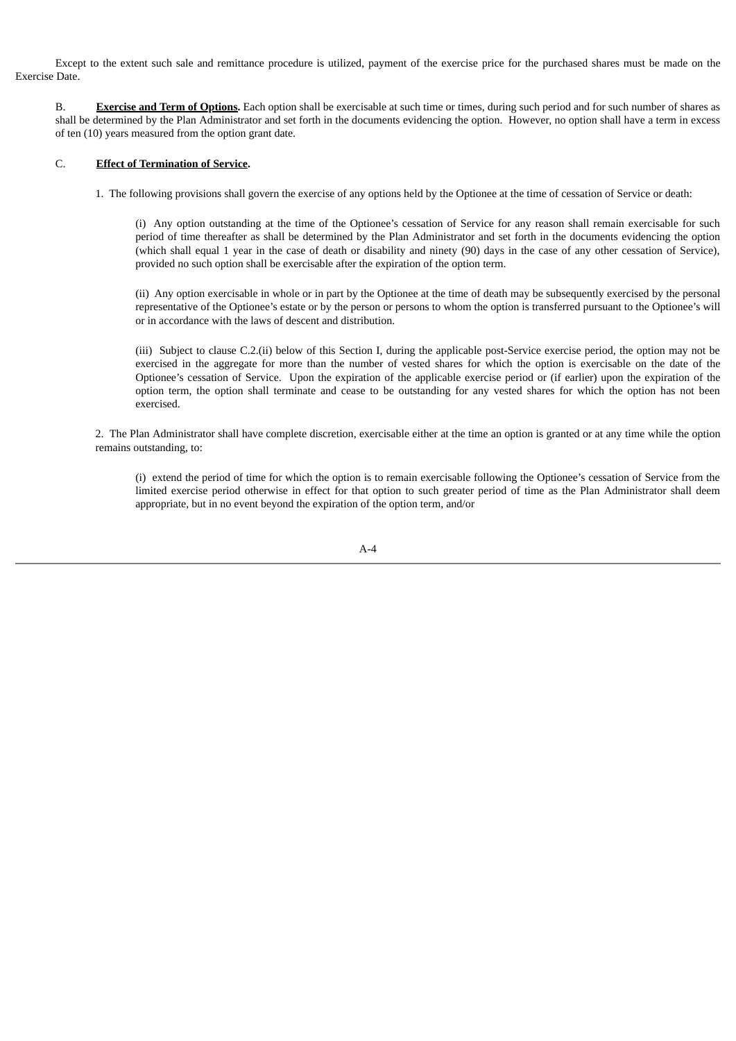Except to the extent such sale and remittance procedure is utilized, payment of the exercise price for the purchased shares must be made on the Exercise Date.

B. **Exercise and Term of Options.** Each option shall be exercisable at such time or times, during such period and for such number of shares as shall be determined by the Plan Administrator and set forth in the documents evidencing the option. However, no option shall have a term in excess of ten (10) years measured from the option grant date.

C. **Effect of Termination of Service.**

1. The following provisions shall govern the exercise of any options held by the Optionee at the time of cessation of Service or death:

(i) Any option outstanding at the time of the Optionee's cessation of Service for any reason shall remain exercisable for such period of time thereafter as shall be determined by the Plan Administrator and set forth in the documents evidencing the option (which shall equal 1 year in the case of death or disability and ninety (90) days in the case of any other cessation of Service), provided no such option shall be exercisable after the expiration of the option term.

(ii) Any option exercisable in whole or in part by the Optionee at the time of death may be subsequently exercised by the personal representative of the Optionee's estate or by the person or persons to whom the option is transferred pursuant to the Optionee's will or in accordance with the laws of descent and distribution.

(iii) Subject to clause C.2.(ii) below of this Section I, during the applicable post-Service exercise period, the option may not be exercised in the aggregate for more than the number of vested shares for which the option is exercisable on the date of the Optionee's cessation of Service. Upon the expiration of the applicable exercise period or (if earlier) upon the expiration of the option term, the option shall terminate and cease to be outstanding for any vested shares for which the option has not been exercised.

2. The Plan Administrator shall have complete discretion, exercisable either at the time an option is granted or at any time while the option remains outstanding, to:

(i) extend the period of time for which the option is to remain exercisable following the Optionee's cessation of Service from the limited exercise period otherwise in effect for that option to such greater period of time as the Plan Administrator shall deem appropriate, but in no event beyond the expiration of the option term, and/or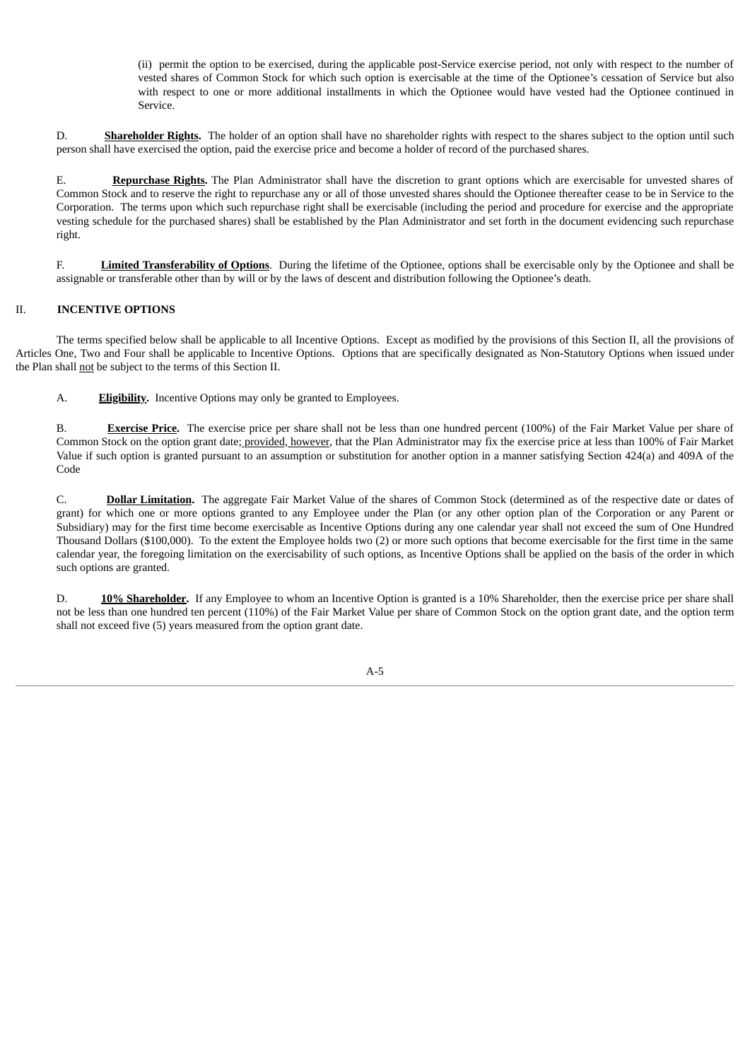(ii) permit the option to be exercised, during the applicable post-Service exercise period, not only with respect to the number of vested shares of Common Stock for which such option is exercisable at the time of the Optionee's cessation of Service but also with respect to one or more additional installments in which the Optionee would have vested had the Optionee continued in Service.

D. **Shareholder Rights.** The holder of an option shall have no shareholder rights with respect to the shares subject to the option until such person shall have exercised the option, paid the exercise price and become a holder of record of the purchased shares.

E. **Repurchase Rights.** The Plan Administrator shall have the discretion to grant options which are exercisable for unvested shares of Common Stock and to reserve the right to repurchase any or all of those unvested shares should the Optionee thereafter cease to be in Service to the Corporation. The terms upon which such repurchase right shall be exercisable (including the period and procedure for exercise and the appropriate vesting schedule for the purchased shares) shall be established by the Plan Administrator and set forth in the document evidencing such repurchase right.

F. **Limited Transferability of Options**. During the lifetime of the Optionee, options shall be exercisable only by the Optionee and shall be assignable or transferable other than by will or by the laws of descent and distribution following the Optionee's death.

## II. INCENTIVE OPTIONS

The terms specified below shall be applicable to all Incentive Options. Except as modified by the provisions of this Section II, all the provisions of Articles One, Two and Four shall be applicable to Incentive Options. Options that are specifically designated as Non-Statutory Options when issued under the Plan shall not be subject to the terms of this Section II.

A. **Eligibility.** Incentive Options may only be granted to Employees.

B. **Exercise Price.** The exercise price per share shall not be less than one hundred percent (100%) of the Fair Market Value per share of Common Stock on the option grant date; provided, however, that the Plan Administrator may fix the exercise price at less than 100% of Fair Market Value if such option is granted pursuant to an assumption or substitution for another option in a manner satisfying Section 424(a) and 409A of the Code

C. **Dollar Limitation.** The aggregate Fair Market Value of the shares of Common Stock (determined as of the respective date or dates of grant) for which one or more options granted to any Employee under the Plan (or any other option plan of the Corporation or any Parent or Subsidiary) may for the first time become exercisable as Incentive Options during any one calendar year shall not exceed the sum of One Hundred Thousand Dollars ($100,000). To the extent the Employee holds two (2) or more such options that become exercisable for the first time in the same calendar year, the foregoing limitation on the exercisability of such options, as Incentive Options shall be applied on the basis of the order in which such options are granted.

D. **10% Shareholder.** If any Employee to whom an Incentive Option is granted is a 10% Shareholder, then the exercise price per share shall not be less than one hundred ten percent (110%) of the Fair Market Value per share of Common Stock on the option grant date, and the option term shall not exceed five (5) years measured from the option grant date.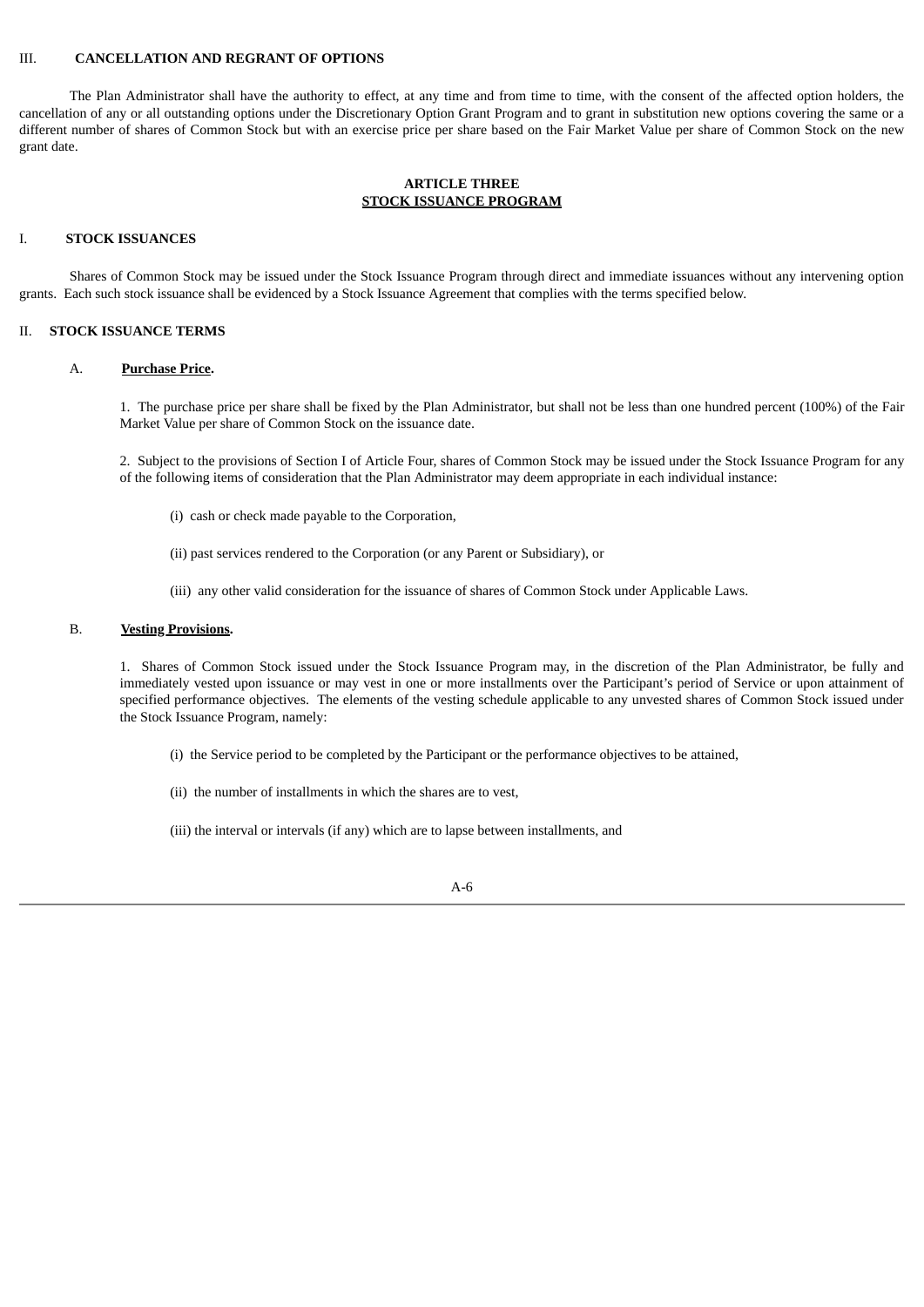III. **CANCELLATION AND REGRANT OF OPTIONS**

The Plan Administrator shall have the authority to effect, at any time and from time to time, with the consent of the affected option holders, the cancellation of any or all outstanding options under the Discretionary Option Grant Program and to grant in substitution new options covering the same or a different number of shares of Common Stock but with an exercise price per share based on the Fair Market Value per share of Common Stock on the new grant date.

## ARTICLE THREE
## STOCK ISSUANCE PROGRAM

I. **STOCK ISSUANCES**

Shares of Common Stock may be issued under the Stock Issuance Program through direct and immediate issuances without any intervening option grants. Each such stock issuance shall be evidenced by a Stock Issuance Agreement that complies with the terms specified below.

II. **STOCK ISSUANCE TERMS**

A. **Purchase Price**.

1. The purchase price per share shall be fixed by the Plan Administrator, but shall not be less than one hundred percent (100%) of the Fair Market Value per share of Common Stock on the issuance date.

2. Subject to the provisions of Section I of Article Four, shares of Common Stock may be issued under the Stock Issuance Program for any of the following items of consideration that the Plan Administrator may deem appropriate in each individual instance:

(i) cash or check made payable to the Corporation,

(ii) past services rendered to the Corporation (or any Parent or Subsidiary), or

(iii) any other valid consideration for the issuance of shares of Common Stock under Applicable Laws.

B. **Vesting Provisions**.

1. Shares of Common Stock issued under the Stock Issuance Program may, in the discretion of the Plan Administrator, be fully and immediately vested upon issuance or may vest in one or more installments over the Participant's period of Service or upon attainment of specified performance objectives. The elements of the vesting schedule applicable to any unvested shares of Common Stock issued under the Stock Issuance Program, namely:

(i) the Service period to be completed by the Participant or the performance objectives to be attained,

(ii) the number of installments in which the shares are to vest,

(iii) the interval or intervals (if any) which are to lapse between installments, and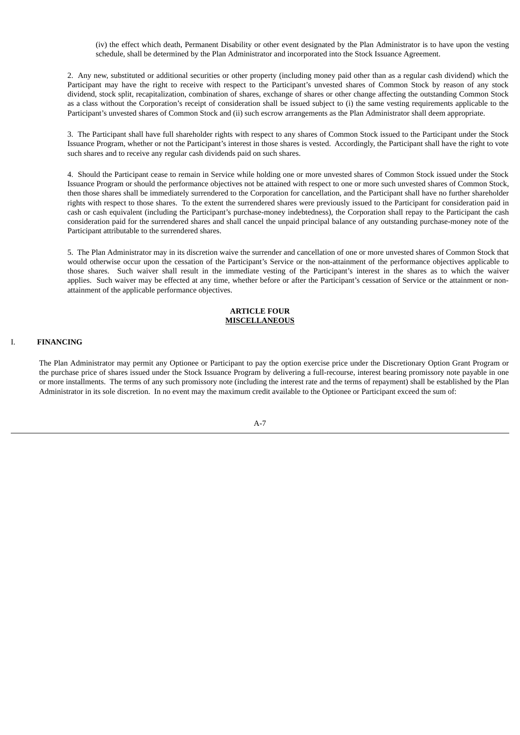(iv) the effect which death, Permanent Disability or other event designated by the Plan Administrator is to have upon the vesting schedule, shall be determined by the Plan Administrator and incorporated into the Stock Issuance Agreement.

2. Any new, substituted or additional securities or other property (including money paid other than as a regular cash dividend) which the Participant may have the right to receive with respect to the Participant's unvested shares of Common Stock by reason of any stock dividend, stock split, recapitalization, combination of shares, exchange of shares or other change affecting the outstanding Common Stock as a class without the Corporation's receipt of consideration shall be issued subject to (i) the same vesting requirements applicable to the Participant's unvested shares of Common Stock and (ii) such escrow arrangements as the Plan Administrator shall deem appropriate.

3. The Participant shall have full shareholder rights with respect to any shares of Common Stock issued to the Participant under the Stock Issuance Program, whether or not the Participant's interest in those shares is vested. Accordingly, the Participant shall have the right to vote such shares and to receive any regular cash dividends paid on such shares.

4. Should the Participant cease to remain in Service while holding one or more unvested shares of Common Stock issued under the Stock Issuance Program or should the performance objectives not be attained with respect to one or more such unvested shares of Common Stock, then those shares shall be immediately surrendered to the Corporation for cancellation, and the Participant shall have no further shareholder rights with respect to those shares. To the extent the surrendered shares were previously issued to the Participant for consideration paid in cash or cash equivalent (including the Participant's purchase-money indebtedness), the Corporation shall repay to the Participant the cash consideration paid for the surrendered shares and shall cancel the unpaid principal balance of any outstanding purchase-money note of the Participant attributable to the surrendered shares.

5. The Plan Administrator may in its discretion waive the surrender and cancellation of one or more unvested shares of Common Stock that would otherwise occur upon the cessation of the Participant's Service or the non-attainment of the performance objectives applicable to those shares. Such waiver shall result in the immediate vesting of the Participant's interest in the shares as to which the waiver applies. Such waiver may be effected at any time, whether before or after the Participant's cessation of Service or the attainment or non-attainment of the applicable performance objectives.

## ARTICLE FOUR
## MISCELLANEOUS

### I. FINANCING

The Plan Administrator may permit any Optionee or Participant to pay the option exercise price under the Discretionary Option Grant Program or the purchase price of shares issued under the Stock Issuance Program by delivering a full-recourse, interest bearing promissory note payable in one or more installments. The terms of any such promissory note (including the interest rate and the terms of repayment) shall be established by the Plan Administrator in its sole discretion. In no event may the maximum credit available to the Optionee or Participant exceed the sum of: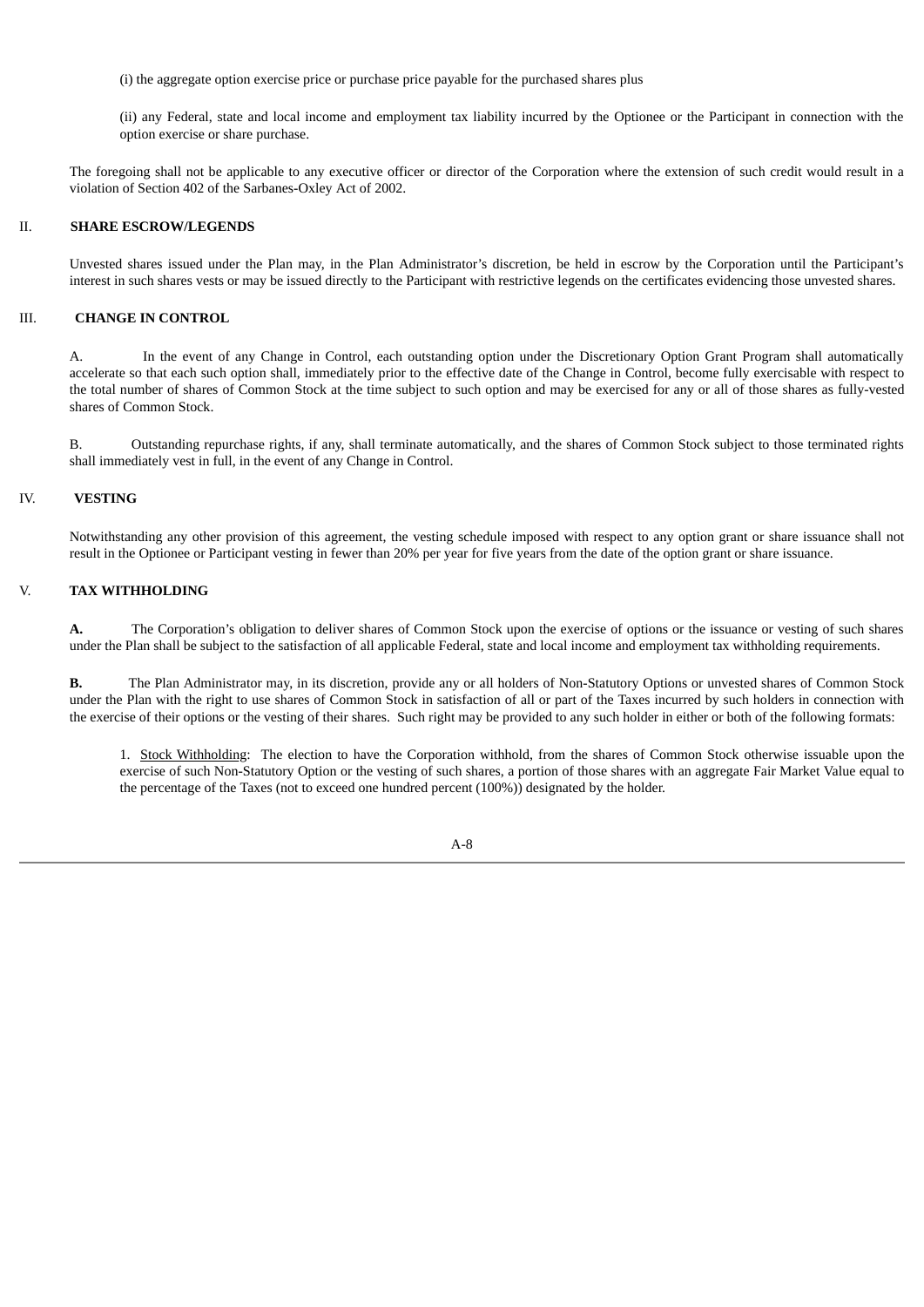(i) the aggregate option exercise price or purchase price payable for the purchased shares plus

(ii) any Federal, state and local income and employment tax liability incurred by the Optionee or the Participant in connection with the option exercise or share purchase.

The foregoing shall not be applicable to any executive officer or director of the Corporation where the extension of such credit would result in a violation of Section 402 of the Sarbanes-Oxley Act of 2002.

## II. SHARE ESCROW/LEGENDS

Unvested shares issued under the Plan may, in the Plan Administrator's discretion, be held in escrow by the Corporation until the Participant's interest in such shares vests or may be issued directly to the Participant with restrictive legends on the certificates evidencing those unvested shares.

## III. CHANGE IN CONTROL

A. In the event of any Change in Control, each outstanding option under the Discretionary Option Grant Program shall automatically accelerate so that each such option shall, immediately prior to the effective date of the Change in Control, become fully exercisable with respect to the total number of shares of Common Stock at the time subject to such option and may be exercised for any or all of those shares as fully-vested shares of Common Stock.

B. Outstanding repurchase rights, if any, shall terminate automatically, and the shares of Common Stock subject to those terminated rights shall immediately vest in full, in the event of any Change in Control.

## IV. VESTING

Notwithstanding any other provision of this agreement, the vesting schedule imposed with respect to any option grant or share issuance shall not result in the Optionee or Participant vesting in fewer than 20% per year for five years from the date of the option grant or share issuance.

## V. TAX WITHHOLDING

**A.** The Corporation's obligation to deliver shares of Common Stock upon the exercise of options or the issuance or vesting of such shares under the Plan shall be subject to the satisfaction of all applicable Federal, state and local income and employment tax withholding requirements.

**B.** The Plan Administrator may, in its discretion, provide any or all holders of Non-Statutory Options or unvested shares of Common Stock under the Plan with the right to use shares of Common Stock in satisfaction of all or part of the Taxes incurred by such holders in connection with the exercise of their options or the vesting of their shares. Such right may be provided to any such holder in either or both of the following formats:

1. Stock Withholding: The election to have the Corporation withhold, from the shares of Common Stock otherwise issuable upon the exercise of such Non-Statutory Option or the vesting of such shares, a portion of those shares with an aggregate Fair Market Value equal to the percentage of the Taxes (not to exceed one hundred percent (100%)) designated by the holder.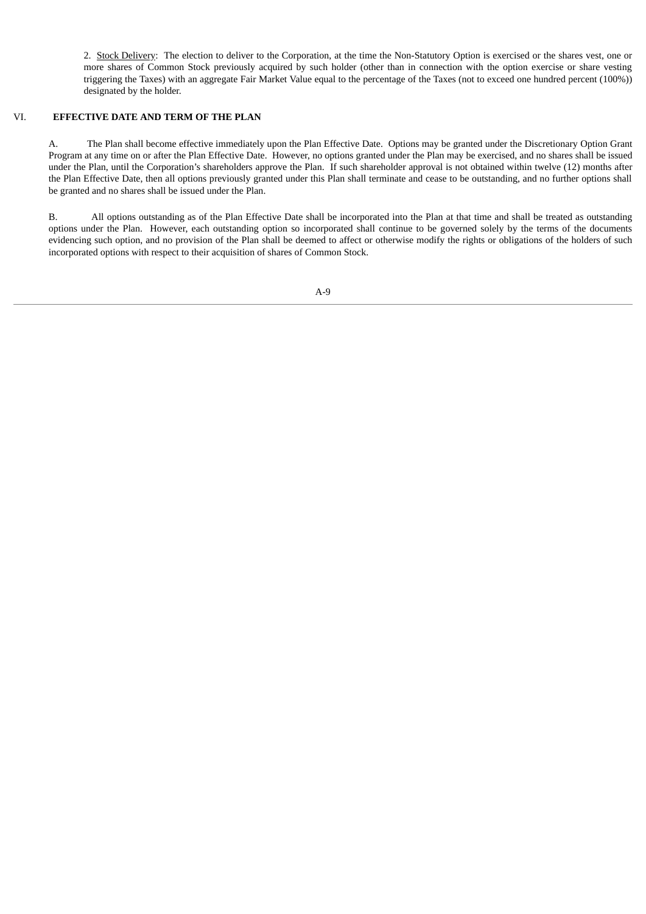2. Stock Delivery: The election to deliver to the Corporation, at the time the Non-Statutory Option is exercised or the shares vest, one or more shares of Common Stock previously acquired by such holder (other than in connection with the option exercise or share vesting triggering the Taxes) with an aggregate Fair Market Value equal to the percentage of the Taxes (not to exceed one hundred percent (100%)) designated by the holder.

## VI. EFFECTIVE DATE AND TERM OF THE PLAN

A. The Plan shall become effective immediately upon the Plan Effective Date. Options may be granted under the Discretionary Option Grant Program at any time on or after the Plan Effective Date. However, no options granted under the Plan may be exercised, and no shares shall be issued under the Plan, until the Corporation's shareholders approve the Plan. If such shareholder approval is not obtained within twelve (12) months after the Plan Effective Date, then all options previously granted under this Plan shall terminate and cease to be outstanding, and no further options shall be granted and no shares shall be issued under the Plan.

B. All options outstanding as of the Plan Effective Date shall be incorporated into the Plan at that time and shall be treated as outstanding options under the Plan. However, each outstanding option so incorporated shall continue to be governed solely by the terms of the documents evidencing such option, and no provision of the Plan shall be deemed to affect or otherwise modify the rights or obligations of the holders of such incorporated options with respect to their acquisition of shares of Common Stock.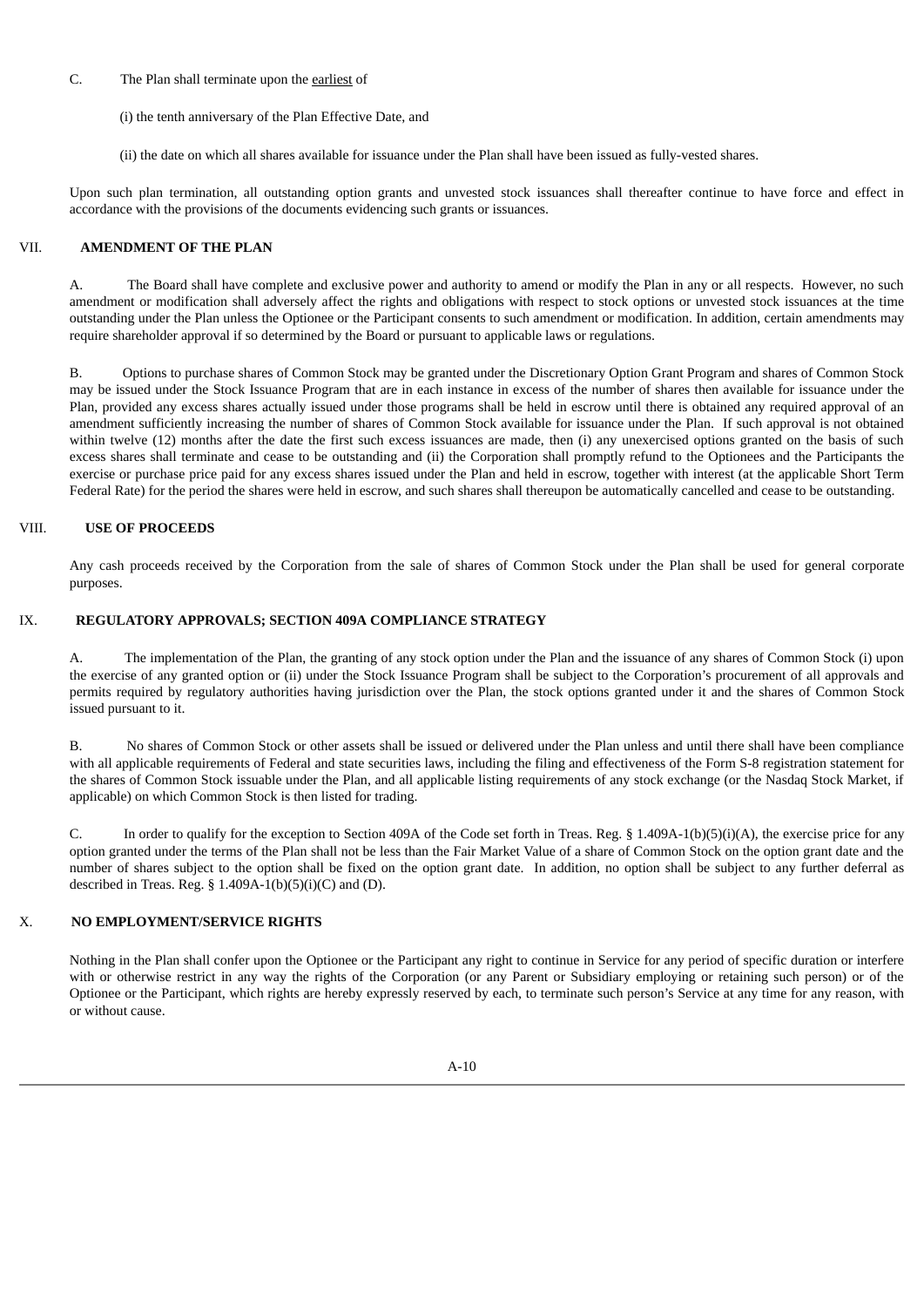C. The Plan shall terminate upon the <u>earliest</u> of

(i) the tenth anniversary of the Plan Effective Date, and

(ii) the date on which all shares available for issuance under the Plan shall have been issued as fully-vested shares.

Upon such plan termination, all outstanding option grants and unvested stock issuances shall thereafter continue to have force and effect in accordance with the provisions of the documents evidencing such grants or issuances.

## VII. AMENDMENT OF THE PLAN

A. The Board shall have complete and exclusive power and authority to amend or modify the Plan in any or all respects. However, no such amendment or modification shall adversely affect the rights and obligations with respect to stock options or unvested stock issuances at the time outstanding under the Plan unless the Optionee or the Participant consents to such amendment or modification. In addition, certain amendments may require shareholder approval if so determined by the Board or pursuant to applicable laws or regulations.

B. Options to purchase shares of Common Stock may be granted under the Discretionary Option Grant Program and shares of Common Stock may be issued under the Stock Issuance Program that are in each instance in excess of the number of shares then available for issuance under the Plan, provided any excess shares actually issued under those programs shall be held in escrow until there is obtained any required approval of an amendment sufficiently increasing the number of shares of Common Stock available for issuance under the Plan. If such approval is not obtained within twelve (12) months after the date the first such excess issuances are made, then (i) any unexercised options granted on the basis of such excess shares shall terminate and cease to be outstanding and (ii) the Corporation shall promptly refund to the Optionees and the Participants the exercise or purchase price paid for any excess shares issued under the Plan and held in escrow, together with interest (at the applicable Short Term Federal Rate) for the period the shares were held in escrow, and such shares shall thereupon be automatically cancelled and cease to be outstanding.

## VIII. USE OF PROCEEDS

Any cash proceeds received by the Corporation from the sale of shares of Common Stock under the Plan shall be used for general corporate purposes.

## IX. REGULATORY APPROVALS; SECTION 409A COMPLIANCE STRATEGY

A. The implementation of the Plan, the granting of any stock option under the Plan and the issuance of any shares of Common Stock (i) upon the exercise of any granted option or (ii) under the Stock Issuance Program shall be subject to the Corporation's procurement of all approvals and permits required by regulatory authorities having jurisdiction over the Plan, the stock options granted under it and the shares of Common Stock issued pursuant to it.

B. No shares of Common Stock or other assets shall be issued or delivered under the Plan unless and until there shall have been compliance with all applicable requirements of Federal and state securities laws, including the filing and effectiveness of the Form S-8 registration statement for the shares of Common Stock issuable under the Plan, and all applicable listing requirements of any stock exchange (or the Nasdaq Stock Market, if applicable) on which Common Stock is then listed for trading.

C. In order to qualify for the exception to Section 409A of the Code set forth in Treas. Reg. § 1.409A-1(b)(5)(i)(A), the exercise price for any option granted under the terms of the Plan shall not be less than the Fair Market Value of a share of Common Stock on the option grant date and the number of shares subject to the option shall be fixed on the option grant date. In addition, no option shall be subject to any further deferral as described in Treas. Reg. § 1.409A-1(b)(5)(i)(C) and (D).

## X. NO EMPLOYMENT/SERVICE RIGHTS

Nothing in the Plan shall confer upon the Optionee or the Participant any right to continue in Service for any period of specific duration or interfere with or otherwise restrict in any way the rights of the Corporation (or any Parent or Subsidiary employing or retaining such person) or of the Optionee or the Participant, which rights are hereby expressly reserved by each, to terminate such person's Service at any time for any reason, with or without cause.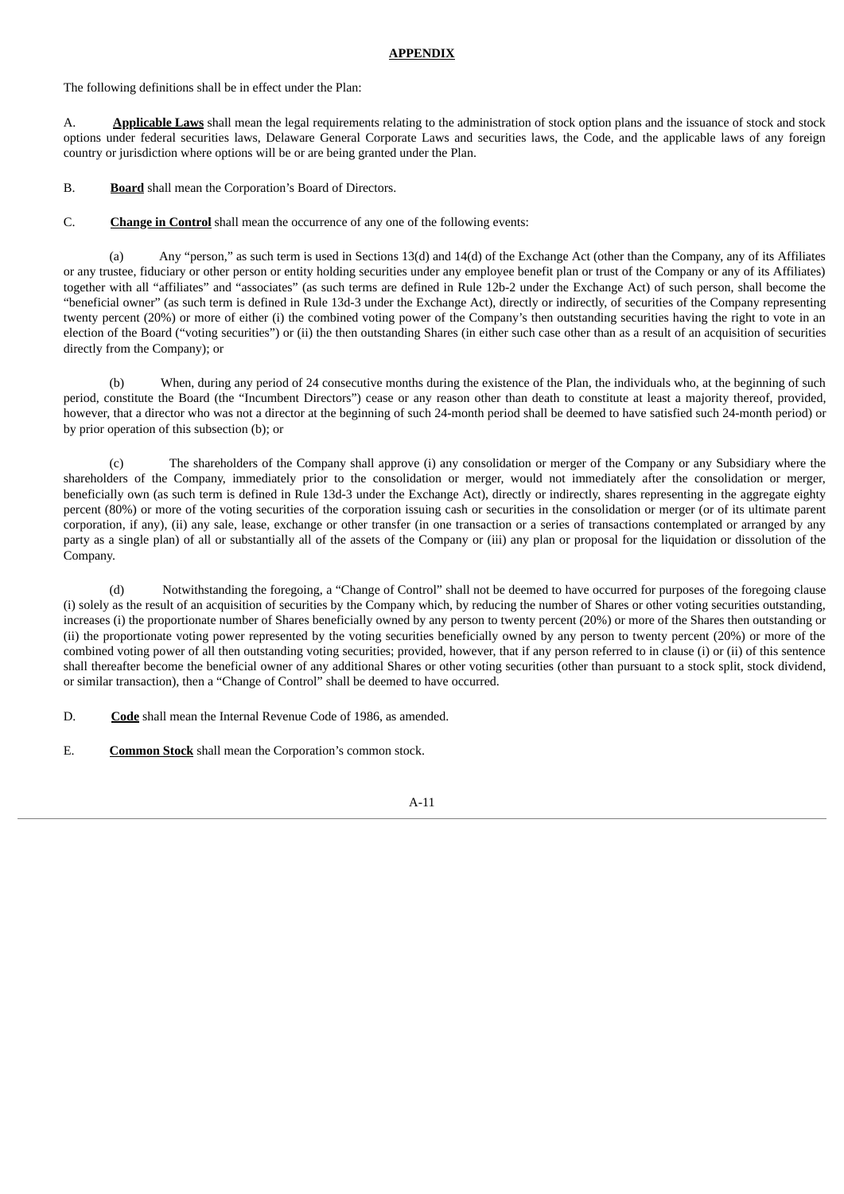**APPENDIX**

The following definitions shall be in effect under the Plan:

A. **Applicable Laws** shall mean the legal requirements relating to the administration of stock option plans and the issuance of stock and stock options under federal securities laws, Delaware General Corporate Laws and securities laws, the Code, and the applicable laws of any foreign country or jurisdiction where options will be or are being granted under the Plan.

B. **Board** shall mean the Corporation's Board of Directors.

C. **Change in Control** shall mean the occurrence of any one of the following events:

(a) Any "person," as such term is used in Sections 13(d) and 14(d) of the Exchange Act (other than the Company, any of its Affiliates or any trustee, fiduciary or other person or entity holding securities under any employee benefit plan or trust of the Company or any of its Affiliates) together with all "affiliates" and "associates" (as such terms are defined in Rule 12b-2 under the Exchange Act) of such person, shall become the "beneficial owner" (as such term is defined in Rule 13d-3 under the Exchange Act), directly or indirectly, of securities of the Company representing twenty percent (20%) or more of either (i) the combined voting power of the Company's then outstanding securities having the right to vote in an election of the Board ("voting securities") or (ii) the then outstanding Shares (in either such case other than as a result of an acquisition of securities directly from the Company); or

(b) When, during any period of 24 consecutive months during the existence of the Plan, the individuals who, at the beginning of such period, constitute the Board (the "Incumbent Directors") cease or any reason other than death to constitute at least a majority thereof, provided, however, that a director who was not a director at the beginning of such 24-month period shall be deemed to have satisfied such 24-month period) or by prior operation of this subsection (b); or

(c) The shareholders of the Company shall approve (i) any consolidation or merger of the Company or any Subsidiary where the shareholders of the Company, immediately prior to the consolidation or merger, would not immediately after the consolidation or merger, beneficially own (as such term is defined in Rule 13d-3 under the Exchange Act), directly or indirectly, shares representing in the aggregate eighty percent (80%) or more of the voting securities of the corporation issuing cash or securities in the consolidation or merger (or of its ultimate parent corporation, if any), (ii) any sale, lease, exchange or other transfer (in one transaction or a series of transactions contemplated or arranged by any party as a single plan) of all or substantially all of the assets of the Company or (iii) any plan or proposal for the liquidation or dissolution of the Company.

(d) Notwithstanding the foregoing, a "Change of Control" shall not be deemed to have occurred for purposes of the foregoing clause (i) solely as the result of an acquisition of securities by the Company which, by reducing the number of Shares or other voting securities outstanding, increases (i) the proportionate number of Shares beneficially owned by any person to twenty percent (20%) or more of the Shares then outstanding or (ii) the proportionate voting power represented by the voting securities beneficially owned by any person to twenty percent (20%) or more of the combined voting power of all then outstanding voting securities; provided, however, that if any person referred to in clause (i) or (ii) of this sentence shall thereafter become the beneficial owner of any additional Shares or other voting securities (other than pursuant to a stock split, stock dividend, or similar transaction), then a "Change of Control" shall be deemed to have occurred.

D. **Code** shall mean the Internal Revenue Code of 1986, as amended.

E. **Common Stock** shall mean the Corporation's common stock.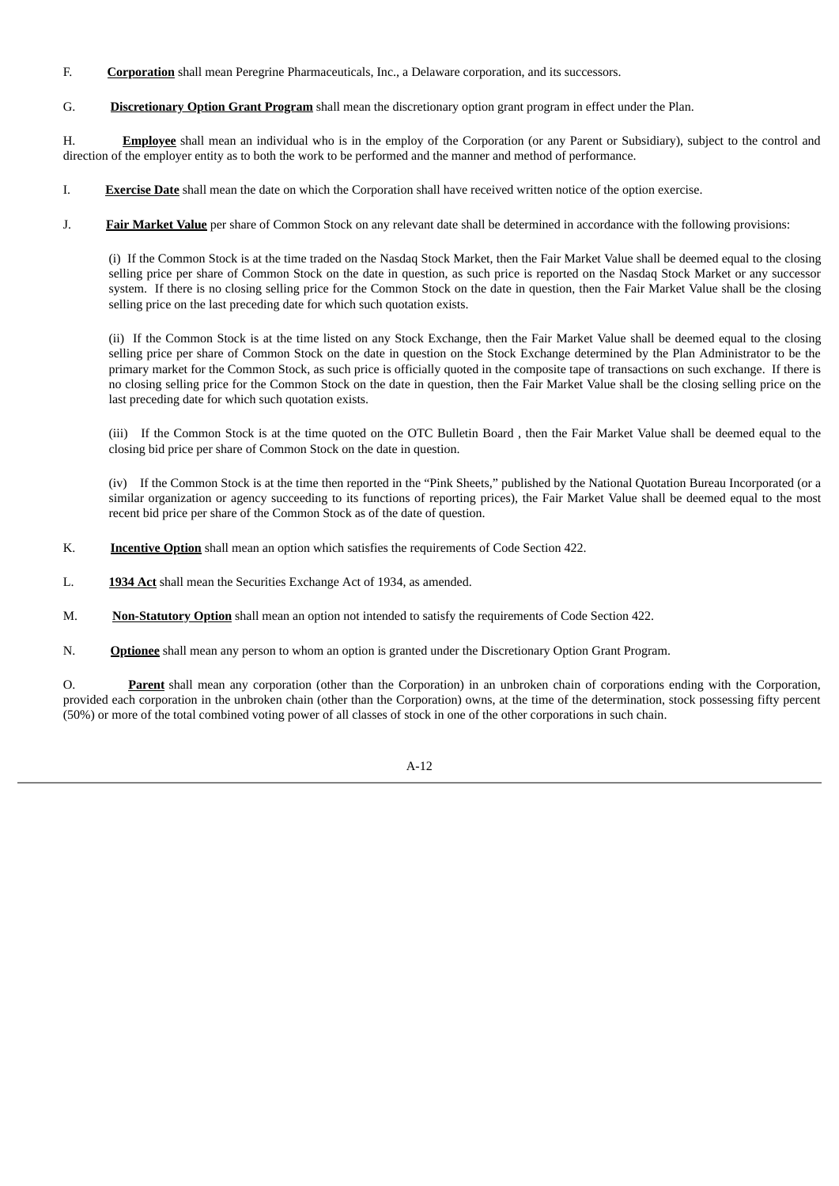F. **Corporation** shall mean Peregrine Pharmaceuticals, Inc., a Delaware corporation, and its successors.

G. **Discretionary Option Grant Program** shall mean the discretionary option grant program in effect under the Plan.

H. **Employee** shall mean an individual who is in the employ of the Corporation (or any Parent or Subsidiary), subject to the control and direction of the employer entity as to both the work to be performed and the manner and method of performance.

I. **Exercise Date** shall mean the date on which the Corporation shall have received written notice of the option exercise.

J. **Fair Market Value** per share of Common Stock on any relevant date shall be determined in accordance with the following provisions:

(i) If the Common Stock is at the time traded on the Nasdaq Stock Market, then the Fair Market Value shall be deemed equal to the closing selling price per share of Common Stock on the date in question, as such price is reported on the Nasdaq Stock Market or any successor system. If there is no closing selling price for the Common Stock on the date in question, then the Fair Market Value shall be the closing selling price on the last preceding date for which such quotation exists.

(ii) If the Common Stock is at the time listed on any Stock Exchange, then the Fair Market Value shall be deemed equal to the closing selling price per share of Common Stock on the date in question on the Stock Exchange determined by the Plan Administrator to be the primary market for the Common Stock, as such price is officially quoted in the composite tape of transactions on such exchange. If there is no closing selling price for the Common Stock on the date in question, then the Fair Market Value shall be the closing selling price on the last preceding date for which such quotation exists.

(iii) If the Common Stock is at the time quoted on the OTC Bulletin Board , then the Fair Market Value shall be deemed equal to the closing bid price per share of Common Stock on the date in question.

(iv) If the Common Stock is at the time then reported in the "Pink Sheets," published by the National Quotation Bureau Incorporated (or a similar organization or agency succeeding to its functions of reporting prices), the Fair Market Value shall be deemed equal to the most recent bid price per share of the Common Stock as of the date of question.

K. **Incentive Option** shall mean an option which satisfies the requirements of Code Section 422.

L. **1934 Act** shall mean the Securities Exchange Act of 1934, as amended.

M. **Non-Statutory Option** shall mean an option not intended to satisfy the requirements of Code Section 422.

N. **Optionee** shall mean any person to whom an option is granted under the Discretionary Option Grant Program.

O. **Parent** shall mean any corporation (other than the Corporation) in an unbroken chain of corporations ending with the Corporation, provided each corporation in the unbroken chain (other than the Corporation) owns, at the time of the determination, stock possessing fifty percent (50%) or more of the total combined voting power of all classes of stock in one of the other corporations in such chain.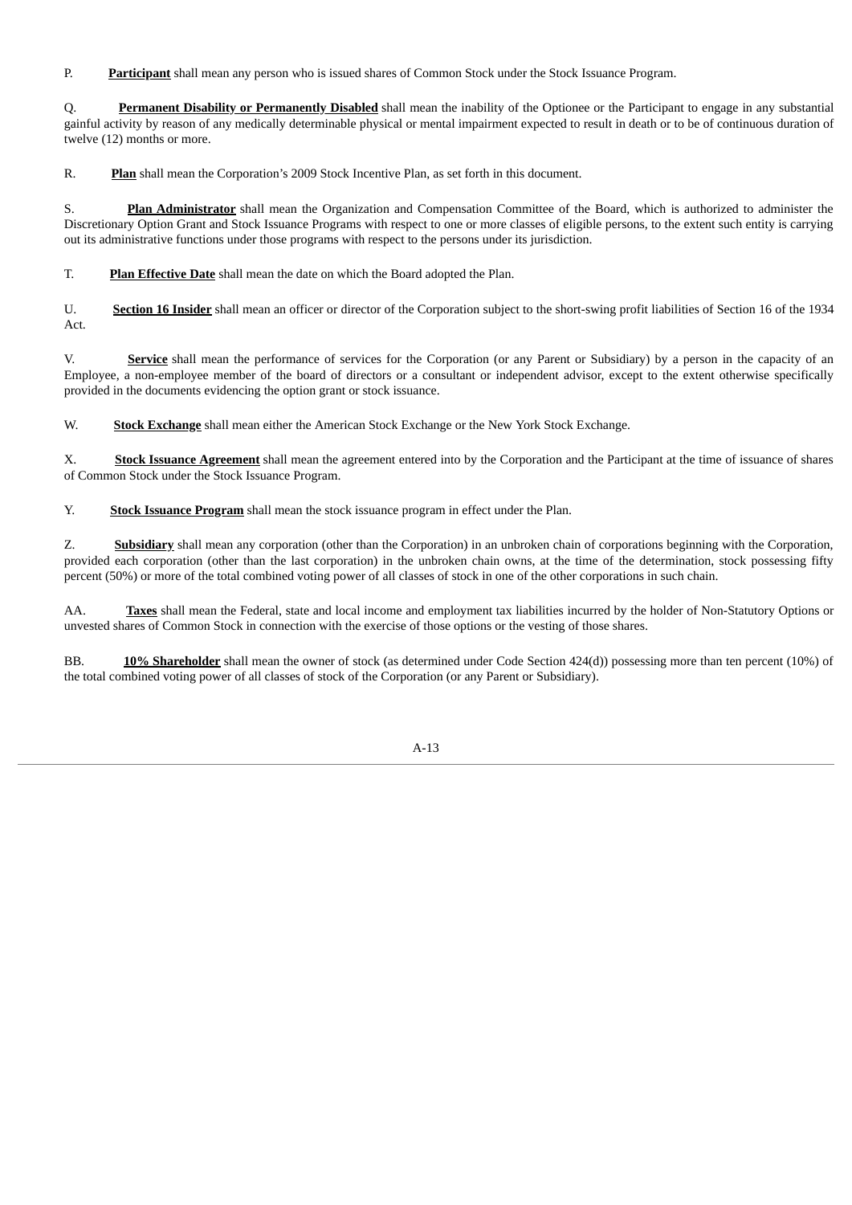P. **Participant** shall mean any person who is issued shares of Common Stock under the Stock Issuance Program.

Q. **Permanent Disability or Permanently Disabled** shall mean the inability of the Optionee or the Participant to engage in any substantial gainful activity by reason of any medically determinable physical or mental impairment expected to result in death or to be of continuous duration of twelve (12) months or more.

R. **Plan** shall mean the Corporation's 2009 Stock Incentive Plan, as set forth in this document.

S. **Plan Administrator** shall mean the Organization and Compensation Committee of the Board, which is authorized to administer the Discretionary Option Grant and Stock Issuance Programs with respect to one or more classes of eligible persons, to the extent such entity is carrying out its administrative functions under those programs with respect to the persons under its jurisdiction.

T. **Plan Effective Date** shall mean the date on which the Board adopted the Plan.

U. **Section 16 Insider** shall mean an officer or director of the Corporation subject to the short-swing profit liabilities of Section 16 of the 1934 Act.

V. **Service** shall mean the performance of services for the Corporation (or any Parent or Subsidiary) by a person in the capacity of an Employee, a non-employee member of the board of directors or a consultant or independent advisor, except to the extent otherwise specifically provided in the documents evidencing the option grant or stock issuance.

W. **Stock Exchange** shall mean either the American Stock Exchange or the New York Stock Exchange.

X. **Stock Issuance Agreement** shall mean the agreement entered into by the Corporation and the Participant at the time of issuance of shares of Common Stock under the Stock Issuance Program.

Y. **Stock Issuance Program** shall mean the stock issuance program in effect under the Plan.

Z. **Subsidiary** shall mean any corporation (other than the Corporation) in an unbroken chain of corporations beginning with the Corporation, provided each corporation (other than the last corporation) in the unbroken chain owns, at the time of the determination, stock possessing fifty percent (50%) or more of the total combined voting power of all classes of stock in one of the other corporations in such chain.

AA. **Taxes** shall mean the Federal, state and local income and employment tax liabilities incurred by the holder of Non-Statutory Options or unvested shares of Common Stock in connection with the exercise of those options or the vesting of those shares.

BB. **10% Shareholder** shall mean the owner of stock (as determined under Code Section 424(d)) possessing more than ten percent (10%) of the total combined voting power of all classes of stock of the Corporation (or any Parent or Subsidiary).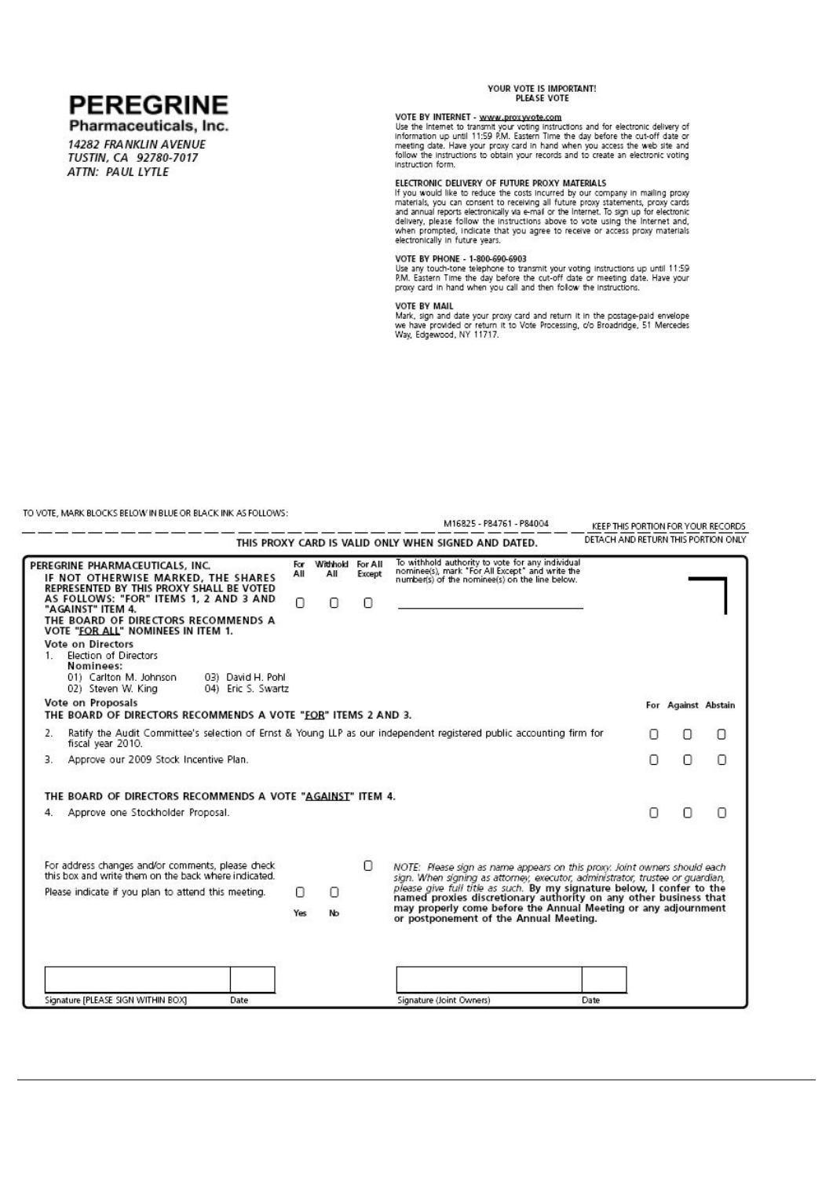# PEREGRINE

**Pharmaceuticals, Inc.**

*14282 FRANKLIN AVENUE*
*TUSTIN, CA 92780-7017*
*ATTN: PAUL LYTLE*

**YOUR VOTE IS IMPORTANT!**
**PLEASE VOTE**

**VOTE BY INTERNET - www.proxyvote.com**
Use the Internet to transmit your voting instructions and for electronic delivery of information up until 11:59 P.M. Eastern Time the day before the cut-off date or meeting date. Have your proxy card in hand when you access the web site and follow the instructions to obtain your records and to create an electronic voting instruction form.

**ELECTRONIC DELIVERY OF FUTURE PROXY MATERIALS**
If you would like to reduce the costs incurred by our company in mailing proxy materials, you can consent to receiving all future proxy statements, proxy cards and annual reports electronically via e-mail or the Internet. To sign up for electronic delivery, please follow the instructions above to vote using the Internet and, when prompted, indicate that you agree to receive or access proxy materials electronically in future years.

**VOTE BY PHONE - 1-800-690-6903**
Use any touch-tone telephone to transmit your voting instructions up until 11:59 P.M. Eastern Time the day before the cut-off date or meeting date. Have your proxy card in hand when you call and then follow the instructions.

**VOTE BY MAIL**
Mark, sign and date your proxy card and return it in the postage-paid envelope we have provided or return it to Vote Processing, c/o Broadridge, 51 Mercedes Way, Edgewood, NY 11717.

TO VOTE, MARK BLOCKS BELOW IN BLUE OR BLACK INK AS FOLLOWS:

M16825 - P84761 - P84004 KEEP THIS PORTION FOR YOUR RECORDS

**THIS PROXY CARD IS VALID ONLY WHEN SIGNED AND DATED.** DETACH AND RETURN THIS PORTION ONLY

---

**PEREGRINE PHARMACEUTICALS, INC.**

**IF NOT OTHERWISE MARKED, THE SHARES REPRESENTED BY THIS PROXY SHALL BE VOTED AS FOLLOWS: "FOR" ITEMS 1, 2 AND 3 AND "AGAINST" ITEM 4.**

**THE BOARD OF DIRECTORS RECOMMENDS A VOTE "FOR ALL" NOMINEES IN ITEM 1.**

| For All | Withhold All | For All Except |
|---|---|---|
| ☐ | ☐ | ☐ |

To withhold authority to vote for any individual nominee(s), mark "For All Except" and write the number(s) of the nominee(s) on the line below.

\_\_\_\_\_\_\_\_\_\_\_\_\_\_\_\_\_\_\_\_\_\_\_\_\_\_\_\_\_\_

**Vote on Directors**

1. Election of Directors

**Nominees:**

01) Carlton M. Johnson
02) Steven W. King
03) David H. Pohl
04) Eric S. Swartz

**Vote on Proposals**

**THE BOARD OF DIRECTORS RECOMMENDS A VOTE "FOR" ITEMS 2 AND 3.**

| | | For | Against | Abstain |
|---|---|---|---|---|
| 2. | Ratify the Audit Committee's selection of Ernst & Young LLP as our independent registered public accounting firm for fiscal year 2010. | ☐ | ☐ | ☐ |
| 3. | Approve our 2009 Stock Incentive Plan. | ☐ | ☐ | ☐ |

**THE BOARD OF DIRECTORS RECOMMENDS A VOTE "AGAINST" ITEM 4.**

| | | For | Against | Abstain |
|---|---|---|---|---|
| 4. | Approve one Stockholder Proposal. | ☐ | ☐ | ☐ |

For address changes and/or comments, please check this box and write them on the back where indicated. ☐

Please indicate if you plan to attend this meeting. ☐ Yes ☐ No

*NOTE: Please sign as name appears on this proxy. Joint owners should each sign. When signing as attorney, executor, administrator, trustee or guardian, please give full title as such.* **By my signature below, I confer to the named proxies discretionary authority on any other business that may properly come before the Annual Meeting or any adjournment or postponement of the Annual Meeting.**

Signature [PLEASE SIGN WITHIN BOX] \_\_\_\_\_\_ Date \_\_\_\_\_\_

Signature (Joint Owners) \_\_\_\_\_\_ Date \_\_\_\_\_\_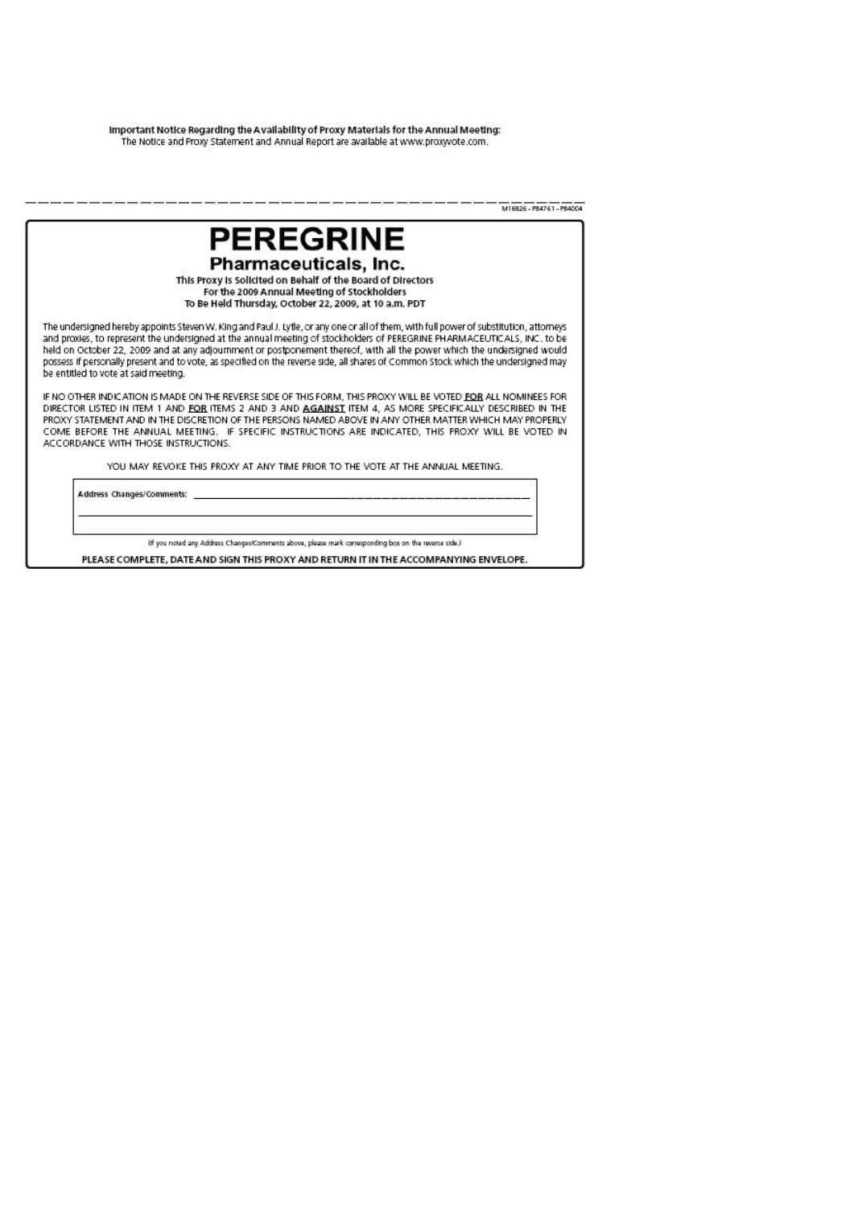**Important Notice Regarding the Availability of Proxy Materials for the Annual Meeting:**
The Notice and Proxy Statement and Annual Report are available at www.proxyvote.com.

M16826 - P84761 - P84004

# PEREGRINE

## Pharmaceuticals, Inc.

**This Proxy is Solicited on Behalf of the Board of Directors**
**For the 2009 Annual Meeting of Stockholders**
**To Be Held Thursday, October 22, 2009, at 10 a.m. PDT**

The undersigned hereby appoints Steven W. King and Paul J. Lytle, or any one or all of them, with full power of substitution, attorneys and proxies, to represent the undersigned at the annual meeting of stockholders of PEREGRINE PHARMACEUTICALS, INC. to be held on October 22, 2009 and at any adjournment or postponement thereof, with all the power which the undersigned would possess if personally present and to vote, as specified on the reverse side, all shares of Common Stock which the undersigned may be entitled to vote at said meeting.

IF NO OTHER INDICATION IS MADE ON THE REVERSE SIDE OF THIS FORM, THIS PROXY WILL BE VOTED **FOR** ALL NOMINEES FOR DIRECTOR LISTED IN ITEM 1 AND **FOR** ITEMS 2 AND 3 AND **AGAINST** ITEM 4, AS MORE SPECIFICALLY DESCRIBED IN THE PROXY STATEMENT AND IN THE DISCRETION OF THE PERSONS NAMED ABOVE IN ANY OTHER MATTER WHICH MAY PROPERLY COME BEFORE THE ANNUAL MEETING. IF SPECIFIC INSTRUCTIONS ARE INDICATED, THIS PROXY WILL BE VOTED IN ACCORDANCE WITH THOSE INSTRUCTIONS.

YOU MAY REVOKE THIS PROXY AT ANY TIME PRIOR TO THE VOTE AT THE ANNUAL MEETING.

**Address Changes/Comments:** ______________________________________________

______________________________________________________________

(If you noted any Address Changes/Comments above, please mark corresponding box on the reverse side.)

**PLEASE COMPLETE, DATE AND SIGN THIS PROXY AND RETURN IT IN THE ACCOMPANYING ENVELOPE.**